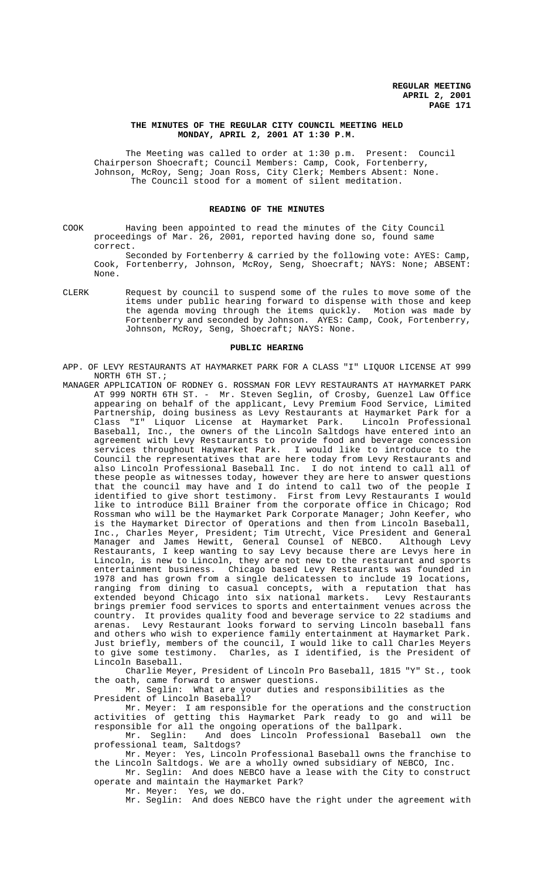**THE MINUTES OF THE REGULAR CITY COUNCIL MEETING HELD MONDAY, APRIL 2, 2001 AT 1:30 P.M.**

The Meeting was called to order at 1:30 p.m. Present: Council Chairperson Shoecraft; Council Members: Camp, Cook, Fortenberry, Johnson, McRoy, Seng; Joan Ross, City Clerk; Members Absent: None.
The Council stood for a moment of silent meditation.

**READING OF THE MINUTES**

COOK Having been appointed to read the minutes of the City Council proceedings of Mar. 26, 2001, reported having done so, found same correct.

Seconded by Fortenberry & carried by the following vote: AYES: Camp, Cook, Fortenberry, Johnson, McRoy, Seng, Shoecraft; NAYS: None; ABSENT: None.

CLERK Request by council to suspend some of the rules to move some of the items under public hearing forward to dispense with those and keep the agenda moving through the items quickly. Motion was made by Fortenberry and seconded by Johnson. AYES: Camp, Cook, Fortenberry, Johnson, McRoy, Seng, Shoecraft; NAYS: None.

**PUBLIC HEARING**

APP. OF LEVY RESTAURANTS AT HAYMARKET PARK FOR A CLASS "I" LIQUOR LICENSE AT 999 NORTH 6TH ST.;

MANAGER APPLICATION OF RODNEY G. ROSSMAN FOR LEVY RESTAURANTS AT HAYMARKET PARK AT 999 NORTH 6TH ST. - Mr. Steven Seglin, of Crosby, Guenzel Law Office appearing on behalf of the applicant, Levy Premium Food Service, Limited Partnership, doing business as Levy Restaurants at Haymarket Park for a Class "I" Liquor License at Haymarket Park. Lincoln Professional Baseball, Inc., the owners of the Lincoln Saltdogs have entered into an agreement with Levy Restaurants to provide food and beverage concession services throughout Haymarket Park. I would like to introduce to the Council the representatives that are here today from Levy Restaurants and also Lincoln Professional Baseball Inc. I do not intend to call all of these people as witnesses today, however they are here to answer questions that the council may have and I do intend to call two of the people I identified to give short testimony. First from Levy Restaurants I would like to introduce Bill Brainer from the corporate office in Chicago; Rod Rossman who will be the Haymarket Park Corporate Manager; John Keefer, who is the Haymarket Director of Operations and then from Lincoln Baseball, Inc., Charles Meyer, President; Tim Utrecht, Vice President and General Manager and James Hewitt, General Counsel of NEBCO. Although Levy Restaurants, I keep wanting to say Levy because there are Levys here in Lincoln, is new to Lincoln, they are not new to the restaurant and sports entertainment business. Chicago based Levy Restaurants was founded in 1978 and has grown from a single delicatessen to include 19 locations, ranging from dining to casual concepts, with a reputation that has extended beyond Chicago into six national markets. Levy Restaurants brings premier food services to sports and entertainment venues across the country. It provides quality food and beverage service to 22 stadiums and arenas. Levy Restaurant looks forward to serving Lincoln baseball fans and others who wish to experience family entertainment at Haymarket Park. Just briefly, members of the council, I would like to call Charles Meyers to give some testimony. Charles, as I identified, is the President of Lincoln Baseball.

Charlie Meyer, President of Lincoln Pro Baseball, 1815 "Y" St., took the oath, came forward to answer questions.

Mr. Seglin: What are your duties and responsibilities as the President of Lincoln Baseball?

Mr. Meyer: I am responsible for the operations and the construction activities of getting this Haymarket Park ready to go and will be responsible for all the ongoing operations of the ballpark.

Mr. Seglin: And does Lincoln Professional Baseball own the professional team, Saltdogs?

Mr. Meyer: Yes, Lincoln Professional Baseball owns the franchise to the Lincoln Saltdogs. We are a wholly owned subsidiary of NEBCO, Inc.

Mr. Seglin: And does NEBCO have a lease with the City to construct operate and maintain the Haymarket Park?

Mr. Meyer: Yes, we do.

Mr. Seglin: And does NEBCO have the right under the agreement with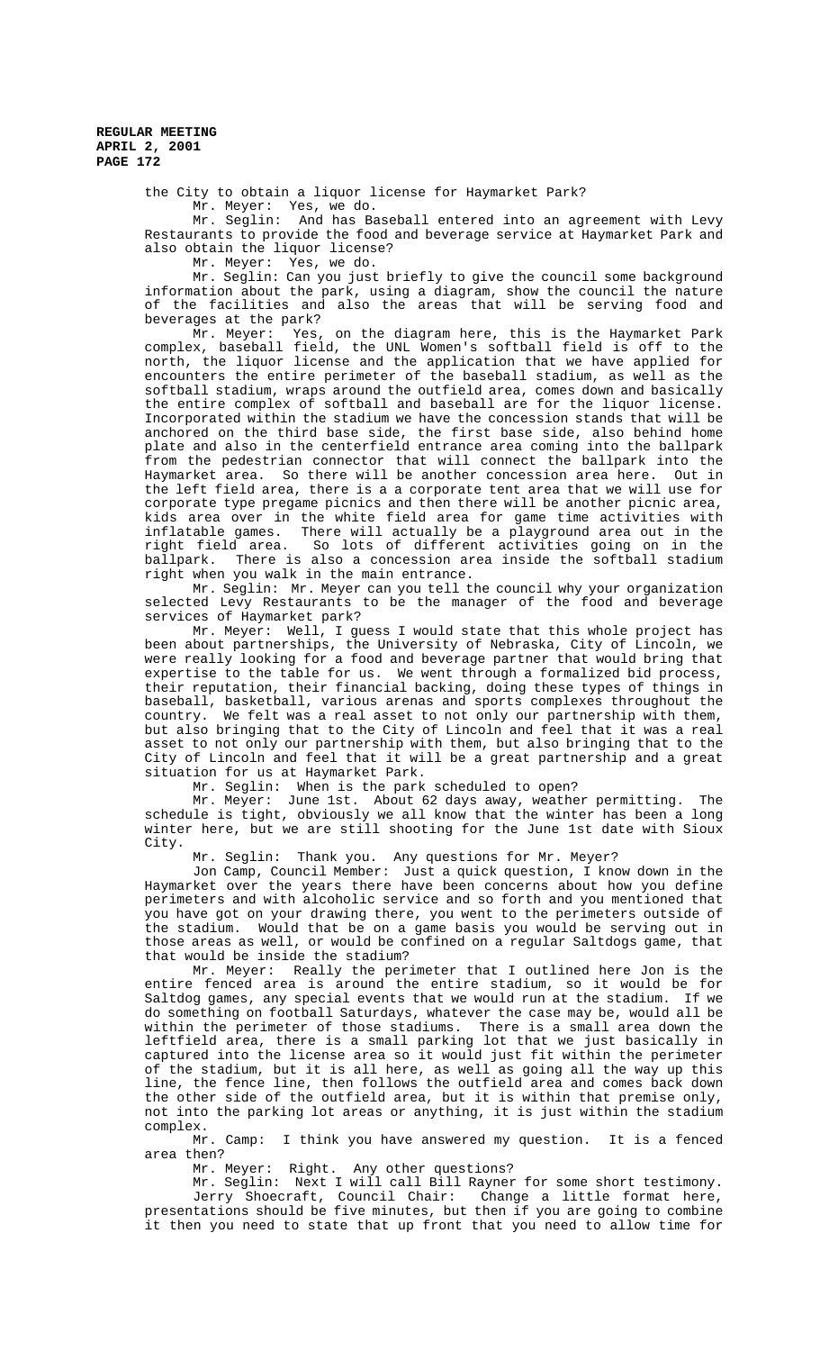the City to obtain a liquor license for Haymarket Park?

Mr. Meyer: Yes, we do.

Mr. Seglin: And has Baseball entered into an agreement with Levy Restaurants to provide the food and beverage service at Haymarket Park and also obtain the liquor license?

Mr. Meyer: Yes, we do.

Mr. Seglin: Can you just briefly to give the council some background information about the park, using a diagram, show the council the nature of the facilities and also the areas that will be serving food and beverages at the park?

Mr. Meyer: Yes, on the diagram here, this is the Haymarket Park complex, baseball field, the UNL Women's softball field is off to the north, the liquor license and the application that we have applied for encounters the entire perimeter of the baseball stadium, as well as the softball stadium, wraps around the outfield area, comes down and basically the entire complex of softball and baseball are for the liquor license. Incorporated within the stadium we have the concession stands that will be anchored on the third base side, the first base side, also behind home plate and also in the centerfield entrance area coming into the ballpark from the pedestrian connector that will connect the ballpark into the Haymarket area. So there will be another concession area here. Out in the left field area, there is a a corporate tent area that we will use for corporate type pregame picnics and then there will be another picnic area, kids area over in the white field area for game time activities with inflatable games. There will actually be a playground area out in the right field area. So lots of different activities going on in the ballpark. There is also a concession area inside the softball stadium right when you walk in the main entrance.

Mr. Seglin: Mr. Meyer can you tell the council why your organization selected Levy Restaurants to be the manager of the food and beverage services of Haymarket park?

Mr. Meyer: Well, I guess I would state that this whole project has been about partnerships, the University of Nebraska, City of Lincoln, we were really looking for a food and beverage partner that would bring that expertise to the table for us. We went through a formalized bid process, their reputation, their financial backing, doing these types of things in baseball, basketball, various arenas and sports complexes throughout the country. We felt was a real asset to not only our partnership with them, but also bringing that to the City of Lincoln and feel that it was a real asset to not only our partnership with them, but also bringing that to the City of Lincoln and feel that it will be a great partnership and a great situation for us at Haymarket Park.

Mr. Seglin: When is the park scheduled to open?

Mr. Meyer: June 1st. About 62 days away, weather permitting. The schedule is tight, obviously we all know that the winter has been a long winter here, but we are still shooting for the June 1st date with Sioux City.

Mr. Seglin: Thank you. Any questions for Mr. Meyer?

Jon Camp, Council Member: Just a quick question, I know down in the Haymarket over the years there have been concerns about how you define perimeters and with alcoholic service and so forth and you mentioned that you have got on your drawing there, you went to the perimeters outside of the stadium. Would that be on a game basis you would be serving out in those areas as well, or would be confined on a regular Saltdogs game, that that would be inside the stadium?

Mr. Meyer: Really the perimeter that I outlined here Jon is the entire fenced area is around the entire stadium, so it would be for Saltdog games, any special events that we would run at the stadium. If we do something on football Saturdays, whatever the case may be, would all be within the perimeter of those stadiums. There is a small area down the leftfield area, there is a small parking lot that we just basically in captured into the license area so it would just fit within the perimeter of the stadium, but it is all here, as well as going all the way up this line, the fence line, then follows the outfield area and comes back down the other side of the outfield area, but it is within that premise only, not into the parking lot areas or anything, it is just within the stadium complex.

Mr. Camp: I think you have answered my question. It is a fenced area then?

Mr. Meyer: Right. Any other questions?

Mr. Seglin: Next I will call Bill Rayner for some short testimony.

Jerry Shoecraft, Council Chair: Change a little format here, presentations should be five minutes, but then if you are going to combine it then you need to state that up front that you need to allow time for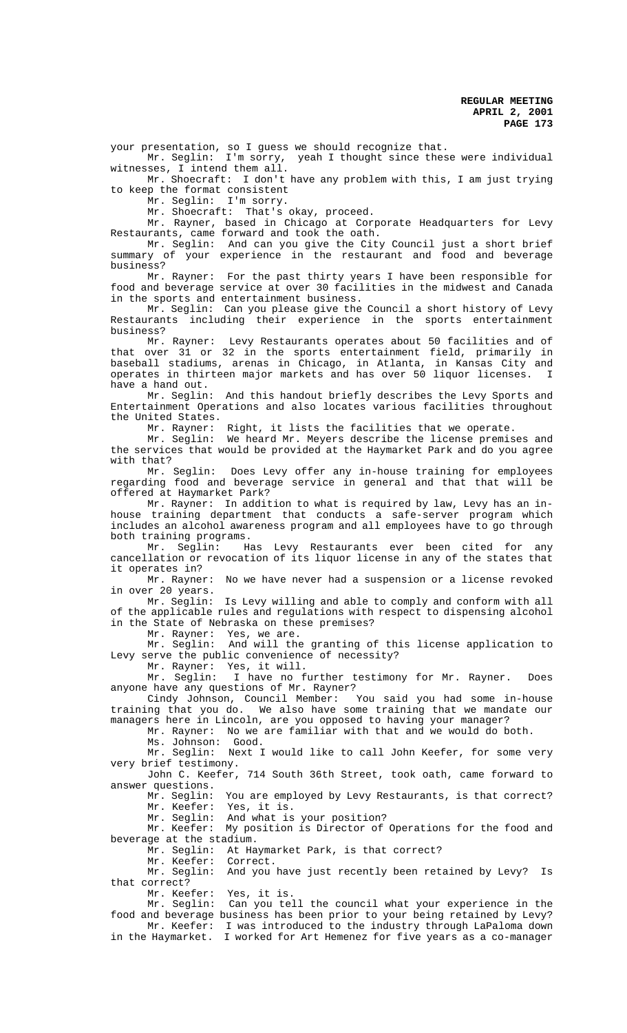your presentation, so I guess we should recognize that.

Mr. Seglin: I'm sorry, yeah I thought since these were individual witnesses, I intend them all.

Mr. Shoecraft: I don't have any problem with this, I am just trying to keep the format consistent

Mr. Seglin: I'm sorry.

Mr. Shoecraft: That's okay, proceed.

Mr. Rayner, based in Chicago at Corporate Headquarters for Levy Restaurants, came forward and took the oath.

Mr. Seglin: And can you give the City Council just a short brief summary of your experience in the restaurant and food and beverage business?

Mr. Rayner: For the past thirty years I have been responsible for food and beverage service at over 30 facilities in the midwest and Canada in the sports and entertainment business.

Mr. Seglin: Can you please give the Council a short history of Levy Restaurants including their experience in the sports entertainment business?

Mr. Rayner: Levy Restaurants operates about 50 facilities and of that over 31 or 32 in the sports entertainment field, primarily in baseball stadiums, arenas in Chicago, in Atlanta, in Kansas City and operates in thirteen major markets and has over 50 liquor licenses. I have a hand out.

Mr. Seglin: And this handout briefly describes the Levy Sports and Entertainment Operations and also locates various facilities throughout the United States.

Mr. Rayner: Right, it lists the facilities that we operate.

Mr. Seglin: We heard Mr. Meyers describe the license premises and the services that would be provided at the Haymarket Park and do you agree with that?

Mr. Seglin: Does Levy offer any in-house training for employees regarding food and beverage service in general and that that will be offered at Haymarket Park?

Mr. Rayner: In addition to what is required by law, Levy has an in-house training department that conducts a safe-server program which includes an alcohol awareness program and all employees have to go through both training programs.

Mr. Seglin: Has Levy Restaurants ever been cited for any cancellation or revocation of its liquor license in any of the states that it operates in?

Mr. Rayner: No we have never had a suspension or a license revoked in over 20 years.

Mr. Seglin: Is Levy willing and able to comply and conform with all of the applicable rules and regulations with respect to dispensing alcohol in the State of Nebraska on these premises?

Mr. Rayner: Yes, we are.

Mr. Seglin: And will the granting of this license application to Levy serve the public convenience of necessity?

Mr. Rayner: Yes, it will.

Mr. Seglin: I have no further testimony for Mr. Rayner. Does anyone have any questions of Mr. Rayner?

Cindy Johnson, Council Member: You said you had some in-house training that you do. We also have some training that we mandate our managers here in Lincoln, are you opposed to having your manager?

Mr. Rayner: No we are familiar with that and we would do both.

Ms. Johnson: Good.

Mr. Seglin: Next I would like to call John Keefer, for some very very brief testimony.

John C. Keefer, 714 South 36th Street, took oath, came forward to answer questions.

Mr. Seglin: You are employed by Levy Restaurants, is that correct?

Mr. Keefer: Yes, it is.

Mr. Seglin: And what is your position?

Mr. Keefer: My position is Director of Operations for the food and beverage at the stadium.

Mr. Seglin: At Haymarket Park, is that correct?

Mr. Keefer: Correct.

Mr. Seglin: And you have just recently been retained by Levy? Is that correct?

Mr. Keefer: Yes, it is.

Mr. Seglin: Can you tell the council what your experience in the food and beverage business has been prior to your being retained by Levy?

Mr. Keefer: I was introduced to the industry through LaPaloma down in the Haymarket. I worked for Art Hemenez for five years as a co-manager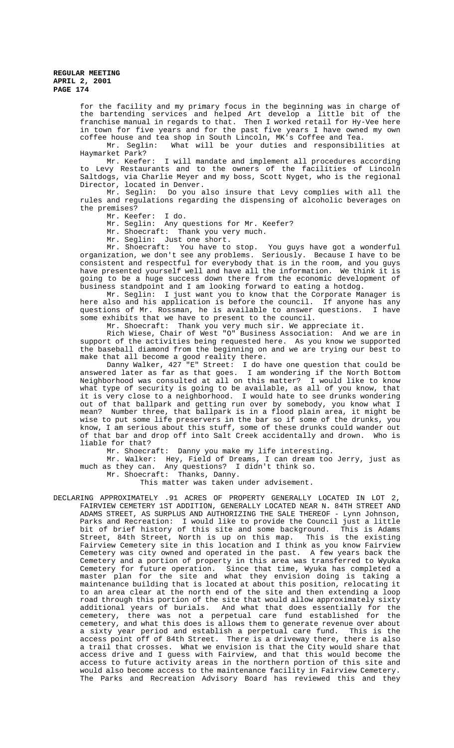for the facility and my primary focus in the beginning was in charge of the bartending services and helped Art develop a little bit of the franchise manual in regards to that. Then I worked retail for Hy-Vee here in town for five years and for the past five years I have owned my own coffee house and tea shop in South Lincoln, MK's Coffee and Tea.

Mr. Seglin: What will be your duties and responsibilities at Haymarket Park?

Mr. Keefer: I will mandate and implement all procedures according to Levy Restaurants and to the owners of the facilities of Lincoln Saltdogs, via Charlie Meyer and my boss, Scott Nyget, who is the regional Director, located in Denver.

Mr. Seglin: Do you also insure that Levy complies with all the rules and regulations regarding the dispensing of alcoholic beverages on the premises?

Mr. Keefer: I do.

Mr. Seglin: Any questions for Mr. Keefer?

Mr. Shoecraft: Thank you very much.

Mr. Seglin: Just one short.

Mr. Shoecraft: You have to stop. You guys have got a wonderful organization, we don't see any problems. Seriously. Because I have to be consistent and respectful for everybody that is in the room, and you guys have presented yourself well and have all the information. We think it is going to be a huge success down there from the economic development of business standpoint and I am looking forward to eating a hotdog.

Mr. Seglin: I just want you to know that the Corporate Manager is here also and his application is before the council. If anyone has any questions of Mr. Rossman, he is available to answer questions. I have some exhibits that we have to present to the council.

Mr. Shoecraft: Thank you very much sir. We appreciate it.

Rich Wiese, Chair of West "O" Business Association: And we are in support of the activities being requested here. As you know we supported the baseball diamond from the beginning on and we are trying our best to make that all become a good reality there.

Danny Walker, 427 "E" Street: I do have one question that could be answered later as far as that goes. I am wondering if the North Bottom Neighborhood was consulted at all on this matter? I would like to know what type of security is going to be available, as all of you know, that it is very close to a neighborhood. I would hate to see drunks wondering out of that ballpark and getting run over by somebody, you know what I mean? Number three, that ballpark is in a flood plain area, it might be wise to put some life preservers in the bar so if some of the drunks, you know, I am serious about this stuff, some of these drunks could wander out of that bar and drop off into Salt Creek accidentally and drown. Who is liable for that?

Mr. Shoecraft: Danny you make my life interesting.

Mr. Walker: Hey, Field of Dreams, I can dream too Jerry, just as much as they can. Any questions? I didn't think so.

Mr. Shoecraft: Thanks, Danny.

This matter was taken under advisement.

DECLARING APPROXIMATELY .91 ACRES OF PROPERTY GENERALLY LOCATED IN LOT 2, FAIRVIEW CEMETERY 1ST ADDITION, GENERALLY LOCATED NEAR N. 84TH STREET AND ADAMS STREET, AS SURPLUS AND AUTHORIZING THE SALE THEREOF - Lynn Johnson, Parks and Recreation: I would like to provide the Council just a little bit of brief history of this site and some background. This is Adams Street, 84th Street, North is up on this map. This is the existing Fairview Cemetery site in this location and I think as you know Fairview Cemetery was city owned and operated in the past. A few years back the Cemetery and a portion of property in this area was transferred to Wyuka Cemetery for future operation. Since that time, Wyuka has completed a master plan for the site and what they envision doing is taking a maintenance building that is located at about this position, relocating it to an area clear at the north end of the site and then extending a loop road through this portion of the site that would allow approximately sixty additional years of burials. And what that does essentially for the cemetery, there was not a perpetual care fund established for the cemetery, and what this does is allows them to generate revenue over about a sixty year period and establish a perpetual care fund. This is the access point off of 84th Street. There is a driveway there, there is also a trail that crosses. What we envision is that the City would share that access drive and I guess with Fairview, and that this would become the access to future activity areas in the northern portion of this site and would also become access to the maintenance facility in Fairview Cemetery. The Parks and Recreation Advisory Board has reviewed this and they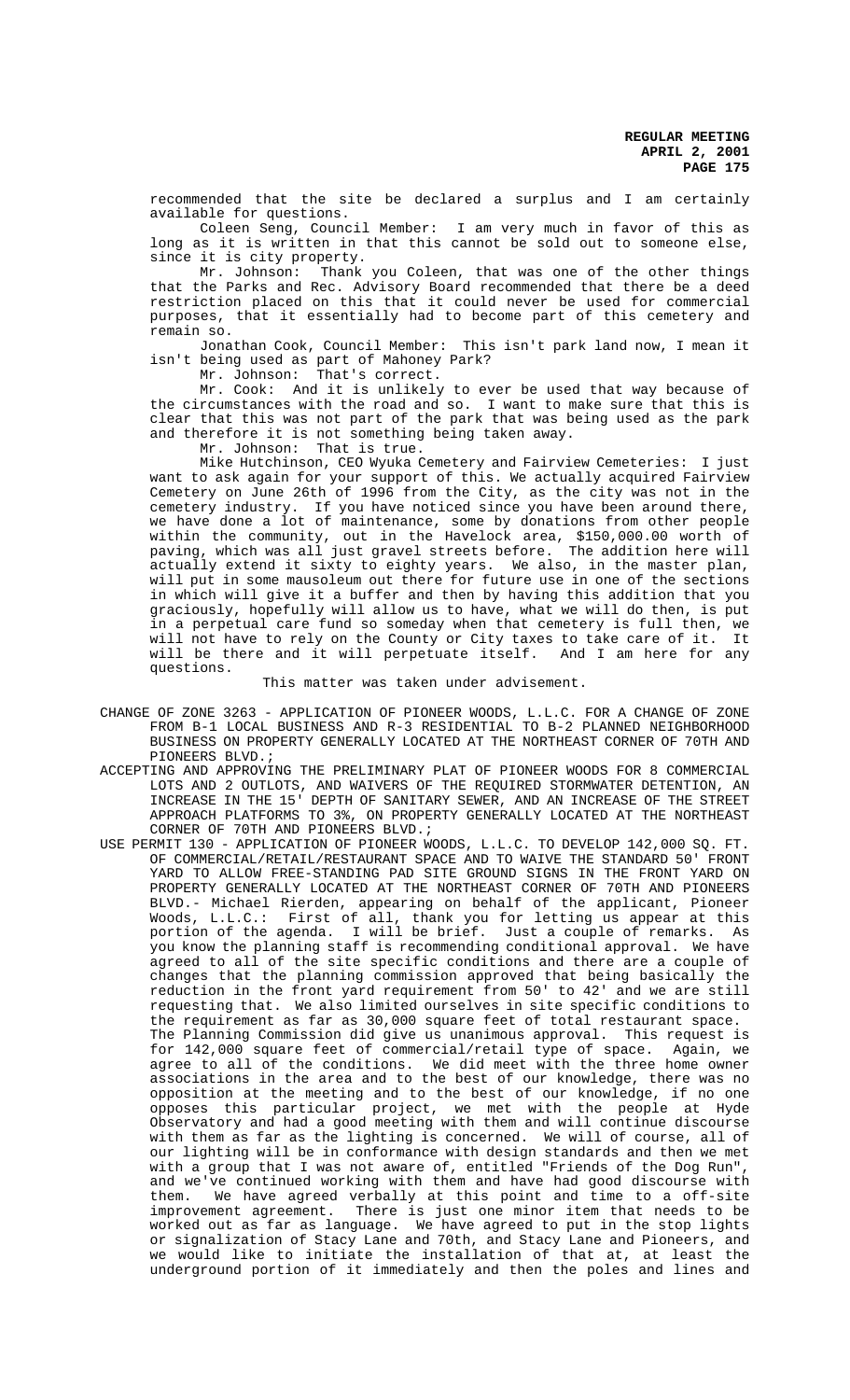recommended that the site be declared a surplus and I am certainly available for questions.

Coleen Seng, Council Member: I am very much in favor of this as long as it is written in that this cannot be sold out to someone else, since it is city property.

Mr. Johnson: Thank you Coleen, that was one of the other things that the Parks and Rec. Advisory Board recommended that there be a deed restriction placed on this that it could never be used for commercial purposes, that it essentially had to become part of this cemetery and remain so.

Jonathan Cook, Council Member: This isn't park land now, I mean it isn't being used as part of Mahoney Park?

Mr. Johnson: That's correct.

Mr. Cook: And it is unlikely to ever be used that way because of the circumstances with the road and so. I want to make sure that this is clear that this was not part of the park that was being used as the park and therefore it is not something being taken away.

Mr. Johnson: That is true.

Mike Hutchinson, CEO Wyuka Cemetery and Fairview Cemeteries: I just want to ask again for your support of this. We actually acquired Fairview Cemetery on June 26th of 1996 from the City, as the city was not in the cemetery industry. If you have noticed since you have been around there, we have done a lot of maintenance, some by donations from other people within the community, out in the Havelock area, $150,000.00 worth of paving, which was all just gravel streets before. The addition here will actually extend it sixty to eighty years. We also, in the master plan, will put in some mausoleum out there for future use in one of the sections in which will give it a buffer and then by having this addition that you graciously, hopefully will allow us to have, what we will do then, is put in a perpetual care fund so someday when that cemetery is full then, we will not have to rely on the County or City taxes to take care of it. It will be there and it will perpetuate itself. And I am here for any questions.

This matter was taken under advisement.

CHANGE OF ZONE 3263 - APPLICATION OF PIONEER WOODS, L.L.C. FOR A CHANGE OF ZONE FROM B-1 LOCAL BUSINESS AND R-3 RESIDENTIAL TO B-2 PLANNED NEIGHBORHOOD BUSINESS ON PROPERTY GENERALLY LOCATED AT THE NORTHEAST CORNER OF 70TH AND PIONEERS BLVD.;

ACCEPTING AND APPROVING THE PRELIMINARY PLAT OF PIONEER WOODS FOR 8 COMMERCIAL LOTS AND 2 OUTLOTS, AND WAIVERS OF THE REQUIRED STORMWATER DETENTION, AN INCREASE IN THE 15' DEPTH OF SANITARY SEWER, AND AN INCREASE OF THE STREET APPROACH PLATFORMS TO 3%, ON PROPERTY GENERALLY LOCATED AT THE NORTHEAST CORNER OF 70TH AND PIONEERS BLVD.;

USE PERMIT 130 - APPLICATION OF PIONEER WOODS, L.L.C. TO DEVELOP 142,000 SQ. FT. OF COMMERCIAL/RETAIL/RESTAURANT SPACE AND TO WAIVE THE STANDARD 50' FRONT YARD TO ALLOW FREE-STANDING PAD SITE GROUND SIGNS IN THE FRONT YARD ON PROPERTY GENERALLY LOCATED AT THE NORTHEAST CORNER OF 70TH AND PIONEERS BLVD.- Michael Rierden, appearing on behalf of the applicant, Pioneer Woods, L.L.C.: First of all, thank you for letting us appear at this portion of the agenda. I will be brief. Just a couple of remarks. As you know the planning staff is recommending conditional approval. We have agreed to all of the site specific conditions and there are a couple of changes that the planning commission approved that being basically the reduction in the front yard requirement from 50' to 42' and we are still requesting that. We also limited ourselves in site specific conditions to the requirement as far as 30,000 square feet of total restaurant space. The Planning Commission did give us unanimous approval. This request is for 142,000 square feet of commercial/retail type of space. Again, we agree to all of the conditions. We did meet with the three home owner associations in the area and to the best of our knowledge, there was no opposition at the meeting and to the best of our knowledge, if no one opposes this particular project, we met with the people at Hyde Observatory and had a good meeting with them and will continue discourse with them as far as the lighting is concerned. We will of course, all of our lighting will be in conformance with design standards and then we met with a group that I was not aware of, entitled "Friends of the Dog Run", and we've continued working with them and have had good discourse with them. We have agreed verbally at this point and time to a off-site improvement agreement. There is just one minor item that needs to be worked out as far as language. We have agreed to put in the stop lights or signalization of Stacy Lane and 70th, and Stacy Lane and Pioneers, and we would like to initiate the installation of that at, at least the underground portion of it immediately and then the poles and lines and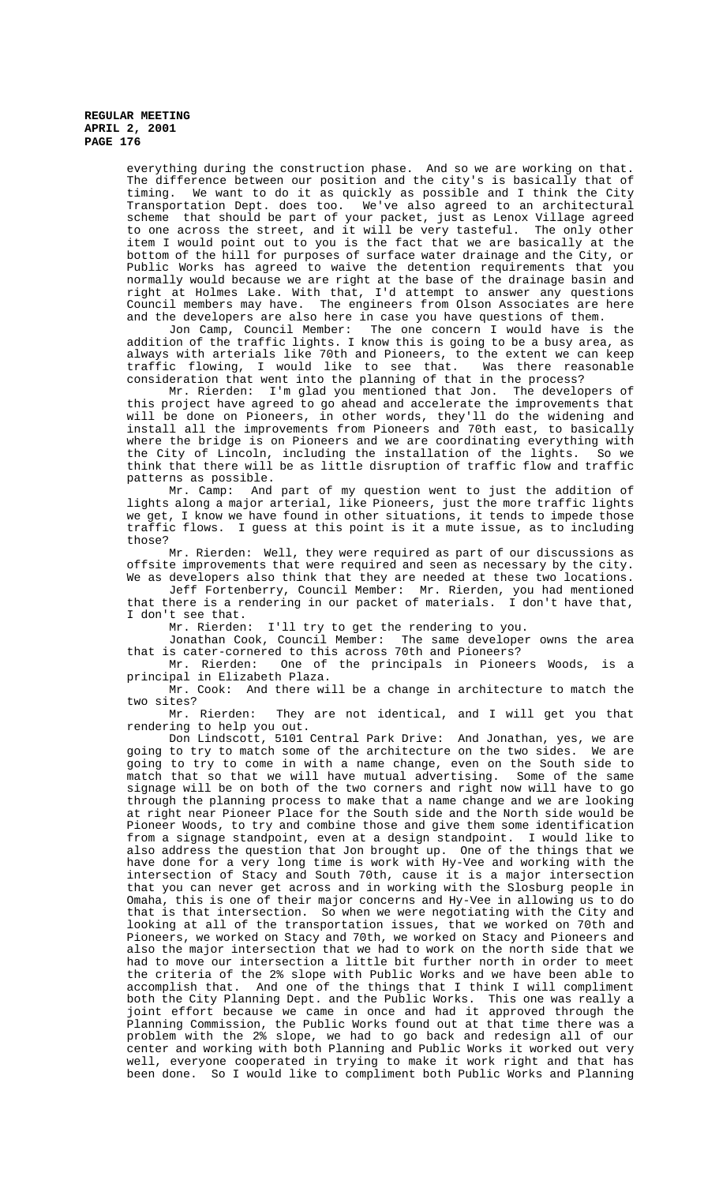everything during the construction phase. And so we are working on that. The difference between our position and the city's is basically that of timing. We want to do it as quickly as possible and I think the City Transportation Dept. does too. We've also agreed to an architectural scheme that should be part of your packet, just as Lenox Village agreed to one across the street, and it will be very tasteful. The only other item I would point out to you is the fact that we are basically at the bottom of the hill for purposes of surface water drainage and the City, or Public Works has agreed to waive the detention requirements that you normally would because we are right at the base of the drainage basin and right at Holmes Lake. With that, I'd attempt to answer any questions Council members may have. The engineers from Olson Associates are here and the developers are also here in case you have questions of them.

Jon Camp, Council Member: The one concern I would have is the addition of the traffic lights. I know this is going to be a busy area, as always with arterials like 70th and Pioneers, to the extent we can keep traffic flowing, I would like to see that. Was there reasonable consideration that went into the planning of that in the process?

Mr. Rierden: I'm glad you mentioned that Jon. The developers of this project have agreed to go ahead and accelerate the improvements that will be done on Pioneers, in other words, they'll do the widening and install all the improvements from Pioneers and 70th east, to basically where the bridge is on Pioneers and we are coordinating everything with the City of Lincoln, including the installation of the lights. So we think that there will be as little disruption of traffic flow and traffic patterns as possible.

Mr. Camp: And part of my question went to just the addition of lights along a major arterial, like Pioneers, just the more traffic lights we get, I know we have found in other situations, it tends to impede those traffic flows. I guess at this point is it a mute issue, as to including those?

Mr. Rierden: Well, they were required as part of our discussions as offsite improvements that were required and seen as necessary by the city. We as developers also think that they are needed at these two locations.

Jeff Fortenberry, Council Member: Mr. Rierden, you had mentioned that there is a rendering in our packet of materials. I don't have that, I don't see that.

Mr. Rierden: I'll try to get the rendering to you.

Jonathan Cook, Council Member: The same developer owns the area that is cater-cornered to this across 70th and Pioneers?

Mr. Rierden: One of the principals in Pioneers Woods, is a principal in Elizabeth Plaza.

Mr. Cook: And there will be a change in architecture to match the two sites?

Mr. Rierden: They are not identical, and I will get you that rendering to help you out.

Don Lindscott, 5101 Central Park Drive: And Jonathan, yes, we are going to try to match some of the architecture on the two sides. We are going to try to come in with a name change, even on the South side to match that so that we will have mutual advertising. Some of the same signage will be on both of the two corners and right now will have to go through the planning process to make that a name change and we are looking at right near Pioneer Place for the South side and the North side would be Pioneer Woods, to try and combine those and give them some identification from a signage standpoint, even at a design standpoint. I would like to also address the question that Jon brought up. One of the things that we have done for a very long time is work with Hy-Vee and working with the intersection of Stacy and South 70th, cause it is a major intersection that you can never get across and in working with the Slosburg people in Omaha, this is one of their major concerns and Hy-Vee in allowing us to do that is that intersection. So when we were negotiating with the City and looking at all of the transportation issues, that we worked on 70th and Pioneers, we worked on Stacy and 70th, we worked on Stacy and Pioneers and also the major intersection that we had to work on the north side that we had to move our intersection a little bit further north in order to meet the criteria of the 2% slope with Public Works and we have been able to accomplish that. And one of the things that I think I will compliment both the City Planning Dept. and the Public Works. This one was really a joint effort because we came in once and had it approved through the Planning Commission, the Public Works found out at that time there was a problem with the 2% slope, we had to go back and redesign all of our center and working with both Planning and Public Works it worked out very well, everyone cooperated in trying to make it work right and that has been done. So I would like to compliment both Public Works and Planning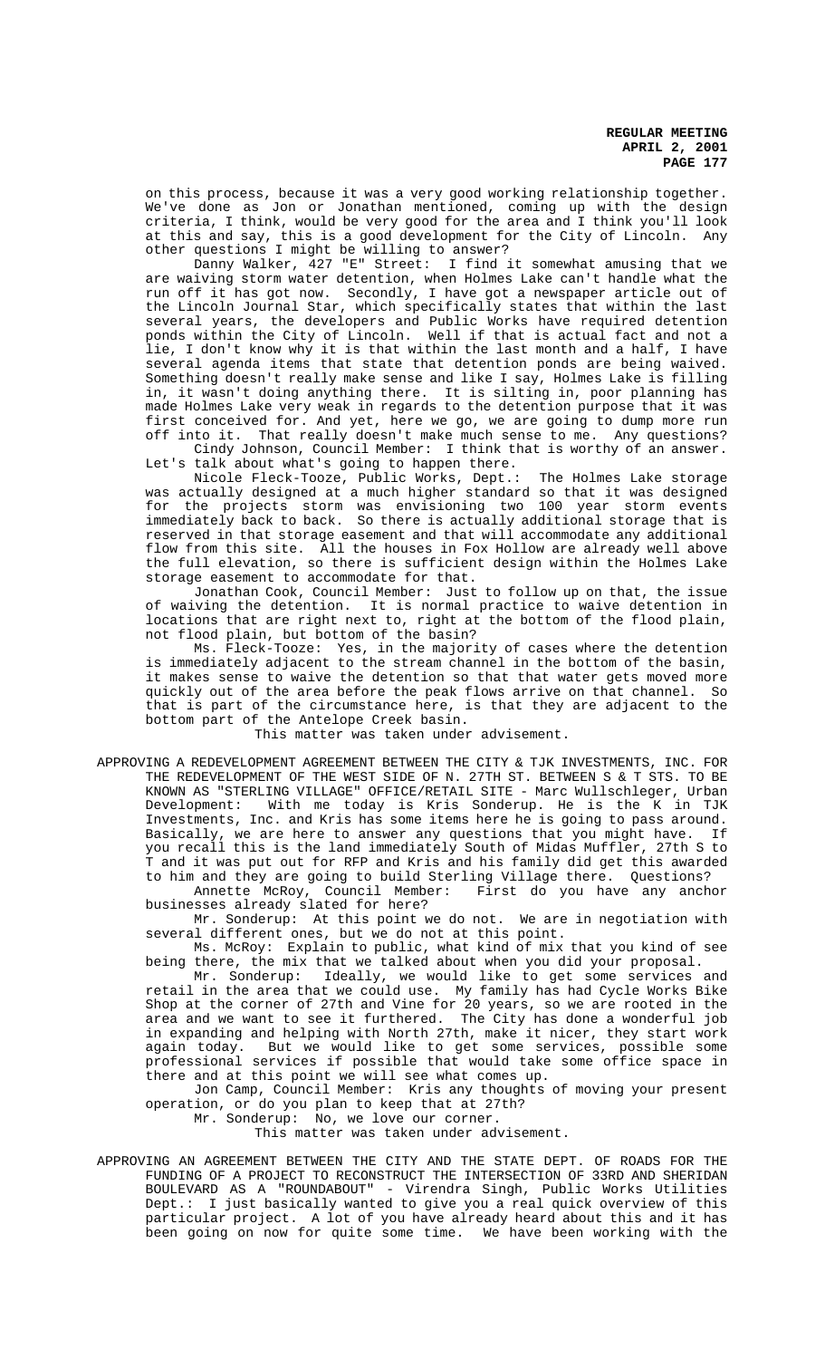on this process, because it was a very good working relationship together. We've done as Jon or Jonathan mentioned, coming up with the design criteria, I think, would be very good for the area and I think you'll look at this and say, this is a good development for the City of Lincoln. Any other questions I might be willing to answer?

Danny Walker, 427 "E" Street: I find it somewhat amusing that we are waiving storm water detention, when Holmes Lake can't handle what the run off it has got now. Secondly, I have got a newspaper article out of the Lincoln Journal Star, which specifically states that within the last several years, the developers and Public Works have required detention ponds within the City of Lincoln. Well if that is actual fact and not a lie, I don't know why it is that within the last month and a half, I have several agenda items that state that detention ponds are being waived. Something doesn't really make sense and like I say, Holmes Lake is filling in, it wasn't doing anything there. It is silting in, poor planning has made Holmes Lake very weak in regards to the detention purpose that it was first conceived for. And yet, here we go, we are going to dump more run off into it. That really doesn't make much sense to me. Any questions?

Cindy Johnson, Council Member: I think that is worthy of an answer. Let's talk about what's going to happen there.

Nicole Fleck-Tooze, Public Works, Dept.: The Holmes Lake storage was actually designed at a much higher standard so that it was designed for the projects storm was envisioning two 100 year storm events immediately back to back. So there is actually additional storage that is reserved in that storage easement and that will accommodate any additional flow from this site. All the houses in Fox Hollow are already well above the full elevation, so there is sufficient design within the Holmes Lake storage easement to accommodate for that.

Jonathan Cook, Council Member: Just to follow up on that, the issue of waiving the detention. It is normal practice to waive detention in locations that are right next to, right at the bottom of the flood plain, not flood plain, but bottom of the basin?

Ms. Fleck-Tooze: Yes, in the majority of cases where the detention is immediately adjacent to the stream channel in the bottom of the basin, it makes sense to waive the detention so that that water gets moved more quickly out of the area before the peak flows arrive on that channel. So that is part of the circumstance here, is that they are adjacent to the bottom part of the Antelope Creek basin.

This matter was taken under advisement.

APPROVING A REDEVELOPMENT AGREEMENT BETWEEN THE CITY & TJK INVESTMENTS, INC. FOR THE REDEVELOPMENT OF THE WEST SIDE OF N. 27TH ST. BETWEEN S & T STS. TO BE KNOWN AS "STERLING VILLAGE" OFFICE/RETAIL SITE - Marc Wullschleger, Urban Development: With me today is Kris Sonderup. He is the K in TJK Investments, Inc. and Kris has some items here he is going to pass around. Basically, we are here to answer any questions that you might have. If you recall this is the land immediately South of Midas Muffler, 27th S to T and it was put out for RFP and Kris and his family did get this awarded to him and they are going to build Sterling Village there. Questions?

Annette McRoy, Council Member: First do you have any anchor businesses already slated for here?

Mr. Sonderup: At this point we do not. We are in negotiation with several different ones, but we do not at this point.

Ms. McRoy: Explain to public, what kind of mix that you kind of see being there, the mix that we talked about when you did your proposal.

Mr. Sonderup: Ideally, we would like to get some services and retail in the area that we could use. My family has had Cycle Works Bike Shop at the corner of 27th and Vine for 20 years, so we are rooted in the area and we want to see it furthered. The City has done a wonderful job in expanding and helping with North 27th, make it nicer, they start work again today. But we would like to get some services, possible some professional services if possible that would take some office space in there and at this point we will see what comes up.

Jon Camp, Council Member: Kris any thoughts of moving your present operation, or do you plan to keep that at 27th?

Mr. Sonderup: No, we love our corner.

This matter was taken under advisement.

APPROVING AN AGREEMENT BETWEEN THE CITY AND THE STATE DEPT. OF ROADS FOR THE FUNDING OF A PROJECT TO RECONSTRUCT THE INTERSECTION OF 33RD AND SHERIDAN BOULEVARD AS A "ROUNDABOUT" - Virendra Singh, Public Works Utilities Dept.: I just basically wanted to give you a real quick overview of this particular project. A lot of you have already heard about this and it has been going on now for quite some time. We have been working with the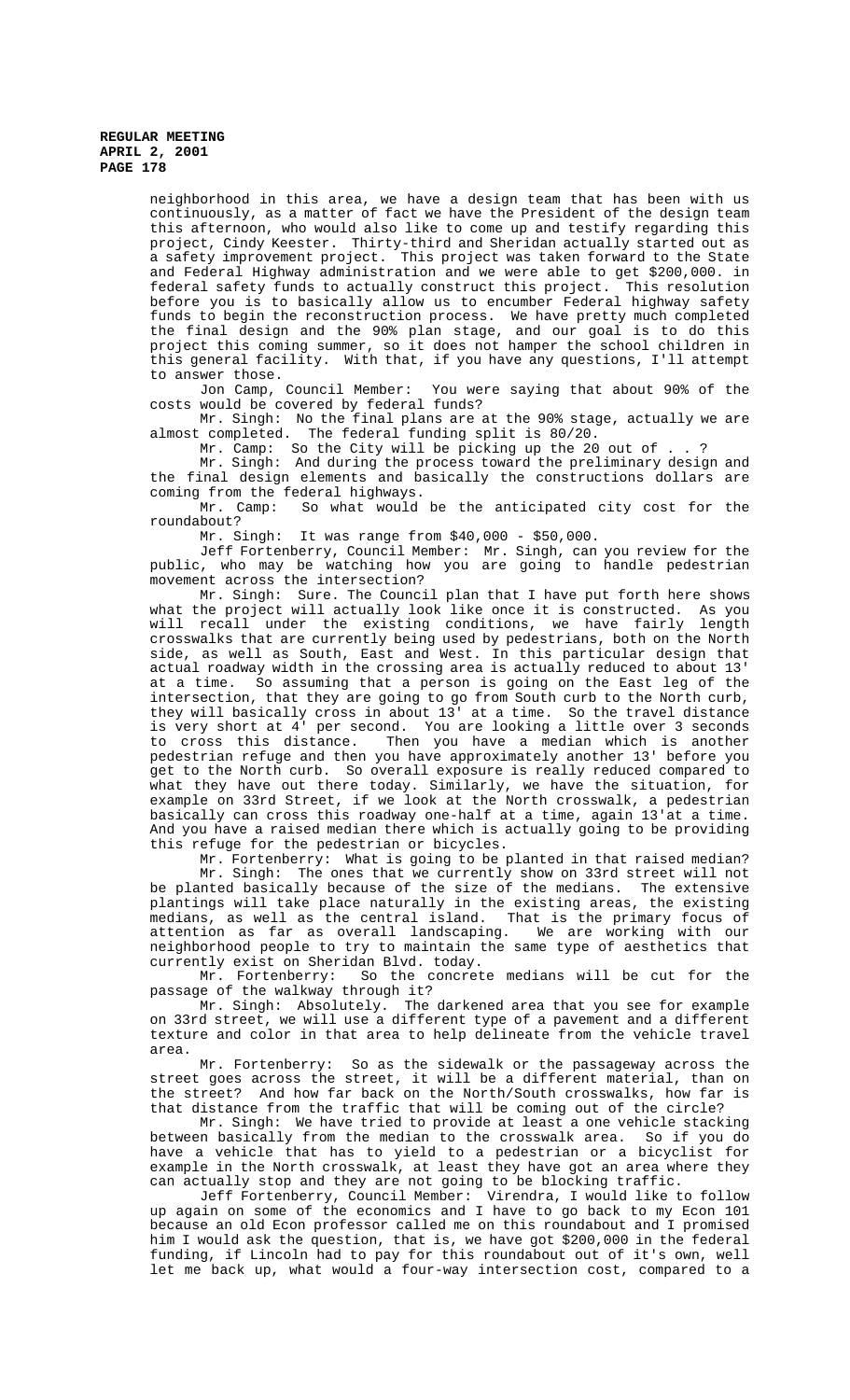neighborhood in this area, we have a design team that has been with us continuously, as a matter of fact we have the President of the design team this afternoon, who would also like to come up and testify regarding this project, Cindy Keester. Thirty-third and Sheridan actually started out as a safety improvement project. This project was taken forward to the State and Federal Highway administration and we were able to get $200,000. in federal safety funds to actually construct this project. This resolution before you is to basically allow us to encumber Federal highway safety funds to begin the reconstruction process. We have pretty much completed the final design and the 90% plan stage, and our goal is to do this project this coming summer, so it does not hamper the school children in this general facility. With that, if you have any questions, I'll attempt to answer those.

Jon Camp, Council Member: You were saying that about 90% of the costs would be covered by federal funds?

Mr. Singh: No the final plans are at the 90% stage, actually we are almost completed. The federal funding split is 80/20.

Mr. Camp: So the City will be picking up the 20 out of . . ?

Mr. Singh: And during the process toward the preliminary design and the final design elements and basically the constructions dollars are coming from the federal highways.

Mr. Camp: So what would be the anticipated city cost for the roundabout?

Mr. Singh: It was range from $40,000 - $50,000.

Jeff Fortenberry, Council Member: Mr. Singh, can you review for the public, who may be watching how you are going to handle pedestrian movement across the intersection?

Mr. Singh: Sure. The Council plan that I have put forth here shows what the project will actually look like once it is constructed. As you will recall under the existing conditions, we have fairly length crosswalks that are currently being used by pedestrians, both on the North side, as well as South, East and West. In this particular design that actual roadway width in the crossing area is actually reduced to about 13' at a time. So assuming that a person is going on the East leg of the intersection, that they are going to go from South curb to the North curb, they will basically cross in about 13' at a time. So the travel distance is very short at 4' per second. You are looking a little over 3 seconds to cross this distance. Then you have a median which is another pedestrian refuge and then you have approximately another 13' before you get to the North curb. So overall exposure is really reduced compared to what they have out there today. Similarly, we have the situation, for example on 33rd Street, if we look at the North crosswalk, a pedestrian basically can cross this roadway one-half at a time, again 13'at a time. And you have a raised median there which is actually going to be providing this refuge for the pedestrian or bicycles.

Mr. Fortenberry: What is going to be planted in that raised median?

Mr. Singh: The ones that we currently show on 33rd street will not be planted basically because of the size of the medians. The extensive plantings will take place naturally in the existing areas, the existing medians, as well as the central island. That is the primary focus of attention as far as overall landscaping. We are working with our neighborhood people to try to maintain the same type of aesthetics that currently exist on Sheridan Blvd. today.

Mr. Fortenberry: So the concrete medians will be cut for the passage of the walkway through it?

Mr. Singh: Absolutely. The darkened area that you see for example on 33rd street, we will use a different type of a pavement and a different texture and color in that area to help delineate from the vehicle travel area.

Mr. Fortenberry: So as the sidewalk or the passageway across the street goes across the street, it will be a different material, than on the street? And how far back on the North/South crosswalks, how far is that distance from the traffic that will be coming out of the circle?

Mr. Singh: We have tried to provide at least a one vehicle stacking between basically from the median to the crosswalk area. So if you do have a vehicle that has to yield to a pedestrian or a bicyclist for example in the North crosswalk, at least they have got an area where they can actually stop and they are not going to be blocking traffic.

Jeff Fortenberry, Council Member: Virendra, I would like to follow up again on some of the economics and I have to go back to my Econ 101 because an old Econ professor called me on this roundabout and I promised him I would ask the question, that is, we have got $200,000 in the federal funding, if Lincoln had to pay for this roundabout out of it's own, well let me back up, what would a four-way intersection cost, compared to a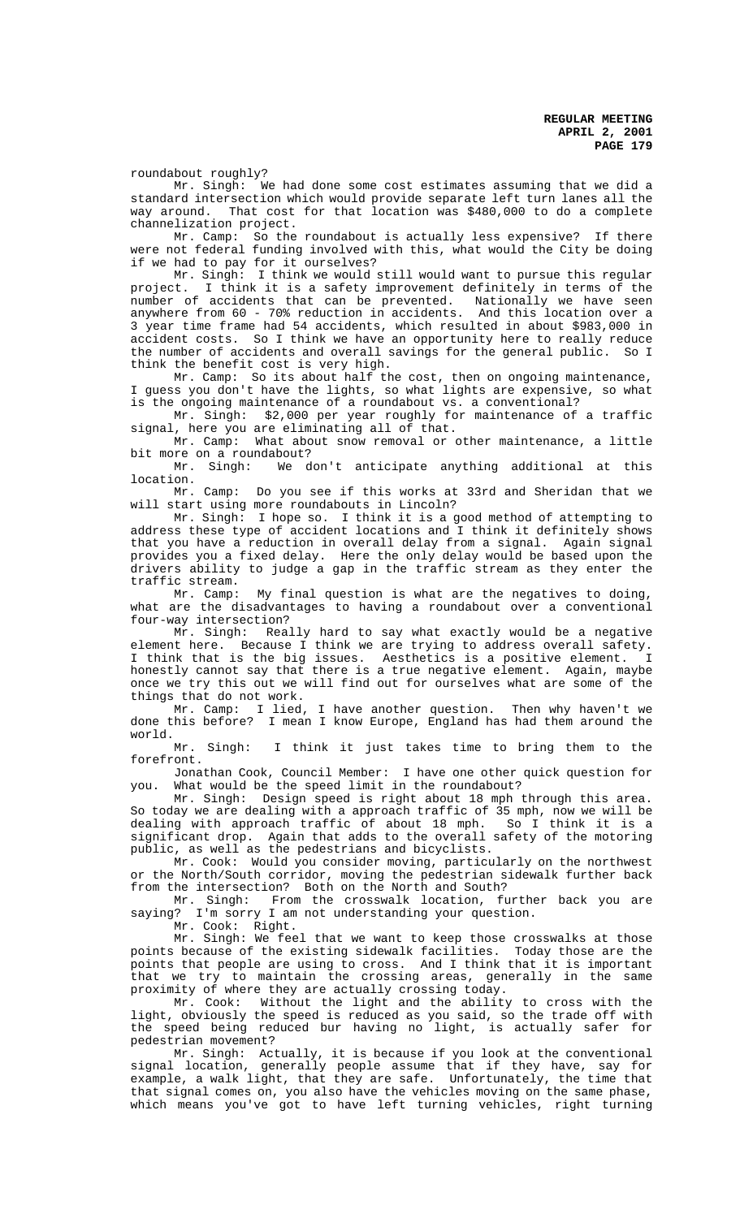roundabout roughly?

Mr. Singh: We had done some cost estimates assuming that we did a standard intersection which would provide separate left turn lanes all the way around. That cost for that location was $480,000 to do a complete channelization project.

Mr. Camp: So the roundabout is actually less expensive? If there were not federal funding involved with this, what would the City be doing if we had to pay for it ourselves?

Mr. Singh: I think we would still would want to pursue this regular project. I think it is a safety improvement definitely in terms of the number of accidents that can be prevented. Nationally we have seen anywhere from 60 - 70% reduction in accidents. And this location over a 3 year time frame had 54 accidents, which resulted in about $983,000 in accident costs. So I think we have an opportunity here to really reduce the number of accidents and overall savings for the general public. So I think the benefit cost is very high.

Mr. Camp: So its about half the cost, then on ongoing maintenance, I guess you don't have the lights, so what lights are expensive, so what is the ongoing maintenance of a roundabout vs. a conventional?

Mr. Singh: $2,000 per year roughly for maintenance of a traffic signal, here you are eliminating all of that.

Mr. Camp: What about snow removal or other maintenance, a little bit more on a roundabout?

Mr. Singh: We don't anticipate anything additional at this location.

Mr. Camp: Do you see if this works at 33rd and Sheridan that we will start using more roundabouts in Lincoln?

Mr. Singh: I hope so. I think it is a good method of attempting to address these type of accident locations and I think it definitely shows that you have a reduction in overall delay from a signal. Again signal provides you a fixed delay. Here the only delay would be based upon the drivers ability to judge a gap in the traffic stream as they enter the traffic stream.

Mr. Camp: My final question is what are the negatives to doing, what are the disadvantages to having a roundabout over a conventional four-way intersection?

Mr. Singh: Really hard to say what exactly would be a negative element here. Because I think we are trying to address overall safety. I think that is the big issues. Aesthetics is a positive element. I honestly cannot say that there is a true negative element. Again, maybe once we try this out we will find out for ourselves what are some of the things that do not work.

Mr. Camp: I lied, I have another question. Then why haven't we done this before? I mean I know Europe, England has had them around the world.

Mr. Singh: I think it just takes time to bring them to the forefront.

Jonathan Cook, Council Member: I have one other quick question for you. What would be the speed limit in the roundabout?

Mr. Singh: Design speed is right about 18 mph through this area. So today we are dealing with a approach traffic of 35 mph, now we will be dealing with approach traffic of about 18 mph. So I think it is a significant drop. Again that adds to the overall safety of the motoring public, as well as the pedestrians and bicyclists.

Mr. Cook: Would you consider moving, particularly on the northwest or the North/South corridor, moving the pedestrian sidewalk further back from the intersection? Both on the North and South?

Mr. Singh: From the crosswalk location, further back you are saying? I'm sorry I am not understanding your question.

Mr. Cook: Right.

Mr. Singh: We feel that we want to keep those crosswalks at those points because of the existing sidewalk facilities. Today those are the points that people are using to cross. And I think that it is important that we try to maintain the crossing areas, generally in the same proximity of where they are actually crossing today.

Mr. Cook: Without the light and the ability to cross with the light, obviously the speed is reduced as you said, so the trade off with the speed being reduced bur having no light, is actually safer for pedestrian movement?

Mr. Singh: Actually, it is because if you look at the conventional signal location, generally people assume that if they have, say for example, a walk light, that they are safe. Unfortunately, the time that that signal comes on, you also have the vehicles moving on the same phase, which means you've got to have left turning vehicles, right turning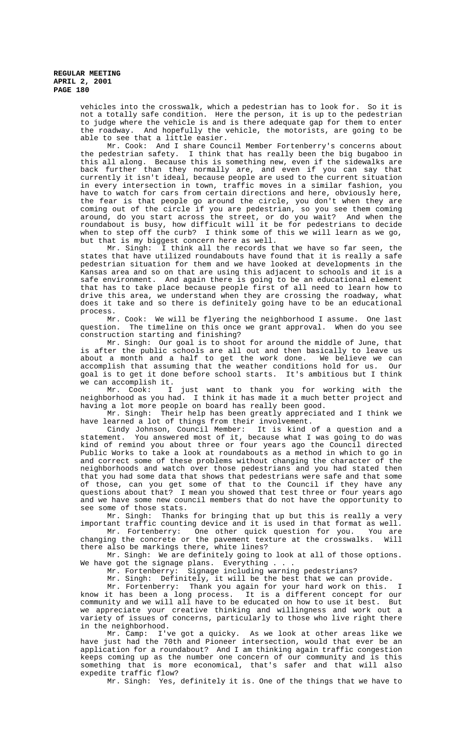vehicles into the crosswalk, which a pedestrian has to look for. So it is not a totally safe condition. Here the person, it is up to the pedestrian to judge where the vehicle is and is there adequate gap for them to enter the roadway. And hopefully the vehicle, the motorists, are going to be able to see that a little easier.

Mr. Cook: And I share Council Member Fortenberry's concerns about the pedestrian safety. I think that has really been the big bugaboo in this all along. Because this is something new, even if the sidewalks are back further than they normally are, and even if you can say that currently it isn't ideal, because people are used to the current situation in every intersection in town, traffic moves in a similar fashion, you have to watch for cars from certain directions and here, obviously here, the fear is that people go around the circle, you don't when they are coming out of the circle if you are pedestrian, so you see them coming around, do you start across the street, or do you wait? And when the roundabout is busy, how difficult will it be for pedestrians to decide when to step off the curb? I think some of this we will learn as we go, but that is my biggest concern here as well.

Mr. Singh: I think all the records that we have so far seen, the states that have utilized roundabouts have found that it is really a safe pedestrian situation for them and we have looked at developments in the Kansas area and so on that are using this adjacent to schools and it is a safe environment. And again there is going to be an educational element that has to take place because people first of all need to learn how to drive this area, we understand when they are crossing the roadway, what does it take and so there is definitely going have to be an educational process.

Mr. Cook: We will be flyering the neighborhood I assume. One last question. The timeline on this once we grant approval. When do you see construction starting and finishing?

Mr. Singh: Our goal is to shoot for around the middle of June, that is after the public schools are all out and then basically to leave us about a month and a half to get the work done. We believe we can accomplish that assuming that the weather conditions hold for us. Our goal is to get it done before school starts. It's ambitious but I think we can accomplish it.

Mr. Cook: I just want to thank you for working with the neighborhood as you had. I think it has made it a much better project and having a lot more people on board has really been good.

Mr. Singh: Their help has been greatly appreciated and I think we have learned a lot of things from their involvement.

Cindy Johnson, Council Member: It is kind of a question and a statement. You answered most of it, because what I was going to do was kind of remind you about three or four years ago the Council directed Public Works to take a look at roundabouts as a method in which to go in and correct some of these problems without changing the character of the neighborhoods and watch over those pedestrians and you had stated then that you had some data that shows that pedestrians were safe and that some of those, can you get some of that to the Council if they have any questions about that? I mean you showed that test three or four years ago and we have some new council members that do not have the opportunity to see some of those stats.

Mr. Singh: Thanks for bringing that up but this is really a very important traffic counting device and it is used in that format as well.

Mr. Fortenberry: One other quick question for you. You are changing the concrete or the pavement texture at the crosswalks. Will there also be markings there, white lines?

Mr. Singh: We are definitely going to look at all of those options. We have got the signage plans. Everything . . .

Mr. Fortenberry: Signage including warning pedestrians?

Mr. Singh: Definitely, it will be the best that we can provide.

Mr. Fortenberry: Thank you again for your hard work on this. I know it has been a long process. It is a different concept for our community and we will all have to be educated on how to use it best. But we appreciate your creative thinking and willingness and work out a variety of issues of concerns, particularly to those who live right there in the neighborhood.

Mr. Camp: I've got a quicky. As we look at other areas like we have just had the 70th and Pioneer intersection, would that ever be an application for a roundabout? And I am thinking again traffic congestion keeps coming up as the number one concern of our community and is this something that is more economical, that's safer and that will also expedite traffic flow?

Mr. Singh: Yes, definitely it is. One of the things that we have to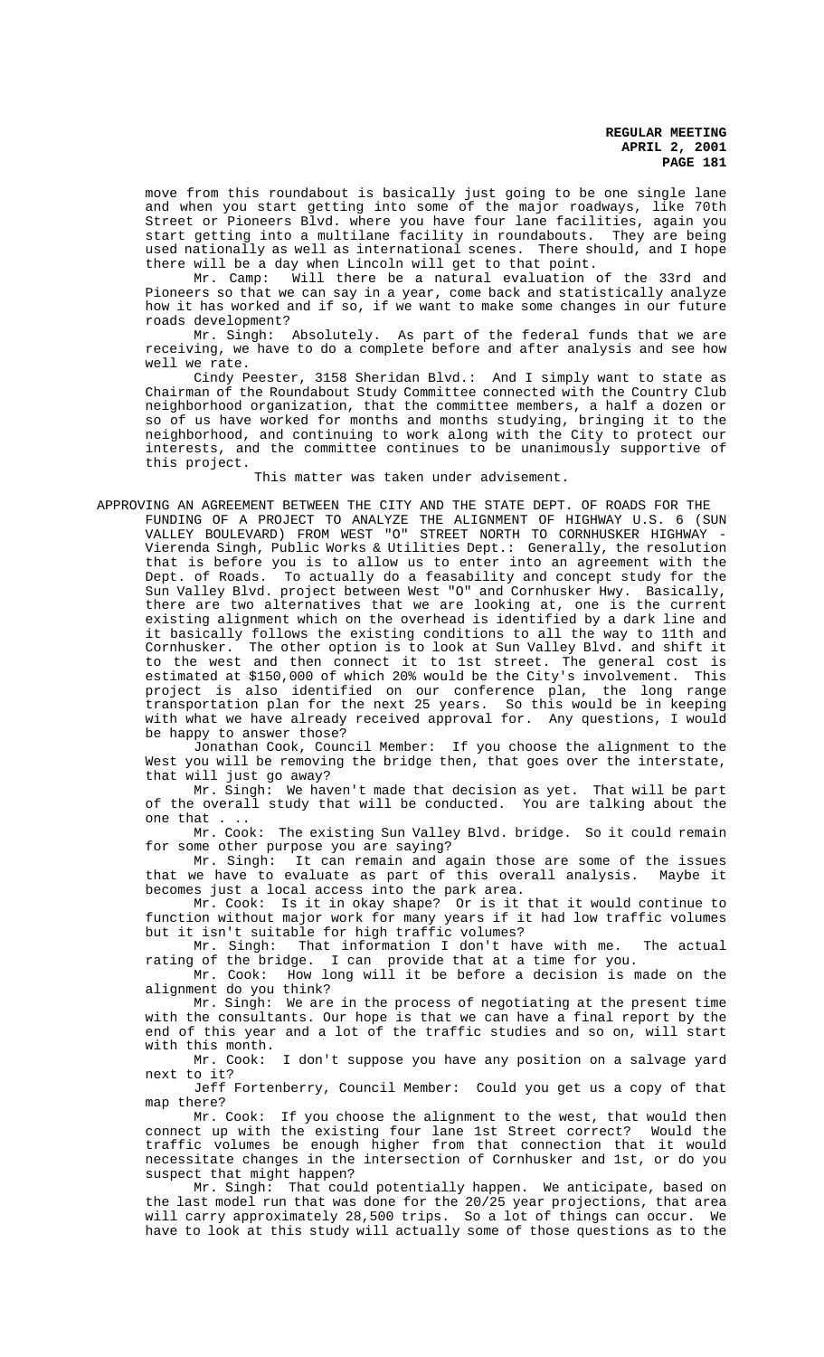move from this roundabout is basically just going to be one single lane and when you start getting into some of the major roadways, like 70th Street or Pioneers Blvd. where you have four lane facilities, again you start getting into a multilane facility in roundabouts. They are being used nationally as well as international scenes. There should, and I hope there will be a day when Lincoln will get to that point.

Mr. Camp: Will there be a natural evaluation of the 33rd and Pioneers so that we can say in a year, come back and statistically analyze how it has worked and if so, if we want to make some changes in our future roads development?

Mr. Singh: Absolutely. As part of the federal funds that we are receiving, we have to do a complete before and after analysis and see how well we rate.

Cindy Peester, 3158 Sheridan Blvd.: And I simply want to state as Chairman of the Roundabout Study Committee connected with the Country Club neighborhood organization, that the committee members, a half a dozen or so of us have worked for months and months studying, bringing it to the neighborhood, and continuing to work along with the City to protect our interests, and the committee continues to be unanimously supportive of this project.

This matter was taken under advisement.

APPROVING AN AGREEMENT BETWEEN THE CITY AND THE STATE DEPT. OF ROADS FOR THE FUNDING OF A PROJECT TO ANALYZE THE ALIGNMENT OF HIGHWAY U.S. 6 (SUN VALLEY BOULEVARD) FROM WEST "O" STREET NORTH TO CORNHUSKER HIGHWAY - Vierenda Singh, Public Works & Utilities Dept.: Generally, the resolution that is before you is to allow us to enter into an agreement with the Dept. of Roads. To actually do a feasability and concept study for the Sun Valley Blvd. project between West "O" and Cornhusker Hwy. Basically, there are two alternatives that we are looking at, one is the current existing alignment which on the overhead is identified by a dark line and it basically follows the existing conditions to all the way to 11th and Cornhusker. The other option is to look at Sun Valley Blvd. and shift it to the west and then connect it to 1st street. The general cost is estimated at $150,000 of which 20% would be the City's involvement. This project is also identified on our conference plan, the long range transportation plan for the next 25 years. So this would be in keeping with what we have already received approval for. Any questions, I would be happy to answer those?

Jonathan Cook, Council Member: If you choose the alignment to the West you will be removing the bridge then, that goes over the interstate, that will just go away?

Mr. Singh: We haven't made that decision as yet. That will be part of the overall study that will be conducted. You are talking about the one that . . .

Mr. Cook: The existing Sun Valley Blvd. bridge. So it could remain for some other purpose you are saying?

Mr. Singh: It can remain and again those are some of the issues that we have to evaluate as part of this overall analysis. Maybe it becomes just a local access into the park area.

Mr. Cook: Is it in okay shape? Or is it that it would continue to function without major work for many years if it had low traffic volumes but it isn't suitable for high traffic volumes?

Mr. Singh: That information I don't have with me. The actual rating of the bridge. I can provide that at a time for you.

Mr. Cook: How long will it be before a decision is made on the alignment do you think?

Mr. Singh: We are in the process of negotiating at the present time with the consultants. Our hope is that we can have a final report by the end of this year and a lot of the traffic studies and so on, will start with this month.

Mr. Cook: I don't suppose you have any position on a salvage yard next to it?

Jeff Fortenberry, Council Member: Could you get us a copy of that map there?

Mr. Cook: If you choose the alignment to the west, that would then connect up with the existing four lane 1st Street correct? Would the traffic volumes be enough higher from that connection that it would necessitate changes in the intersection of Cornhusker and 1st, or do you suspect that might happen?

Mr. Singh: That could potentially happen. We anticipate, based on the last model run that was done for the 20/25 year projections, that area will carry approximately 28,500 trips. So a lot of things can occur. We have to look at this study will actually some of those questions as to the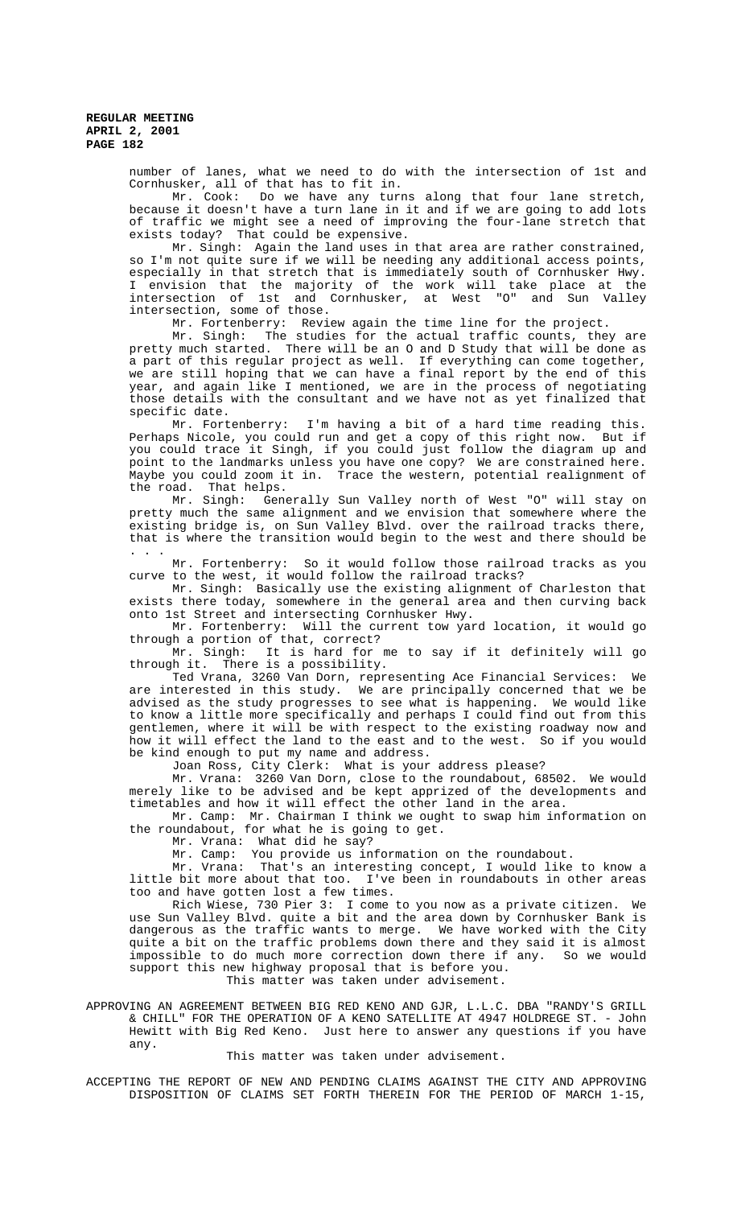number of lanes, what we need to do with the intersection of 1st and Cornhusker, all of that has to fit in.

Mr. Cook: Do we have any turns along that four lane stretch, because it doesn't have a turn lane in it and if we are going to add lots of traffic we might see a need of improving the four-lane stretch that exists today? That could be expensive.

Mr. Singh: Again the land uses in that area are rather constrained, so I'm not quite sure if we will be needing any additional access points, especially in that stretch that is immediately south of Cornhusker Hwy. I envision that the majority of the work will take place at the intersection of 1st and Cornhusker, at West "O" and Sun Valley intersection, some of those.

Mr. Fortenberry: Review again the time line for the project.

Mr. Singh: The studies for the actual traffic counts, they are pretty much started. There will be an O and D Study that will be done as a part of this regular project as well. If everything can come together, we are still hoping that we can have a final report by the end of this year, and again like I mentioned, we are in the process of negotiating those details with the consultant and we have not as yet finalized that specific date.

Mr. Fortenberry: I'm having a bit of a hard time reading this. Perhaps Nicole, you could run and get a copy of this right now. But if you could trace it Singh, if you could just follow the diagram up and point to the landmarks unless you have one copy? We are constrained here. Maybe you could zoom it in. Trace the western, potential realignment of the road. That helps.

Mr. Singh: Generally Sun Valley north of West "O" will stay on pretty much the same alignment and we envision that somewhere where the existing bridge is, on Sun Valley Blvd. over the railroad tracks there, that is where the transition would begin to the west and there should be . . .

Mr. Fortenberry: So it would follow those railroad tracks as you curve to the west, it would follow the railroad tracks?

Mr. Singh: Basically use the existing alignment of Charleston that exists there today, somewhere in the general area and then curving back onto 1st Street and intersecting Cornhusker Hwy.

Mr. Fortenberry: Will the current tow yard location, it would go through a portion of that, correct?

Mr. Singh: It is hard for me to say if it definitely will go through it. There is a possibility.

Ted Vrana, 3260 Van Dorn, representing Ace Financial Services: We are interested in this study. We are principally concerned that we be advised as the study progresses to see what is happening. We would like to know a little more specifically and perhaps I could find out from this gentlemen, where it will be with respect to the existing roadway now and how it will effect the land to the east and to the west. So if you would be kind enough to put my name and address.

Joan Ross, City Clerk: What is your address please?

Mr. Vrana: 3260 Van Dorn, close to the roundabout, 68502. We would merely like to be advised and be kept apprized of the developments and timetables and how it will effect the other land in the area.

Mr. Camp: Mr. Chairman I think we ought to swap him information on the roundabout, for what he is going to get.

Mr. Vrana: What did he say?

Mr. Camp: You provide us information on the roundabout.

Mr. Vrana: That's an interesting concept, I would like to know a little bit more about that too. I've been in roundabouts in other areas too and have gotten lost a few times.

Rich Wiese, 730 Pier 3: I come to you now as a private citizen. We use Sun Valley Blvd. quite a bit and the area down by Cornhusker Bank is dangerous as the traffic wants to merge. We have worked with the City quite a bit on the traffic problems down there and they said it is almost impossible to do much more correction down there if any. So we would support this new highway proposal that is before you.

This matter was taken under advisement.

APPROVING AN AGREEMENT BETWEEN BIG RED KENO AND GJR, L.L.C. DBA "RANDY'S GRILL & CHILL" FOR THE OPERATION OF A KENO SATELLITE AT 4947 HOLDREGE ST. - John Hewitt with Big Red Keno. Just here to answer any questions if you have any.

This matter was taken under advisement.

ACCEPTING THE REPORT OF NEW AND PENDING CLAIMS AGAINST THE CITY AND APPROVING DISPOSITION OF CLAIMS SET FORTH THEREIN FOR THE PERIOD OF MARCH 1-15,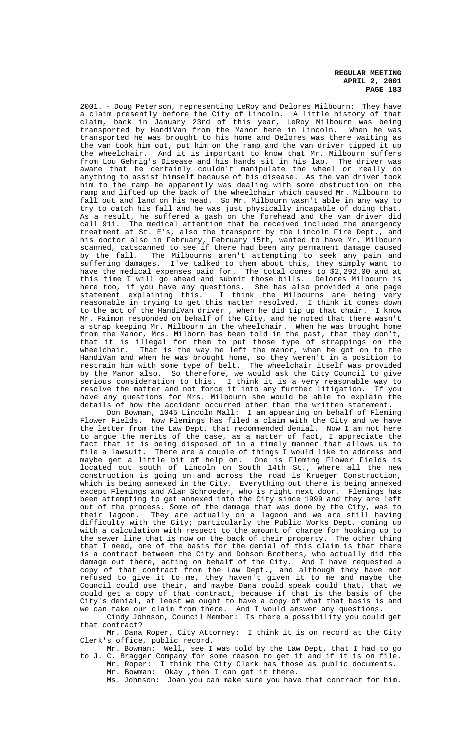2001. - Doug Peterson, representing LeRoy and Delores Milbourn: They have a claim presently before the City of Lincoln. A little history of that claim, back in January 23rd of this year, LeRoy Milbourn was being transported by HandiVan from the Manor here in Lincoln. When he was transported he was brought to his home and Delores was there waiting as the van took him out, put him on the ramp and the van driver tipped it up the wheelchair. And it is important to know that Mr. Milbourn suffers from Lou Gehrig's Disease and his hands sit in his lap. The driver was aware that he certainly couldn't manipulate the wheel or really do anything to assist himself because of his disease. As the van driver took him to the ramp he apparently was dealing with some obstruction on the ramp and lifted up the back of the wheelchair which caused Mr. Milbourn to fall out and land on his head. So Mr. Milbourn wasn't able in any way to try to catch his fall and he was just physically incapable of doing that. As a result, he suffered a gash on the forehead and the van driver did call 911. The medical attention that he received included the emergency treatment at St. E's, also the transport by the Lincoln Fire Dept., and his doctor also in February, February 15th, wanted to have Mr. Milbourn scanned, catscanned to see if there had been any permanent damage caused by the fall. The Milbourns aren't attempting to seek any pain and suffering damages. I've talked to them about this, they simply want to have the medical expenses paid for. The total comes to $2,292.00 and at this time I will go ahead and submit those bills. Delores Milbourn is here too, if you have any questions. She has also provided a one page statement explaining this. I think the Milbourns are being very reasonable in trying to get this matter resolved. I think it comes down to the act of the HandiVan driver , when he did tip up that chair. I know Mr. Faimon responded on behalf of the City, and he noted that there wasn't a strap keeping Mr. Milbourn in the wheelchair. When he was brought home from the Manor, Mrs. Milborn has been told in the past, that they don't, that it is illegal for them to put those type of strappings on the wheelchair. That is the way he left the manor, when he got on to the HandiVan and when he was brought home, so they weren't in a position to restrain him with some type of belt. The wheelchair itself was provided by the Manor also. So therefore, we would ask the City Council to give serious consideration to this. I think it is a very reasonable way to resolve the matter and not force it into any further litigation. If you have any questions for Mrs. Milbourn she would be able to explain the details of how the accident occurred other than the written statement.

Don Bowman, 1045 Lincoln Mall: I am appearing on behalf of Fleming Flower Fields. Now Flemings has filed a claim with the City and we have the letter from the Law Dept. that recommended denial. Now I am not here to argue the merits of the case, as a matter of fact, I appreciate the fact that it is being disposed of in a timely manner that allows us to file a lawsuit. There are a couple of things I would like to address and maybe get a little bit of help on. One is Fleming Flower Fields is located out south of Lincoln on South 14th St., where all the new construction is going on and across the road is Krueger Construction, which is being annexed in the City. Everything out there is being annexed except Flemings and Alan Schroeder, who is right next door. Flemings has been attempting to get annexed into the City since 1999 and they are left out of the process. Some of the damage that was done by the City, was to their lagoon. They are actually on a lagoon and we are still having difficulty with the City; particularly the Public Works Dept. coming up with a calculation with respect to the amount of charge for hooking up to the sewer line that is now on the back of their property. The other thing that I need, one of the basis for the denial of this claim is that there is a contract between the City and Dobson Brothers, who actually did the damage out there, acting on behalf of the City. And I have requested a copy of that contract from the Law Dept., and although they have not refused to give it to me, they haven't given it to me and maybe the Council could use their, and maybe Dana could speak could that, that we could get a copy of that contract, because if that is the basis of the City's denial, at least we ought to have a copy of what that basis is and we can take our claim from there. And I would answer any questions.

Cindy Johnson, Council Member: Is there a possibility you could get that contract?

Mr. Dana Roper, City Attorney: I think it is on record at the City Clerk's office, public record.

Mr. Bowman: Well, see I was told by the Law Dept. that I had to go to J. C. Bragger Company for some reason to get it and if it is on file.

Mr. Roper: I think the City Clerk has those as public documents.

Mr. Bowman: Okay ,then I can get it there.

Ms. Johnson: Joan you can make sure you have that contract for him.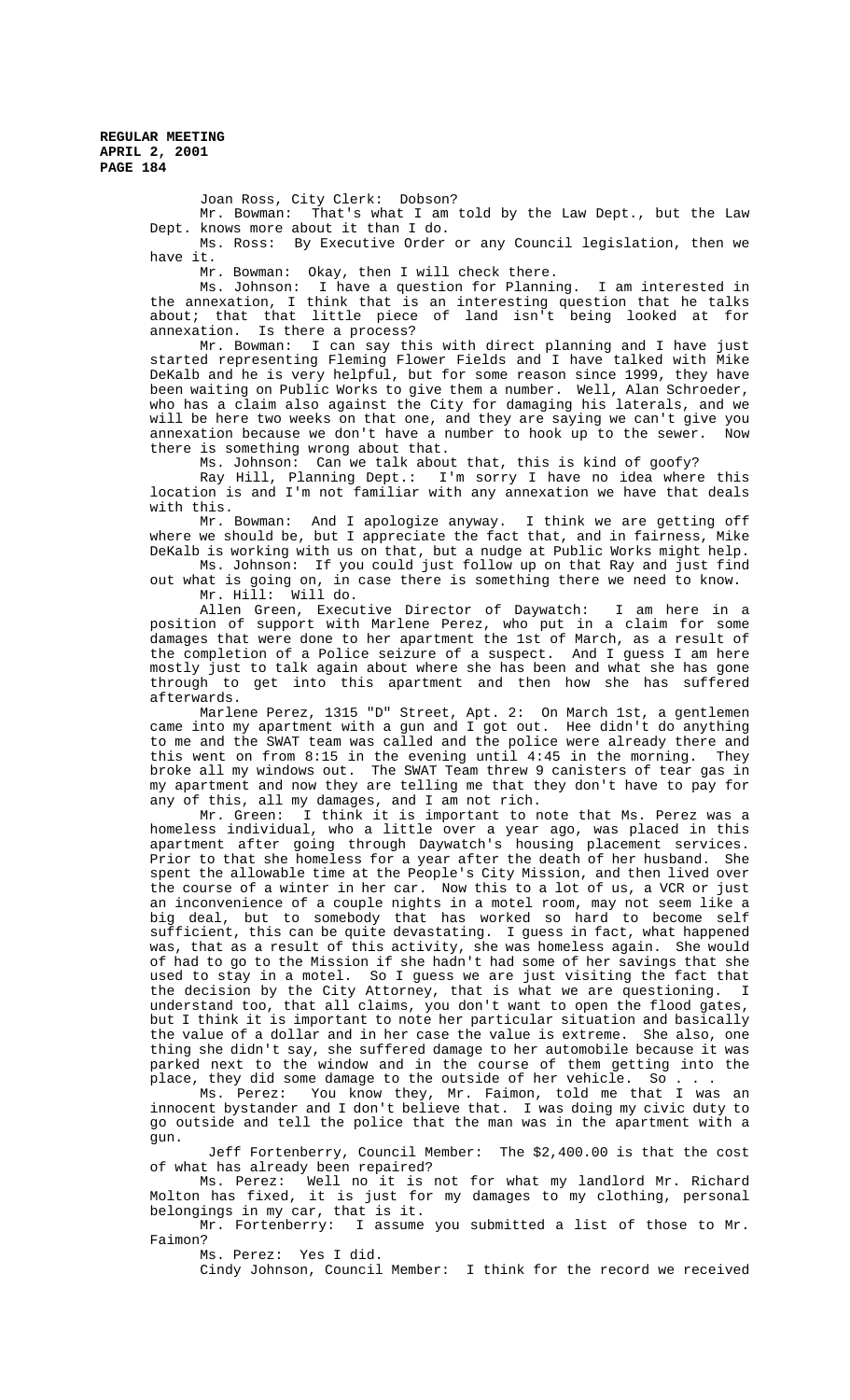Joan Ross, City Clerk: Dobson?

Mr. Bowman: That's what I am told by the Law Dept., but the Law Dept. knows more about it than I do.

Ms. Ross: By Executive Order or any Council legislation, then we have it.

Mr. Bowman: Okay, then I will check there.

Ms. Johnson: I have a question for Planning. I am interested in the annexation, I think that is an interesting question that he talks about; that that little piece of land isn't being looked at for annexation. Is there a process?

Mr. Bowman: I can say this with direct planning and I have just started representing Fleming Flower Fields and I have talked with Mike DeKalb and he is very helpful, but for some reason since 1999, they have been waiting on Public Works to give them a number. Well, Alan Schroeder, who has a claim also against the City for damaging his laterals, and we will be here two weeks on that one, and they are saying we can't give you annexation because we don't have a number to hook up to the sewer. Now there is something wrong about that.

Ms. Johnson: Can we talk about that, this is kind of goofy?

Ray Hill, Planning Dept.: I'm sorry I have no idea where this location is and I'm not familiar with any annexation we have that deals with this.

Mr. Bowman: And I apologize anyway. I think we are getting off where we should be, but I appreciate the fact that, and in fairness, Mike DeKalb is working with us on that, but a nudge at Public Works might help.

Ms. Johnson: If you could just follow up on that Ray and just find out what is going on, in case there is something there we need to know.

Mr. Hill: Will do.

Allen Green, Executive Director of Daywatch: I am here in a position of support with Marlene Perez, who put in a claim for some damages that were done to her apartment the 1st of March, as a result of the completion of a Police seizure of a suspect. And I guess I am here mostly just to talk again about where she has been and what she has gone through to get into this apartment and then how she has suffered afterwards.

Marlene Perez, 1315 "D" Street, Apt. 2: On March 1st, a gentlemen came into my apartment with a gun and I got out. Hee didn't do anything to me and the SWAT team was called and the police were already there and this went on from 8:15 in the evening until 4:45 in the morning. They broke all my windows out. The SWAT Team threw 9 canisters of tear gas in my apartment and now they are telling me that they don't have to pay for any of this, all my damages, and I am not rich.

Mr. Green: I think it is important to note that Ms. Perez was a homeless individual, who a little over a year ago, was placed in this apartment after going through Daywatch's housing placement services. Prior to that she homeless for a year after the death of her husband. She spent the allowable time at the People's City Mission, and then lived over the course of a winter in her car. Now this to a lot of us, a VCR or just an inconvenience of a couple nights in a motel room, may not seem like a big deal, but to somebody that has worked so hard to become self sufficient, this can be quite devastating. I guess in fact, what happened was, that as a result of this activity, she was homeless again. She would of had to go to the Mission if she hadn't had some of her savings that she used to stay in a motel. So I guess we are just visiting the fact that the decision by the City Attorney, that is what we are questioning. I understand too, that all claims, you don't want to open the flood gates, but I think it is important to note her particular situation and basically the value of a dollar and in her case the value is extreme. She also, one thing she didn't say, she suffered damage to her automobile because it was parked next to the window and in the course of them getting into the place, they did some damage to the outside of her vehicle. So . . .

Ms. Perez: You know they, Mr. Faimon, told me that I was an innocent bystander and I don't believe that. I was doing my civic duty to go outside and tell the police that the man was in the apartment with a gun.

Jeff Fortenberry, Council Member: The $2,400.00 is that the cost of what has already been repaired?

Ms. Perez: Well no it is not for what my landlord Mr. Richard Molton has fixed, it is just for my damages to my clothing, personal belongings in my car, that is it.

Mr. Fortenberry: I assume you submitted a list of those to Mr. Faimon?

Ms. Perez: Yes I did.

Cindy Johnson, Council Member: I think for the record we received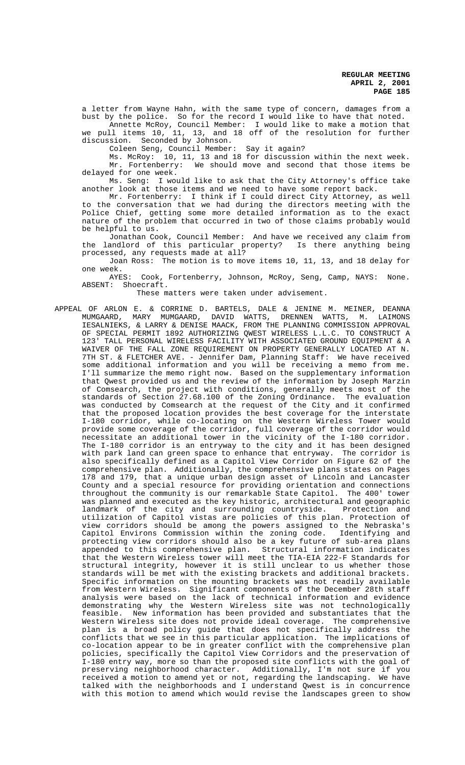a letter from Wayne Hahn, with the same type of concern, damages from a bust by the police. So for the record I would like to have that noted.

Annette McRoy, Council Member: I would like to make a motion that we pull items 10, 11, 13, and 18 off of the resolution for further discussion. Seconded by Johnson.

Coleen Seng, Council Member: Say it again?

Ms. McRoy: 10, 11, 13 and 18 for discussion within the next week.

Mr. Fortenberry: We should move and second that those items be delayed for one week.

Ms. Seng: I would like to ask that the City Attorney's office take another look at those items and we need to have some report back.

Mr. Fortenberry: I think if I could direct City Attorney, as well to the conversation that we had during the directors meeting with the Police Chief, getting some more detailed information as to the exact nature of the problem that occurred in two of those claims probably would be helpful to us.

Jonathan Cook, Council Member: And have we received any claim from the landlord of this particular property? Is there anything being processed, any requests made at all?

Joan Ross: The motion is to move items 10, 11, 13, and 18 delay for one week.

AYES: Cook, Fortenberry, Johnson, McRoy, Seng, Camp, NAYS: None. ABSENT: Shoecraft.

These matters were taken under advisement.

APPEAL OF ARLON E. & CORRINE D. BARTELS, DALE & JENINE M. MEINER, DEANNA MUMGAARD, MARY MUMGAARD, DAVID WATTS, DRENNEN WATTS, M. LAIMONS IESALNIEKS, & LARRY & DENISE MAACK, FROM THE PLANNING COMMISSION APPROVAL OF SPECIAL PERMIT 1892 AUTHORIZING QWEST WIRELESS L.L.C. TO CONSTRUCT A 123' TALL PERSONAL WIRELESS FACILITY WITH ASSOCIATED GROUND EQUIPMENT & A WAIVER OF THE FALL ZONE REQUIREMENT ON PROPERTY GENERALLY LOCATED AT N. 7TH ST. & FLETCHER AVE. - Jennifer Dam, Planning Staff: We have received some additional information and you will be receiving a memo from me. I'll summarize the memo right now. Based on the supplementary information that Qwest provided us and the review of the information by Joseph Marzin of Comsearch, the project with conditions, generally meets most of the standards of Section 27.68.100 of the Zoning Ordinance. The evaluation was conducted by Comsearch at the request of the City and it confirmed that the proposed location provides the best coverage for the interstate I-180 corridor, while co-locating on the Western Wireless Tower would provide some coverage of the corridor, full coverage of the corridor would necessitate an additional tower in the vicinity of the I-180 corridor. The I-180 corridor is an entryway to the city and it has been designed with park land can green space to enhance that entryway. The corridor is also specifically defined as a Capitol View Corridor on Figure 62 of the comprehensive plan. Additionally, the comprehensive plans states on Pages 178 and 179, that a unique urban design asset of Lincoln and Lancaster County and a special resource for providing orientation and connections throughout the community is our remarkable State Capitol. The 400' tower was planned and executed as the key historic, architectural and geographic landmark of the city and surrounding countryside. Protection and utilization of Capitol vistas are policies of this plan. Protection of view corridors should be among the powers assigned to the Nebraska's Capitol Environs Commission within the zoning code. Identifying and protecting view corridors should also be a key future of sub-area plans appended to this comprehensive plan. Structural information indicates that the Western Wireless tower will meet the TIA-EIA 222-F Standards for structural integrity, however it is still unclear to us whether those standards will be met with the existing brackets and additional brackets. Specific information on the mounting brackets was not readily available from Western Wireless. Significant components of the December 28th staff analysis were based on the lack of technical information and evidence demonstrating why the Western Wireless site was not technologically feasible. New information has been provided and substantiates that the Western Wireless site does not provide ideal coverage. The comprehensive plan is a broad policy guide that does not specifically address the conflicts that we see in this particular application. The implications of co-location appear to be in greater conflict with the comprehensive plan policies, specifically the Capitol View Corridors and the preservation of I-180 entry way, more so than the proposed site conflicts with the goal of preserving neighborhood character. Additionally, I'm not sure if you received a motion to amend yet or not, regarding the landscaping. We have talked with the neighborhoods and I understand Qwest is in concurrence with this motion to amend which would revise the landscapes green to show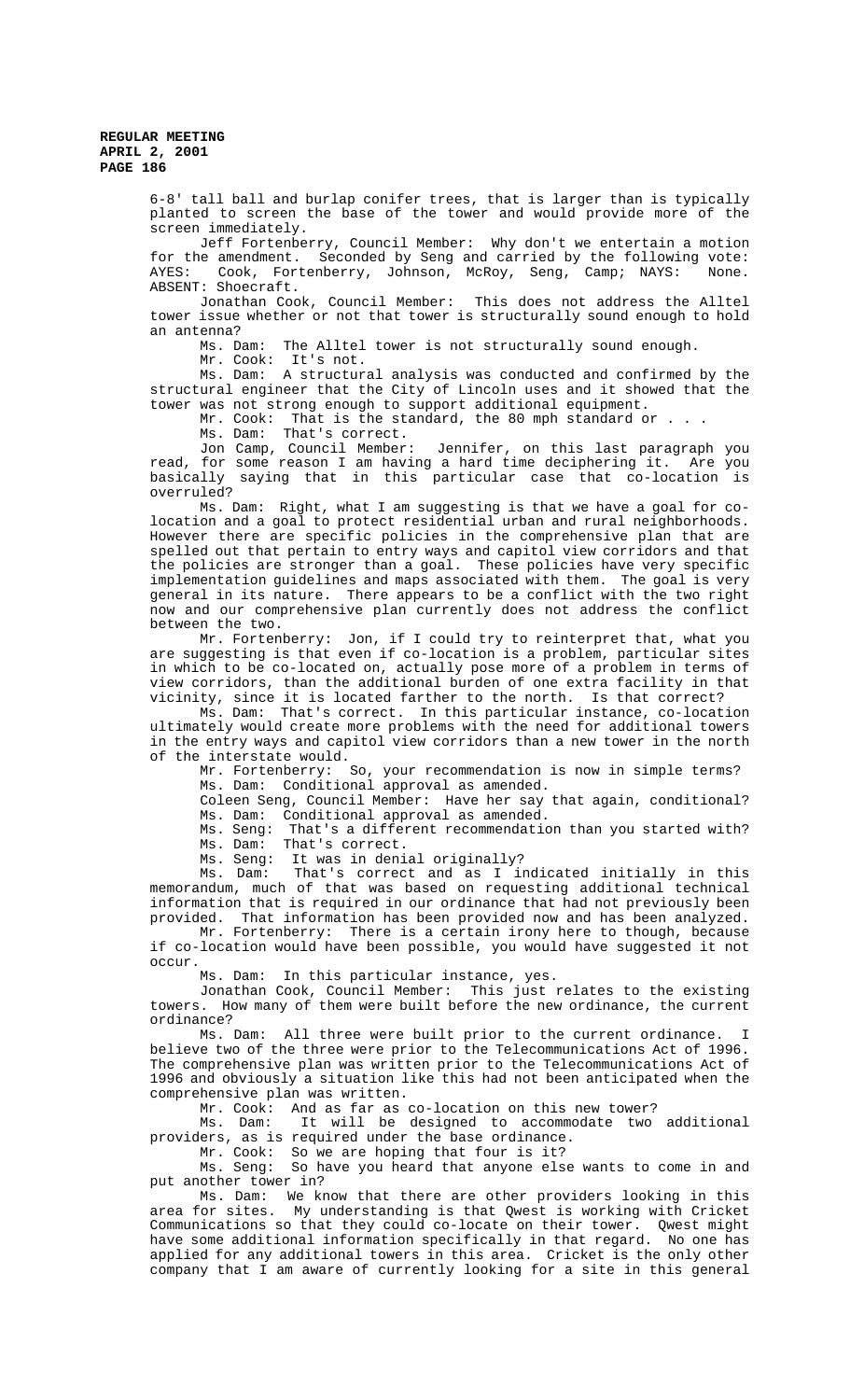6-8' tall ball and burlap conifer trees, that is larger than is typically planted to screen the base of the tower and would provide more of the screen immediately.

Jeff Fortenberry, Council Member: Why don't we entertain a motion for the amendment. Seconded by Seng and carried by the following vote: AYES: Cook, Fortenberry, Johnson, McRoy, Seng, Camp; NAYS: None. ABSENT: Shoecraft.

Jonathan Cook, Council Member: This does not address the Alltel tower issue whether or not that tower is structurally sound enough to hold an antenna?

Ms. Dam: The Alltel tower is not structurally sound enough.

Mr. Cook: It's not.

Ms. Dam: A structural analysis was conducted and confirmed by the structural engineer that the City of Lincoln uses and it showed that the tower was not strong enough to support additional equipment.

Mr. Cook: That is the standard, the 80 mph standard or . . .

Ms. Dam: That's correct.

Jon Camp, Council Member: Jennifer, on this last paragraph you read, for some reason I am having a hard time deciphering it. Are you basically saying that in this particular case that co-location is overruled?

Ms. Dam: Right, what I am suggesting is that we have a goal for co-location and a goal to protect residential urban and rural neighborhoods. However there are specific policies in the comprehensive plan that are spelled out that pertain to entry ways and capitol view corridors and that the policies are stronger than a goal. These policies have very specific implementation guidelines and maps associated with them. The goal is very general in its nature. There appears to be a conflict with the two right now and our comprehensive plan currently does not address the conflict between the two.

Mr. Fortenberry: Jon, if I could try to reinterpret that, what you are suggesting is that even if co-location is a problem, particular sites in which to be co-located on, actually pose more of a problem in terms of view corridors, than the additional burden of one extra facility in that vicinity, since it is located farther to the north. Is that correct?

Ms. Dam: That's correct. In this particular instance, co-location ultimately would create more problems with the need for additional towers in the entry ways and capitol view corridors than a new tower in the north of the interstate would.

Mr. Fortenberry: So, your recommendation is now in simple terms?

Ms. Dam: Conditional approval as amended.

Coleen Seng, Council Member: Have her say that again, conditional?

Ms. Dam: Conditional approval as amended.

Ms. Seng: That's a different recommendation than you started with?

Ms. Dam: That's correct.

Ms. Seng: It was in denial originally?

Ms. Dam: That's correct and as I indicated initially in this memorandum, much of that was based on requesting additional technical information that is required in our ordinance that had not previously been provided. That information has been provided now and has been analyzed.

Mr. Fortenberry: There is a certain irony here to though, because if co-location would have been possible, you would have suggested it not occur.

Ms. Dam: In this particular instance, yes.

Jonathan Cook, Council Member: This just relates to the existing towers. How many of them were built before the new ordinance, the current ordinance?

Ms. Dam: All three were built prior to the current ordinance. I believe two of the three were prior to the Telecommunications Act of 1996. The comprehensive plan was written prior to the Telecommunications Act of 1996 and obviously a situation like this had not been anticipated when the comprehensive plan was written.

Mr. Cook: And as far as co-location on this new tower?

Ms. Dam: It will be designed to accommodate two additional providers, as is required under the base ordinance.

Mr. Cook: So we are hoping that four is it?

Ms. Seng: So have you heard that anyone else wants to come in and put another tower in?

Ms. Dam: We know that there are other providers looking in this area for sites. My understanding is that Qwest is working with Cricket Communications so that they could co-locate on their tower. Qwest might have some additional information specifically in that regard. No one has applied for any additional towers in this area. Cricket is the only other company that I am aware of currently looking for a site in this general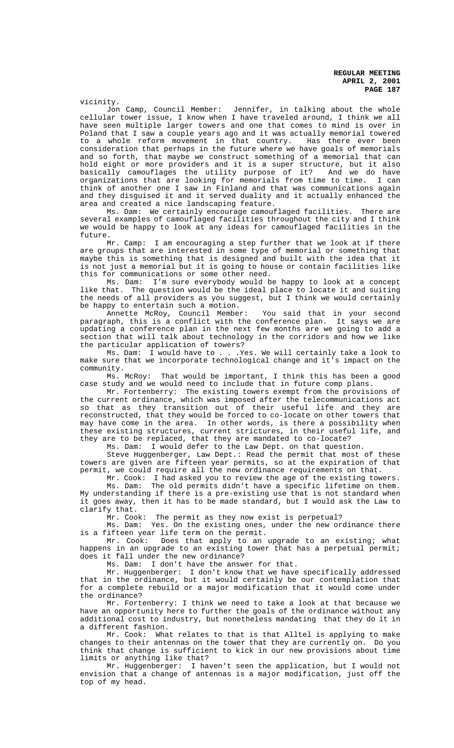vicinity.

Jon Camp, Council Member: Jennifer, in talking about the whole cellular tower issue, I know when I have traveled around, I think we all have seen multiple larger towers and one that comes to mind is over in Poland that I saw a couple years ago and it was actually memorial towered to a whole reform movement in that country. Has there ever been consideration that perhaps in the future where we have goals of memorials and so forth, that maybe we construct something of a memorial that can hold eight or more providers and it is a super structure, but it also basically camouflages the utility purpose of it? And we do have organizations that are looking for memorials from time to time. I can think of another one I saw in Finland and that was communications again and they disguised it and it served duality and it actually enhanced the area and created a nice landscaping feature.

Ms. Dam: We certainly encourage camouflaged facilities. There are several examples of camouflaged facilities throughout the city and I think we would be happy to look at any ideas for camouflaged facilities in the future.

Mr. Camp: I am encouraging a step further that we look at if there are groups that are interested in some type of memorial or something that maybe this is something that is designed and built with the idea that it is not just a memorial but it is going to house or contain facilities like this for communications or some other need.

Ms. Dam: I'm sure everybody would be happy to look at a concept like that. The question would be the ideal place to locate it and suiting the needs of all providers as you suggest, but I think we would certainly be happy to entertain such a motion.

Annette McRoy, Council Member: You said that in your second paragraph, this is a conflict with the conference plan. It says we are updating a conference plan in the next few months are we going to add a section that will talk about technology in the corridors and how we like the particular application of towers?

Ms. Dam: I would have to . . .Yes. We will certainly take a look to make sure that we incorporate technological change and it's impact on the community.

Ms. McRoy: That would be important, I think this has been a good case study and we would need to include that in future comp plans.

Mr. Fortenberry: The existing towers exempt from the provisions of the current ordinance, which was imposed after the telecommunications act so that as they transition out of their useful life and they are reconstructed, that they would be forced to co-locate on other towers that may have come in the area. In other words, is there a possibility when these existing structures, current strictures, in their useful life, and they are to be replaced, that they are mandated to co-locate?

Ms. Dam: I would defer to the Law Dept. on that question.

Steve Huggenberger, Law Dept.: Read the permit that most of these towers are given are fifteen year permits, so at the expiration of that permit, we could require all the new ordinance requirements on that.

Mr. Cook: I had asked you to review the age of the existing towers.

Ms. Dam: The old permits didn't have a specific lifetime on them. My understanding if there is a pre-existing use that is not standard when it goes away, then it has to be made standard, but I would ask the Law to clarify that.

Mr. Cook: The permit as they now exist is perpetual?

Ms. Dam: Yes. On the existing ones, under the new ordinance there is a fifteen year life term on the permit.

Mr. Cook: Does that apply to an upgrade to an existing; what happens in an upgrade to an existing tower that has a perpetual permit; does it fall under the new ordinance?

Ms. Dam: I don't have the answer for that.

Mr. Huggenberger: I don't know that we have specifically addressed that in the ordinance, but it would certainly be our contemplation that for a complete rebuild or a major modification that it would come under the ordinance?

Mr. Fortenberry: I think we need to take a look at that because we have an opportunity here to further the goals of the ordinance without any additional cost to industry, but nonetheless mandating that they do it in a different fashion.

Mr. Cook: What relates to that is that Alltel is applying to make changes to their antennas on the tower that they are currently on. Do you think that change is sufficient to kick in our new provisions about time limits or anything like that?

Mr. Huggenberger: I haven't seen the application, but I would not envision that a change of antennas is a major modification, just off the top of my head.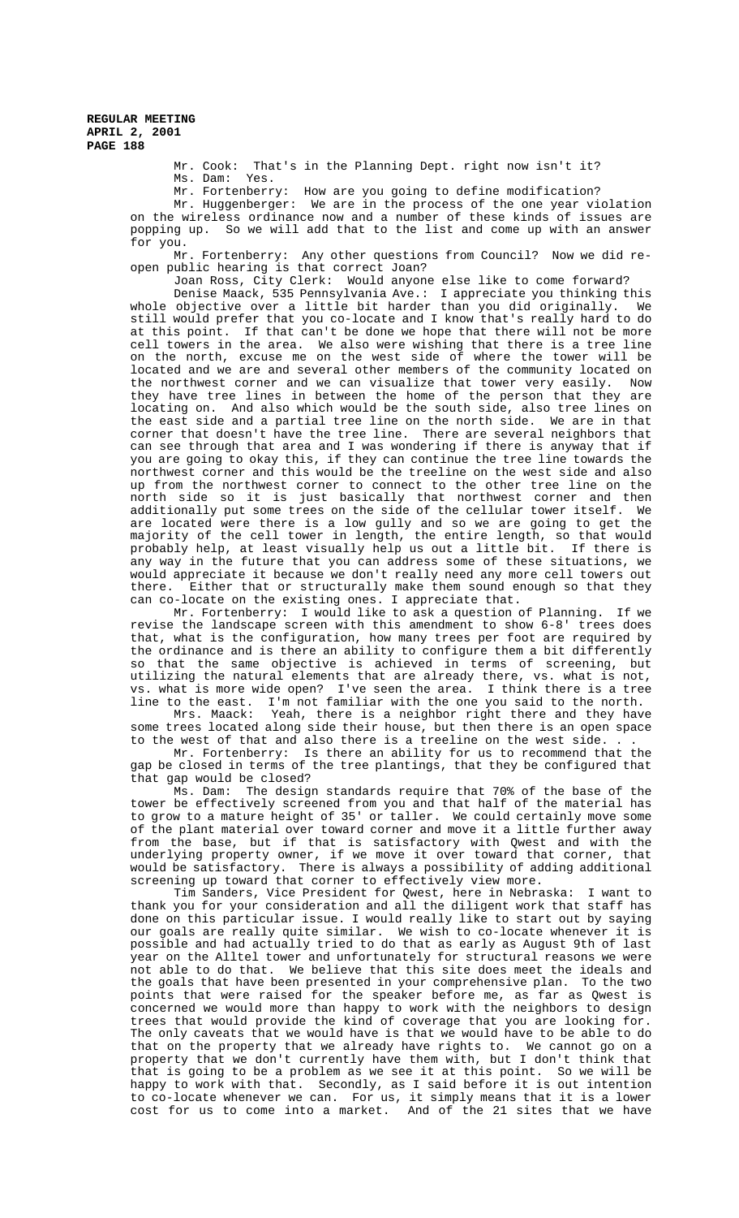Mr. Cook: That's in the Planning Dept. right now isn't it?

Ms. Dam: Yes.

Mr. Fortenberry: How are you going to define modification?

Mr. Huggenberger: We are in the process of the one year violation on the wireless ordinance now and a number of these kinds of issues are popping up. So we will add that to the list and come up with an answer for you.

Mr. Fortenberry: Any other questions from Council? Now we did re-open public hearing is that correct Joan?

Joan Ross, City Clerk: Would anyone else like to come forward?

Denise Maack, 535 Pennsylvania Ave.: I appreciate you thinking this whole objective over a little bit harder than you did originally. We still would prefer that you co-locate and I know that's really hard to do at this point. If that can't be done we hope that there will not be more cell towers in the area. We also were wishing that there is a tree line on the north, excuse me on the west side of where the tower will be located and we are and several other members of the community located on the northwest corner and we can visualize that tower very easily. Now they have tree lines in between the home of the person that they are locating on. And also which would be the south side, also tree lines on the east side and a partial tree line on the north side. We are in that corner that doesn't have the tree line. There are several neighbors that can see through that area and I was wondering if there is anyway that if you are going to okay this, if they can continue the tree line towards the northwest corner and this would be the treeline on the west side and also up from the northwest corner to connect to the other tree line on the north side so it is just basically that northwest corner and then additionally put some trees on the side of the cellular tower itself. We are located were there is a low gully and so we are going to get the majority of the cell tower in length, the entire length, so that would probably help, at least visually help us out a little bit. If there is any way in the future that you can address some of these situations, we would appreciate it because we don't really need any more cell towers out there. Either that or structurally make them sound enough so that they can co-locate on the existing ones. I appreciate that.

Mr. Fortenberry: I would like to ask a question of Planning. If we revise the landscape screen with this amendment to show 6-8' trees does that, what is the configuration, how many trees per foot are required by the ordinance and is there an ability to configure them a bit differently so that the same objective is achieved in terms of screening, but utilizing the natural elements that are already there, vs. what is not, vs. what is more wide open? I've seen the area. I think there is a tree line to the east. I'm not familiar with the one you said to the north.

Mrs. Maack: Yeah, there is a neighbor right there and they have some trees located along side their house, but then there is an open space to the west of that and also there is a treeline on the west side. . .

Mr. Fortenberry: Is there an ability for us to recommend that the gap be closed in terms of the tree plantings, that they be configured that that gap would be closed?

Ms. Dam: The design standards require that 70% of the base of the tower be effectively screened from you and that half of the material has to grow to a mature height of 35' or taller. We could certainly move some of the plant material over toward corner and move it a little further away from the base, but if that is satisfactory with Qwest and with the underlying property owner, if we move it over toward that corner, that would be satisfactory. There is always a possibility of adding additional screening up toward that corner to effectively view more.

Tim Sanders, Vice President for Qwest, here in Nebraska: I want to thank you for your consideration and all the diligent work that staff has done on this particular issue. I would really like to start out by saying our goals are really quite similar. We wish to co-locate whenever it is possible and had actually tried to do that as early as August 9th of last year on the Alltel tower and unfortunately for structural reasons we were not able to do that. We believe that this site does meet the ideals and the goals that have been presented in your comprehensive plan. To the two points that were raised for the speaker before me, as far as Qwest is concerned we would more than happy to work with the neighbors to design trees that would provide the kind of coverage that you are looking for. The only caveats that we would have is that we would have to be able to do that on the property that we already have rights to. We cannot go on a property that we don't currently have them with, but I don't think that that is going to be a problem as we see it at this point. So we will be happy to work with that. Secondly, as I said before it is out intention to co-locate whenever we can. For us, it simply means that it is a lower cost for us to come into a market. And of the 21 sites that we have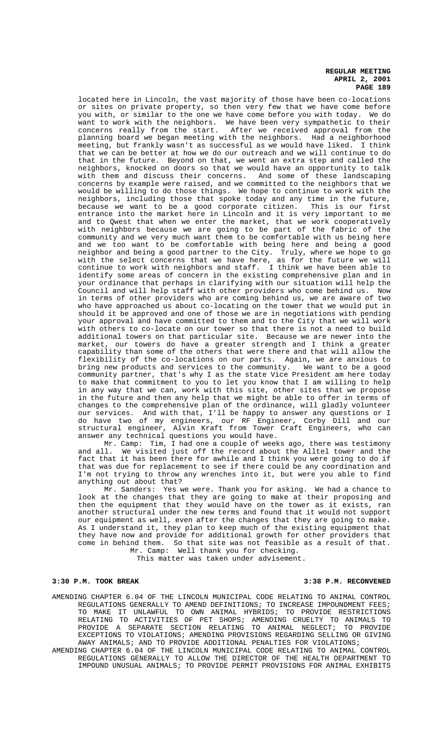located here in Lincoln, the vast majority of those have been co-locations or sites on private property, so then very few that we have come before you with, or similar to the one we have come before you with today. We do want to work with the neighbors. We have been very sympathetic to their concerns really from the start. After we received approval from the planning board we began meeting with the neighbors. Had a neighborhood meeting, but frankly wasn't as successful as we would have liked. I think that we can be better at how we do our outreach and we will continue to do that in the future. Beyond on that, we went an extra step and called the neighbors, knocked on doors so that we would have an opportunity to talk with them and discuss their concerns. And some of these landscaping concerns by example were raised, and we committed to the neighbors that we would be willing to do those things. We hope to continue to work with the neighbors, including those that spoke today and any time in the future, because we want to be a good corporate citizen. This is our first entrance into the market here in Lincoln and it is very important to me and to Qwest that when we enter the market, that we work cooperatively with neighbors because we are going to be part of the fabric of the community and we very much want them to be comfortable with us being here and we too want to be comfortable with being here and being a good neighbor and being a good partner to the City. Truly, where we hope to go with the select concerns that we have here, as for the future we will continue to work with neighbors and staff. I think we have been able to identify some areas of concern in the existing comprehensive plan and in your ordinance that perhaps in clarifying with our situation will help the Council and will help staff with other providers who come behind us. Now in terms of other providers who are coming behind us, we are aware of two who have approached us about co-locating on the tower that we would put in should it be approved and one of those we are in negotiations with pending your approval and have committed to them and to the City that we will work with others to co-locate on our tower so that there is not a need to build additional towers on that particular site. Because we are newer into the market, our towers do have a greater strength and I think a greater capability than some of the others that were there and that will allow the flexibility of the co-locations on our parts. Again, we are anxious to bring new products and services to the community. We want to be a good community partner, that's why I as the state Vice President am here today to make that commitment to you to let you know that I am willing to help in any way that we can, work with this site, other sites that we propose in the future and then any help that we might be able to offer in terms of changes to the comprehensive plan of the ordinance, will gladly volunteer our services. And with that, I'll be happy to answer any questions or I do have two of my engineers, our RF Engineer, Corby Dill and our structural engineer, Alvin Kraft from Tower Craft Engineers, who can answer any technical questions you would have.

Mr. Camp: Tim, I had one a couple of weeks ago, there was testimony and all. We visited just off the record about the Alltel tower and the fact that it has been there for awhile and I think you were going to do if that was due for replacement to see if there could be any coordination and I'm not trying to throw any wrenches into it, but were you able to find anything out about that?

Mr. Sanders: Yes we were. Thank you for asking. We had a chance to look at the changes that they are going to make at their proposing and then the equipment that they would have on the tower as it exists, ran another structural under the new terms and found that it would not support our equipment as well, even after the changes that they are going to make. As I understand it, they plan to keep much of the existing equipment that they have now and provide for additional growth for other providers that come in behind them. So that site was not feasible as a result of that.

Mr. Camp: Well thank you for checking.

This matter was taken under advisement.

**3:30 P.M. TOOK BREAK** **3:38 P.M. RECONVENED**

AMENDING CHAPTER 6.04 OF THE LINCOLN MUNICIPAL CODE RELATING TO ANIMAL CONTROL REGULATIONS GENERALLY TO AMEND DEFINITIONS; TO INCREASE IMPOUNDMENT FEES; TO MAKE IT UNLAWFUL TO OWN ANIMAL HYBRIDS; TO PROVIDE RESTRICTIONS RELATING TO ACTIVITIES OF PET SHOPS; AMENDING CRUELTY TO ANIMALS TO PROVIDE A SEPARATE SECTION RELATING TO ANIMAL NEGLECT; TO PROVIDE EXCEPTIONS TO VIOLATIONS; AMENDING PROVISIONS REGARDING SELLING OR GIVING AWAY ANIMALS; AND TO PROVIDE ADDITIONAL PENALTIES FOR VIOLATIONS;

AMENDING CHAPTER 6.04 OF THE LINCOLN MUNICIPAL CODE RELATING TO ANIMAL CONTROL REGULATIONS GENERALLY TO ALLOW THE DIRECTOR OF THE HEALTH DEPARTMENT TO IMPOUND UNUSUAL ANIMALS; TO PROVIDE PERMIT PROVISIONS FOR ANIMAL EXHIBITS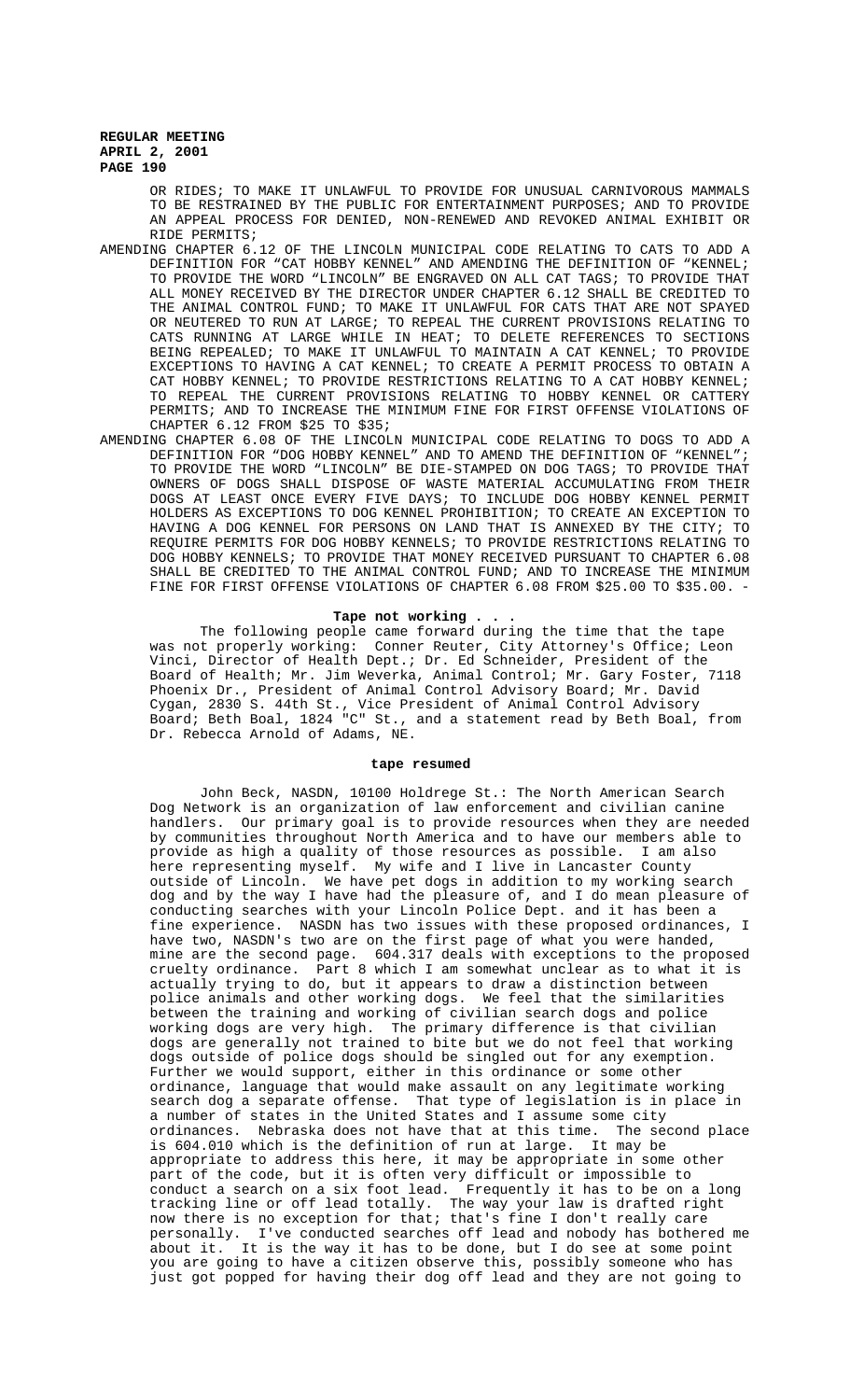OR RIDES; TO MAKE IT UNLAWFUL TO PROVIDE FOR UNUSUAL CARNIVOROUS MAMMALS TO BE RESTRAINED BY THE PUBLIC FOR ENTERTAINMENT PURPOSES; AND TO PROVIDE AN APPEAL PROCESS FOR DENIED, NON-RENEWED AND REVOKED ANIMAL EXHIBIT OR RIDE PERMITS;

AMENDING CHAPTER 6.12 OF THE LINCOLN MUNICIPAL CODE RELATING TO CATS TO ADD A DEFINITION FOR "CAT HOBBY KENNEL" AND AMENDING THE DEFINITION OF "KENNEL; TO PROVIDE THE WORD "LINCOLN" BE ENGRAVED ON ALL CAT TAGS; TO PROVIDE THAT ALL MONEY RECEIVED BY THE DIRECTOR UNDER CHAPTER 6.12 SHALL BE CREDITED TO THE ANIMAL CONTROL FUND; TO MAKE IT UNLAWFUL FOR CATS THAT ARE NOT SPAYED OR NEUTERED TO RUN AT LARGE; TO REPEAL THE CURRENT PROVISIONS RELATING TO CATS RUNNING AT LARGE WHILE IN HEAT; TO DELETE REFERENCES TO SECTIONS BEING REPEALED; TO MAKE IT UNLAWFUL TO MAINTAIN A CAT KENNEL; TO PROVIDE EXCEPTIONS TO HAVING A CAT KENNEL; TO CREATE A PERMIT PROCESS TO OBTAIN A CAT HOBBY KENNEL; TO PROVIDE RESTRICTIONS RELATING TO A CAT HOBBY KENNEL; TO REPEAL THE CURRENT PROVISIONS RELATING TO HOBBY KENNEL OR CATTERY PERMITS; AND TO INCREASE THE MINIMUM FINE FOR FIRST OFFENSE VIOLATIONS OF CHAPTER 6.12 FROM $25 TO $35;

AMENDING CHAPTER 6.08 OF THE LINCOLN MUNICIPAL CODE RELATING TO DOGS TO ADD A DEFINITION FOR "DOG HOBBY KENNEL" AND TO AMEND THE DEFINITION OF "KENNEL"; TO PROVIDE THE WORD "LINCOLN" BE DIE-STAMPED ON DOG TAGS; TO PROVIDE THAT OWNERS OF DOGS SHALL DISPOSE OF WASTE MATERIAL ACCUMULATING FROM THEIR DOGS AT LEAST ONCE EVERY FIVE DAYS; TO INCLUDE DOG HOBBY KENNEL PERMIT HOLDERS AS EXCEPTIONS TO DOG KENNEL PROHIBITION; TO CREATE AN EXCEPTION TO HAVING A DOG KENNEL FOR PERSONS ON LAND THAT IS ANNEXED BY THE CITY; TO REQUIRE PERMITS FOR DOG HOBBY KENNELS; TO PROVIDE RESTRICTIONS RELATING TO DOG HOBBY KENNELS; TO PROVIDE THAT MONEY RECEIVED PURSUANT TO CHAPTER 6.08 SHALL BE CREDITED TO THE ANIMAL CONTROL FUND; AND TO INCREASE THE MINIMUM FINE FOR FIRST OFFENSE VIOLATIONS OF CHAPTER 6.08 FROM $25.00 TO $35.00. -

**Tape not working . . .**

The following people came forward during the time that the tape was not properly working: Conner Reuter, City Attorney's Office; Leon Vinci, Director of Health Dept.; Dr. Ed Schneider, President of the Board of Health; Mr. Jim Weverka, Animal Control; Mr. Gary Foster, 7118 Phoenix Dr., President of Animal Control Advisory Board; Mr. David Cygan, 2830 S. 44th St., Vice President of Animal Control Advisory Board; Beth Boal, 1824 "C" St., and a statement read by Beth Boal, from Dr. Rebecca Arnold of Adams, NE.

**tape resumed**

John Beck, NASDN, 10100 Holdrege St.: The North American Search Dog Network is an organization of law enforcement and civilian canine handlers. Our primary goal is to provide resources when they are needed by communities throughout North America and to have our members able to provide as high a quality of those resources as possible. I am also here representing myself. My wife and I live in Lancaster County outside of Lincoln. We have pet dogs in addition to my working search dog and by the way I have had the pleasure of, and I do mean pleasure of conducting searches with your Lincoln Police Dept. and it has been a fine experience. NASDN has two issues with these proposed ordinances, I have two, NASDN's two are on the first page of what you were handed, mine are the second page. 604.317 deals with exceptions to the proposed cruelty ordinance. Part 8 which I am somewhat unclear as to what it is actually trying to do, but it appears to draw a distinction between police animals and other working dogs. We feel that the similarities between the training and working of civilian search dogs and police working dogs are very high. The primary difference is that civilian dogs are generally not trained to bite but we do not feel that working dogs outside of police dogs should be singled out for any exemption. Further we would support, either in this ordinance or some other ordinance, language that would make assault on any legitimate working search dog a separate offense. That type of legislation is in place in a number of states in the United States and I assume some city ordinances. Nebraska does not have that at this time. The second place is 604.010 which is the definition of run at large. It may be appropriate to address this here, it may be appropriate in some other part of the code, but it is often very difficult or impossible to conduct a search on a six foot lead. Frequently it has to be on a long tracking line or off lead totally. The way your law is drafted right now there is no exception for that; that's fine I don't really care personally. I've conducted searches off lead and nobody has bothered me about it. It is the way it has to be done, but I do see at some point you are going to have a citizen observe this, possibly someone who has just got popped for having their dog off lead and they are not going to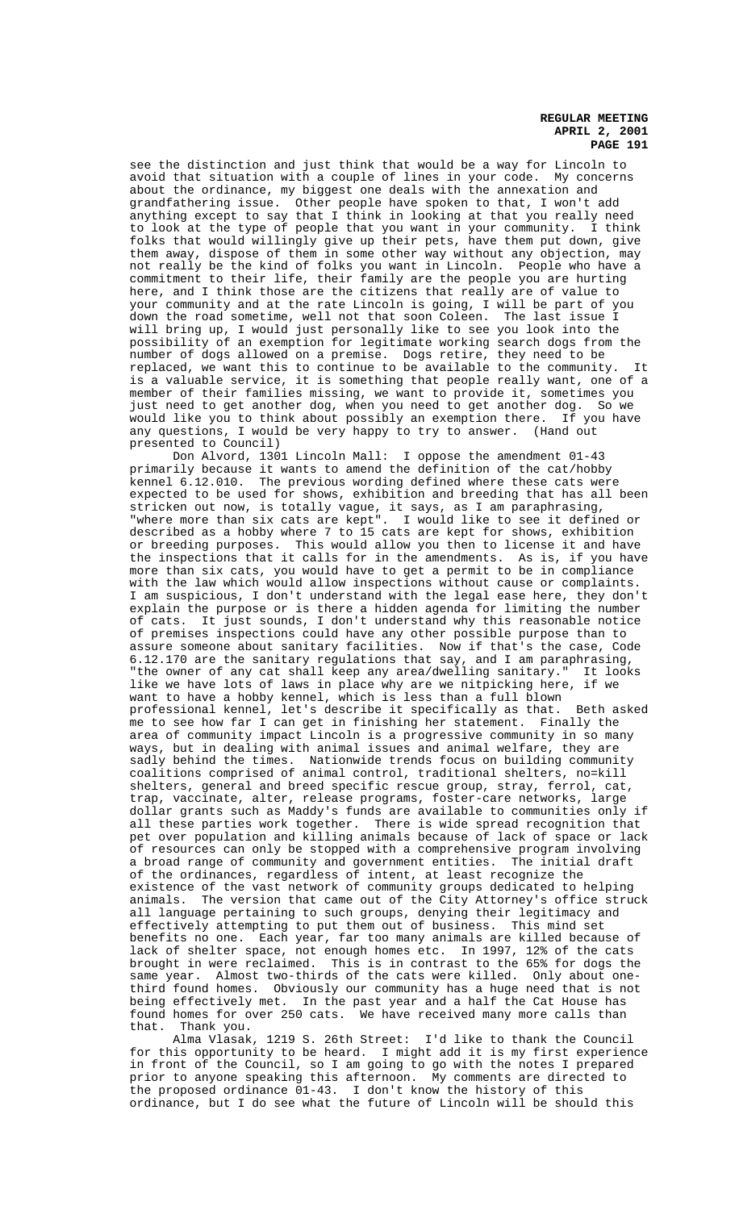see the distinction and just think that would be a way for Lincoln to avoid that situation with a couple of lines in your code. My concerns about the ordinance, my biggest one deals with the annexation and grandfathering issue. Other people have spoken to that, I won't add anything except to say that I think in looking at that you really need to look at the type of people that you want in your community. I think folks that would willingly give up their pets, have them put down, give them away, dispose of them in some other way without any objection, may not really be the kind of folks you want in Lincoln. People who have a commitment to their life, their family are the people you are hurting here, and I think those are the citizens that really are of value to your community and at the rate Lincoln is going, I will be part of you down the road sometime, well not that soon Coleen. The last issue I will bring up, I would just personally like to see you look into the possibility of an exemption for legitimate working search dogs from the number of dogs allowed on a premise. Dogs retire, they need to be replaced, we want this to continue to be available to the community. It is a valuable service, it is something that people really want, one of a member of their families missing, we want to provide it, sometimes you just need to get another dog, when you need to get another dog. So we would like you to think about possibly an exemption there. If you have any questions, I would be very happy to try to answer. (Hand out presented to Council)

Don Alvord, 1301 Lincoln Mall: I oppose the amendment 01-43 primarily because it wants to amend the definition of the cat/hobby kennel 6.12.010. The previous wording defined where these cats were expected to be used for shows, exhibition and breeding that has all been stricken out now, is totally vague, it says, as I am paraphrasing, "where more than six cats are kept". I would like to see it defined or described as a hobby where 7 to 15 cats are kept for shows, exhibition or breeding purposes. This would allow you then to license it and have the inspections that it calls for in the amendments. As is, if you have more than six cats, you would have to get a permit to be in compliance with the law which would allow inspections without cause or complaints. I am suspicious, I don't understand with the legal ease here, they don't explain the purpose or is there a hidden agenda for limiting the number of cats. It just sounds, I don't understand why this reasonable notice of premises inspections could have any other possible purpose than to assure someone about sanitary facilities. Now if that's the case, Code 6.12.170 are the sanitary regulations that say, and I am paraphrasing, "the owner of any cat shall keep any area/dwelling sanitary." It looks like we have lots of laws in place why are we nitpicking here, if we want to have a hobby kennel, which is less than a full blown professional kennel, let's describe it specifically as that. Beth asked me to see how far I can get in finishing her statement. Finally the area of community impact Lincoln is a progressive community in so many ways, but in dealing with animal issues and animal welfare, they are sadly behind the times. Nationwide trends focus on building community coalitions comprised of animal control, traditional shelters, no=kill shelters, general and breed specific rescue group, stray, ferrol, cat, trap, vaccinate, alter, release programs, foster-care networks, large dollar grants such as Maddy's funds are available to communities only if all these parties work together. There is wide spread recognition that pet over population and killing animals because of lack of space or lack of resources can only be stopped with a comprehensive program involving a broad range of community and government entities. The initial draft of the ordinances, regardless of intent, at least recognize the existence of the vast network of community groups dedicated to helping animals. The version that came out of the City Attorney's office struck all language pertaining to such groups, denying their legitimacy and effectively attempting to put them out of business. This mind set benefits no one. Each year, far too many animals are killed because of lack of shelter space, not enough homes etc. In 1997, 12% of the cats brought in were reclaimed. This is in contrast to the 65% for dogs the same year. Almost two-thirds of the cats were killed. Only about one-third found homes. Obviously our community has a huge need that is not being effectively met. In the past year and a half the Cat House has found homes for over 250 cats. We have received many more calls than that. Thank you.

Alma Vlasak, 1219 S. 26th Street: I'd like to thank the Council for this opportunity to be heard. I might add it is my first experience in front of the Council, so I am going to go with the notes I prepared prior to anyone speaking this afternoon. My comments are directed to the proposed ordinance 01-43. I don't know the history of this ordinance, but I do see what the future of Lincoln will be should this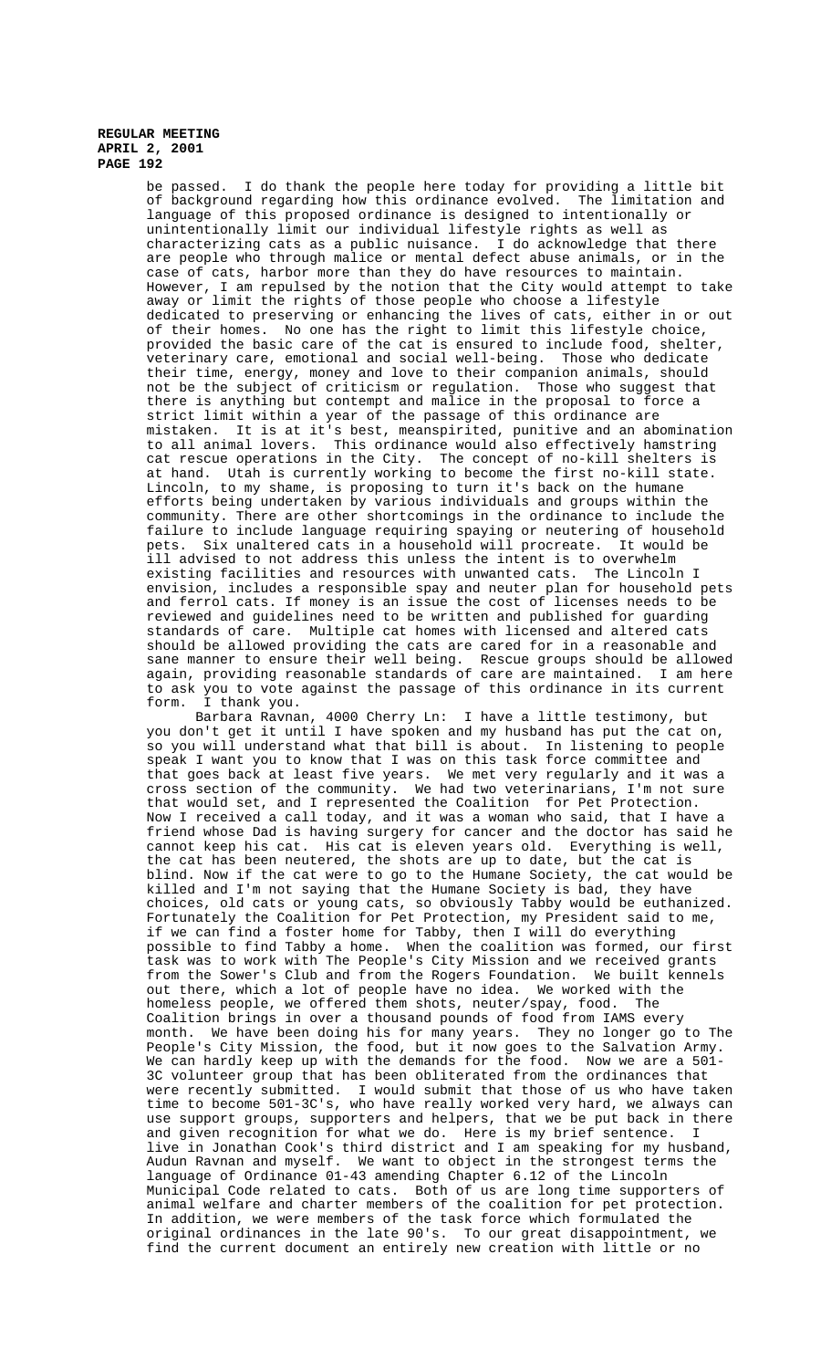be passed. I do thank the people here today for providing a little bit of background regarding how this ordinance evolved. The limitation and language of this proposed ordinance is designed to intentionally or unintentionally limit our individual lifestyle rights as well as characterizing cats as a public nuisance. I do acknowledge that there are people who through malice or mental defect abuse animals, or in the case of cats, harbor more than they do have resources to maintain. However, I am repulsed by the notion that the City would attempt to take away or limit the rights of those people who choose a lifestyle dedicated to preserving or enhancing the lives of cats, either in or out of their homes. No one has the right to limit this lifestyle choice, provided the basic care of the cat is ensured to include food, shelter, veterinary care, emotional and social well-being. Those who dedicate their time, energy, money and love to their companion animals, should not be the subject of criticism or regulation. Those who suggest that there is anything but contempt and malice in the proposal to force a strict limit within a year of the passage of this ordinance are mistaken. It is at it's best, meanspirited, punitive and an abomination to all animal lovers. This ordinance would also effectively hamstring cat rescue operations in the City. The concept of no-kill shelters is at hand. Utah is currently working to become the first no-kill state. Lincoln, to my shame, is proposing to turn it's back on the humane efforts being undertaken by various individuals and groups within the community. There are other shortcomings in the ordinance to include the failure to include language requiring spaying or neutering of household pets. Six unaltered cats in a household will procreate. It would be ill advised to not address this unless the intent is to overwhelm existing facilities and resources with unwanted cats. The Lincoln I envision, includes a responsible spay and neuter plan for household pets and ferrol cats. If money is an issue the cost of licenses needs to be reviewed and guidelines need to be written and published for guarding standards of care. Multiple cat homes with licensed and altered cats should be allowed providing the cats are cared for in a reasonable and sane manner to ensure their well being. Rescue groups should be allowed again, providing reasonable standards of care are maintained. I am here to ask you to vote against the passage of this ordinance in its current form. I thank you.

Barbara Ravnan, 4000 Cherry Ln: I have a little testimony, but you don't get it until I have spoken and my husband has put the cat on, so you will understand what that bill is about. In listening to people speak I want you to know that I was on this task force committee and that goes back at least five years. We met very regularly and it was a cross section of the community. We had two veterinarians, I'm not sure that would set, and I represented the Coalition for Pet Protection. Now I received a call today, and it was a woman who said, that I have a friend whose Dad is having surgery for cancer and the doctor has said he cannot keep his cat. His cat is eleven years old. Everything is well, the cat has been neutered, the shots are up to date, but the cat is blind. Now if the cat were to go to the Humane Society, the cat would be killed and I'm not saying that the Humane Society is bad, they have choices, old cats or young cats, so obviously Tabby would be euthanized. Fortunately the Coalition for Pet Protection, my President said to me, if we can find a foster home for Tabby, then I will do everything possible to find Tabby a home. When the coalition was formed, our first task was to work with The People's City Mission and we received grants from the Sower's Club and from the Rogers Foundation. We built kennels out there, which a lot of people have no idea. We worked with the homeless people, we offered them shots, neuter/spay, food. The Coalition brings in over a thousand pounds of food from IAMS every month. We have been doing his for many years. They no longer go to The People's City Mission, the food, but it now goes to the Salvation Army. We can hardly keep up with the demands for the food. Now we are a 501-3C volunteer group that has been obliterated from the ordinances that were recently submitted. I would submit that those of us who have taken time to become 501-3C's, who have really worked very hard, we always can use support groups, supporters and helpers, that we be put back in there and given recognition for what we do. Here is my brief sentence. I live in Jonathan Cook's third district and I am speaking for my husband, Audun Ravnan and myself. We want to object in the strongest terms the language of Ordinance 01-43 amending Chapter 6.12 of the Lincoln Municipal Code related to cats. Both of us are long time supporters of animal welfare and charter members of the coalition for pet protection. In addition, we were members of the task force which formulated the original ordinances in the late 90's. To our great disappointment, we find the current document an entirely new creation with little or no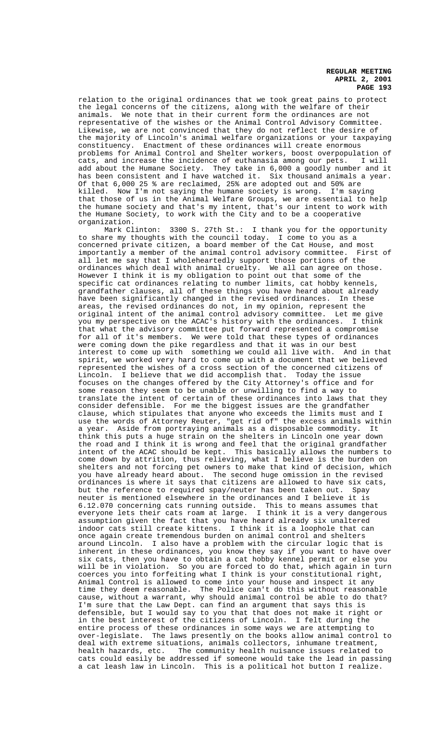relation to the original ordinances that we took great pains to protect the legal concerns of the citizens, along with the welfare of their animals. We note that in their current form the ordinances are not representative of the wishes or the Animal Control Advisory Committee. Likewise, we are not convinced that they do not reflect the desire of the majority of Lincoln's animal welfare organizations or your taxpaying constituency. Enactment of these ordinances will create enormous problems for Animal Control and Shelter workers, boost overpopulation of cats, and increase the incidence of euthanasia among our pets. I will add about the Humane Society. They take in 6,000 a goodly number and it has been consistent and I have watched it. Six thousand animals a year. Of that 6,000 25 % are reclaimed, 25% are adopted out and 50% are killed. Now I'm not saying the humane society is wrong. I'm saying that those of us in the Animal Welfare Groups, we are essential to help the humane society and that's my intent, that's our intent to work with the Humane Society, to work with the City and to be a cooperative organization.

Mark Clinton: 3300 S. 27th St.: I thank you for the opportunity to share my thoughts with the council today. I come to you as a concerned private citizen, a board member of the Cat House, and most importantly a member of the animal control advisory committee. First of all let me say that I wholeheartedly support those portions of the ordinances which deal with animal cruelty. We all can agree on those. However I think it is my obligation to point out that some of the specific cat ordinances relating to number limits, cat hobby kennels, grandfather clauses, all of these things you have heard about already have been significantly changed in the revised ordinances. In these areas, the revised ordinances do not, in my opinion, represent the original intent of the animal control advisory committee. Let me give you my perspective on the ACAC's history with the ordinances. I think that what the advisory committee put forward represented a compromise for all of it's members. We were told that these types of ordinances were coming down the pike regardless and that it was in our best interest to come up with something we could all live with. And in that spirit, we worked very hard to come up with a document that we believed represented the wishes of a cross section of the concerned citizens of Lincoln. I believe that we did accomplish that. Today the issue focuses on the changes offered by the City Attorney's office and for some reason they seem to be unable or unwilling to find a way to translate the intent of certain of these ordinances into laws that they consider defensible. For me the biggest issues are the grandfather clause, which stipulates that anyone who exceeds the limits must and I use the words of Attorney Reuter, "get rid of" the excess animals within a year. Aside from portraying animals as a disposable commodity. It think this puts a huge strain on the shelters in Lincoln one year down the road and I think it is wrong and feel that the original grandfather intent of the ACAC should be kept. This basically allows the numbers to come down by attrition, thus relieving, what I believe is the burden on shelters and not forcing pet owners to make that kind of decision, which you have already heard about. The second huge omission in the revised ordinances is where it says that citizens are allowed to have six cats, but the reference to required spay/neuter has been taken out. Spay neuter is mentioned elsewhere in the ordinances and I believe it is 6.12.070 concerning cats running outside. This to means assumes that everyone lets their cats roam at large. I think it is a very dangerous assumption given the fact that you have heard already six unaltered indoor cats still create kittens. I think it is a loophole that can once again create tremendous burden on animal control and shelters around Lincoln. I also have a problem with the circular logic that is inherent in these ordinances, you know they say if you want to have over six cats, then you have to obtain a cat hobby kennel permit or else you will be in violation. So you are forced to do that, which again in turn coerces you into forfeiting what I think is your constitutional right, Animal Control is allowed to come into your house and inspect it any time they deem reasonable. The Police can't do this without reasonable cause, without a warrant, why should animal control be able to do that? I'm sure that the Law Dept. can find an argument that says this is defensible, but I would say to you that that does not make it right or in the best interest of the citizens of Lincoln. I felt during the entire process of these ordinances in some ways we are attempting to over-legislate. The laws presently on the books allow animal control to deal with extreme situations, animals collectors, inhumane treatment, health hazards, etc. The community health nuisance issues related to cats could easily be addressed if someone would take the lead in passing a cat leash law in Lincoln. This is a political hot button I realize.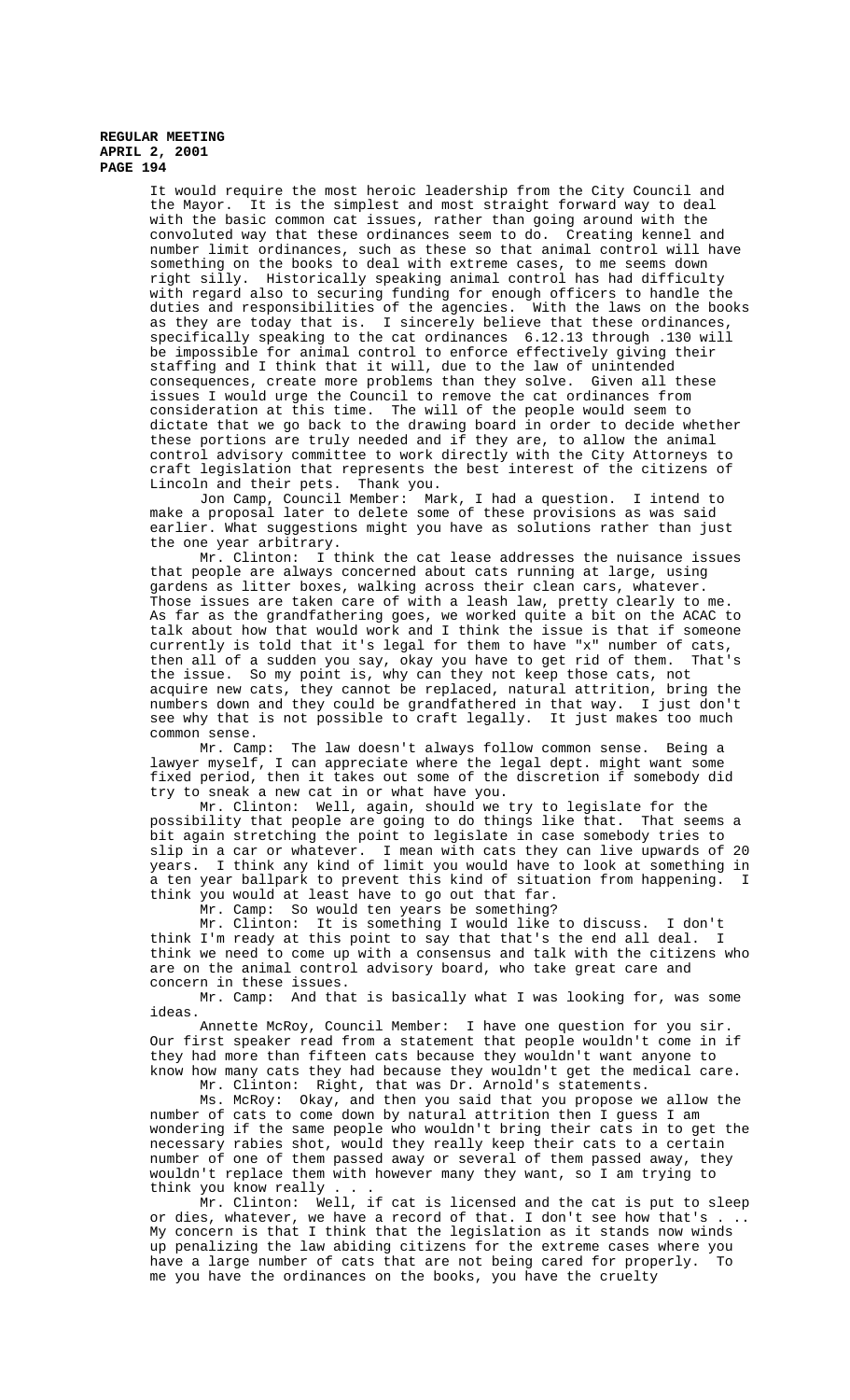It would require the most heroic leadership from the City Council and the Mayor. It is the simplest and most straight forward way to deal with the basic common cat issues, rather than going around with the convoluted way that these ordinances seem to do. Creating kennel and number limit ordinances, such as these so that animal control will have something on the books to deal with extreme cases, to me seems down right silly. Historically speaking animal control has had difficulty with regard also to securing funding for enough officers to handle the duties and responsibilities of the agencies. With the laws on the books as they are today that is. I sincerely believe that these ordinances, specifically speaking to the cat ordinances 6.12.13 through .130 will be impossible for animal control to enforce effectively giving their staffing and I think that it will, due to the law of unintended consequences, create more problems than they solve. Given all these issues I would urge the Council to remove the cat ordinances from consideration at this time. The will of the people would seem to dictate that we go back to the drawing board in order to decide whether these portions are truly needed and if they are, to allow the animal control advisory committee to work directly with the City Attorneys to craft legislation that represents the best interest of the citizens of Lincoln and their pets. Thank you.

Jon Camp, Council Member: Mark, I had a question. I intend to make a proposal later to delete some of these provisions as was said earlier. What suggestions might you have as solutions rather than just the one year arbitrary.

Mr. Clinton: I think the cat lease addresses the nuisance issues that people are always concerned about cats running at large, using gardens as litter boxes, walking across their clean cars, whatever. Those issues are taken care of with a leash law, pretty clearly to me. As far as the grandfathering goes, we worked quite a bit on the ACAC to talk about how that would work and I think the issue is that if someone currently is told that it's legal for them to have "x" number of cats, then all of a sudden you say, okay you have to get rid of them. That's the issue. So my point is, why can they not keep those cats, not acquire new cats, they cannot be replaced, natural attrition, bring the numbers down and they could be grandfathered in that way. I just don't see why that is not possible to craft legally. It just makes too much common sense.

Mr. Camp: The law doesn't always follow common sense. Being a lawyer myself, I can appreciate where the legal dept. might want some fixed period, then it takes out some of the discretion if somebody did try to sneak a new cat in or what have you.

Mr. Clinton: Well, again, should we try to legislate for the possibility that people are going to do things like that. That seems a bit again stretching the point to legislate in case somebody tries to slip in a car or whatever. I mean with cats they can live upwards of 20 years. I think any kind of limit you would have to look at something in a ten year ballpark to prevent this kind of situation from happening. I think you would at least have to go out that far.

Mr. Camp: So would ten years be something?

Mr. Clinton: It is something I would like to discuss. I don't think I'm ready at this point to say that that's the end all deal. I think we need to come up with a consensus and talk with the citizens who are on the animal control advisory board, who take great care and concern in these issues.

Mr. Camp: And that is basically what I was looking for, was some ideas.

Annette McRoy, Council Member: I have one question for you sir. Our first speaker read from a statement that people wouldn't come in if they had more than fifteen cats because they wouldn't want anyone to know how many cats they had because they wouldn't get the medical care.

Mr. Clinton: Right, that was Dr. Arnold's statements.

Ms. McRoy: Okay, and then you said that you propose we allow the number of cats to come down by natural attrition then I guess I am wondering if the same people who wouldn't bring their cats in to get the necessary rabies shot, would they really keep their cats to a certain number of one of them passed away or several of them passed away, they wouldn't replace them with however many they want, so I am trying to think you know really . . .

Mr. Clinton: Well, if cat is licensed and the cat is put to sleep or dies, whatever, we have a record of that. I don't see how that's . . . My concern is that I think that the legislation as it stands now winds up penalizing the law abiding citizens for the extreme cases where you have a large number of cats that are not being cared for properly. To me you have the ordinances on the books, you have the cruelty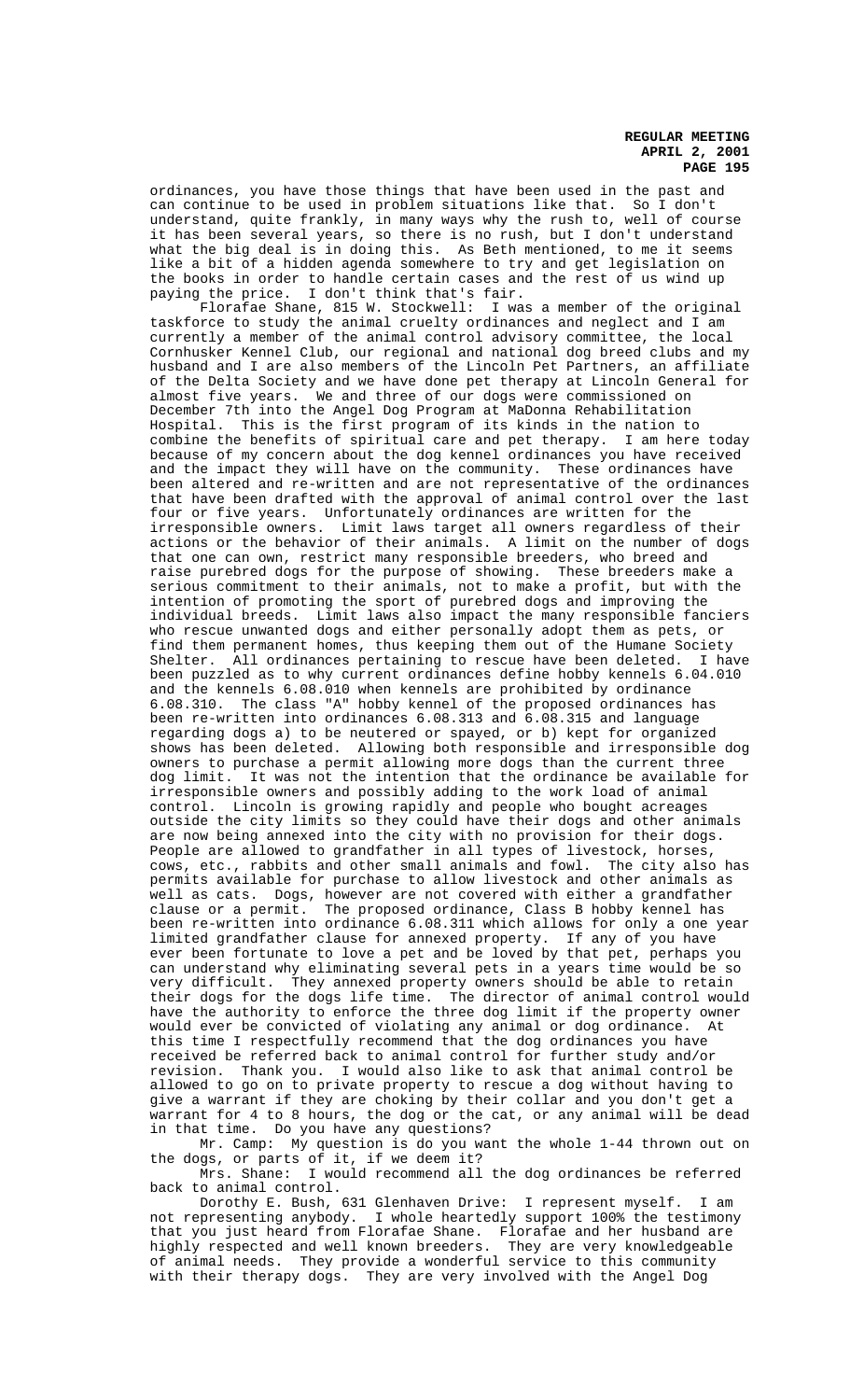ordinances, you have those things that have been used in the past and can continue to be used in problem situations like that. So I don't understand, quite frankly, in many ways why the rush to, well of course it has been several years, so there is no rush, but I don't understand what the big deal is in doing this. As Beth mentioned, to me it seems like a bit of a hidden agenda somewhere to try and get legislation on the books in order to handle certain cases and the rest of us wind up paying the price. I don't think that's fair.

Florafae Shane, 815 W. Stockwell: I was a member of the original taskforce to study the animal cruelty ordinances and neglect and I am currently a member of the animal control advisory committee, the local Cornhusker Kennel Club, our regional and national dog breed clubs and my husband and I are also members of the Lincoln Pet Partners, an affiliate of the Delta Society and we have done pet therapy at Lincoln General for almost five years. We and three of our dogs were commissioned on December 7th into the Angel Dog Program at MaDonna Rehabilitation Hospital. This is the first program of its kinds in the nation to combine the benefits of spiritual care and pet therapy. I am here today because of my concern about the dog kennel ordinances you have received and the impact they will have on the community. These ordinances have been altered and re-written and are not representative of the ordinances that have been drafted with the approval of animal control over the last four or five years. Unfortunately ordinances are written for the irresponsible owners. Limit laws target all owners regardless of their actions or the behavior of their animals. A limit on the number of dogs that one can own, restrict many responsible breeders, who breed and raise purebred dogs for the purpose of showing. These breeders make a serious commitment to their animals, not to make a profit, but with the intention of promoting the sport of purebred dogs and improving the individual breeds. Limit laws also impact the many responsible fanciers who rescue unwanted dogs and either personally adopt them as pets, or find them permanent homes, thus keeping them out of the Humane Society Shelter. All ordinances pertaining to rescue have been deleted. I have been puzzled as to why current ordinances define hobby kennels 6.04.010 and the kennels 6.08.010 when kennels are prohibited by ordinance 6.08.310. The class "A" hobby kennel of the proposed ordinances has been re-written into ordinances 6.08.313 and 6.08.315 and language regarding dogs a) to be neutered or spayed, or b) kept for organized shows has been deleted. Allowing both responsible and irresponsible dog owners to purchase a permit allowing more dogs than the current three dog limit. It was not the intention that the ordinance be available for irresponsible owners and possibly adding to the work load of animal control. Lincoln is growing rapidly and people who bought acreages outside the city limits so they could have their dogs and other animals are now being annexed into the city with no provision for their dogs. People are allowed to grandfather in all types of livestock, horses, cows, etc., rabbits and other small animals and fowl. The city also has permits available for purchase to allow livestock and other animals as well as cats. Dogs, however are not covered with either a grandfather clause or a permit. The proposed ordinance, Class B hobby kennel has been re-written into ordinance 6.08.311 which allows for only a one year limited grandfather clause for annexed property. If any of you have ever been fortunate to love a pet and be loved by that pet, perhaps you can understand why eliminating several pets in a years time would be so very difficult. They annexed property owners should be able to retain their dogs for the dogs life time. The director of animal control would have the authority to enforce the three dog limit if the property owner would ever be convicted of violating any animal or dog ordinance. At this time I respectfully recommend that the dog ordinances you have received be referred back to animal control for further study and/or revision. Thank you. I would also like to ask that animal control be allowed to go on to private property to rescue a dog without having to give a warrant if they are choking by their collar and you don't get a warrant for 4 to 8 hours, the dog or the cat, or any animal will be dead in that time. Do you have any questions?

Mr. Camp: My question is do you want the whole 1-44 thrown out on the dogs, or parts of it, if we deem it?

Mrs. Shane: I would recommend all the dog ordinances be referred back to animal control.

Dorothy E. Bush, 631 Glenhaven Drive: I represent myself. I am not representing anybody. I whole heartedly support 100% the testimony that you just heard from Florafae Shane. Florafae and her husband are highly respected and well known breeders. They are very knowledgeable of animal needs. They provide a wonderful service to this community with their therapy dogs. They are very involved with the Angel Dog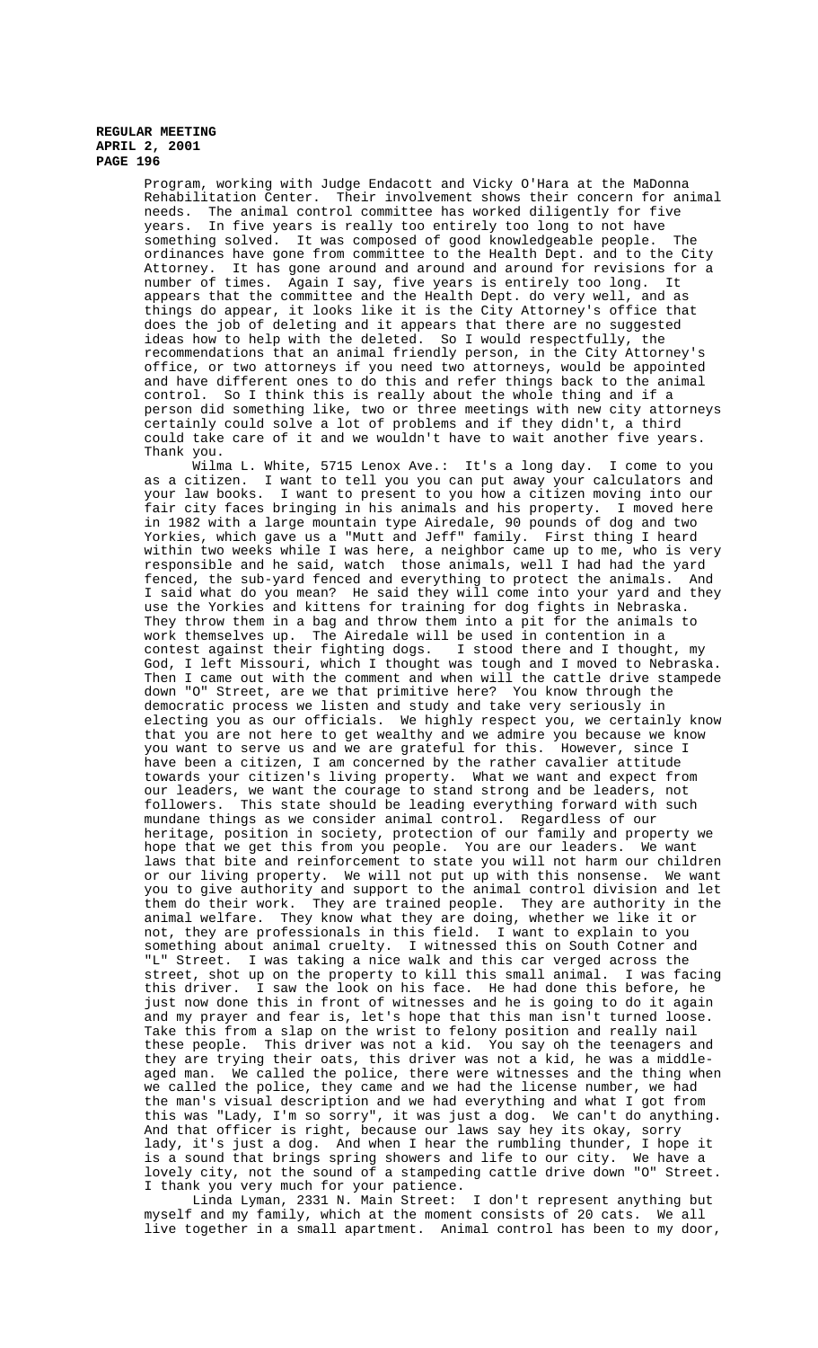Program, working with Judge Endacott and Vicky O'Hara at the MaDonna Rehabilitation Center. Their involvement shows their concern for animal needs. The animal control committee has worked diligently for five years. In five years is really too entirely too long to not have something solved. It was composed of good knowledgeable people. The ordinances have gone from committee to the Health Dept. and to the City Attorney. It has gone around and around and around for revisions for a number of times. Again I say, five years is entirely too long. It appears that the committee and the Health Dept. do very well, and as things do appear, it looks like it is the City Attorney's office that does the job of deleting and it appears that there are no suggested ideas how to help with the deleted. So I would respectfully, the recommendations that an animal friendly person, in the City Attorney's office, or two attorneys if you need two attorneys, would be appointed and have different ones to do this and refer things back to the animal control. So I think this is really about the whole thing and if a person did something like, two or three meetings with new city attorneys certainly could solve a lot of problems and if they didn't, a third could take care of it and we wouldn't have to wait another five years. Thank you.

Wilma L. White, 5715 Lenox Ave.: It's a long day. I come to you as a citizen. I want to tell you you can put away your calculators and your law books. I want to present to you how a citizen moving into our fair city faces bringing in his animals and his property. I moved here in 1982 with a large mountain type Airedale, 90 pounds of dog and two Yorkies, which gave us a "Mutt and Jeff" family. First thing I heard within two weeks while I was here, a neighbor came up to me, who is very responsible and he said, watch those animals, well I had had the yard fenced, the sub-yard fenced and everything to protect the animals. And I said what do you mean? He said they will come into your yard and they use the Yorkies and kittens for training for dog fights in Nebraska. They throw them in a bag and throw them into a pit for the animals to work themselves up. The Airedale will be used in contention in a contest against their fighting dogs. I stood there and I thought, my God, I left Missouri, which I thought was tough and I moved to Nebraska. Then I came out with the comment and when will the cattle drive stampede down "O" Street, are we that primitive here? You know through the democratic process we listen and study and take very seriously in electing you as our officials. We highly respect you, we certainly know that you are not here to get wealthy and we admire you because we know you want to serve us and we are grateful for this. However, since I have been a citizen, I am concerned by the rather cavalier attitude towards your citizen's living property. What we want and expect from our leaders, we want the courage to stand strong and be leaders, not followers. This state should be leading everything forward with such mundane things as we consider animal control. Regardless of our heritage, position in society, protection of our family and property we hope that we get this from you people. You are our leaders. We want laws that bite and reinforcement to state you will not harm our children or our living property. We will not put up with this nonsense. We want you to give authority and support to the animal control division and let them do their work. They are trained people. They are authority in the animal welfare. They know what they are doing, whether we like it or not, they are professionals in this field. I want to explain to you something about animal cruelty. I witnessed this on South Cotner and "L" Street. I was taking a nice walk and this car verged across the street, shot up on the property to kill this small animal. I was facing this driver. I saw the look on his face. He had done this before, he just now done this in front of witnesses and he is going to do it again and my prayer and fear is, let's hope that this man isn't turned loose. Take this from a slap on the wrist to felony position and really nail these people. This driver was not a kid. You say oh the teenagers and they are trying their oats, this driver was not a kid, he was a middle-aged man. We called the police, there were witnesses and the thing when we called the police, they came and we had the license number, we had the man's visual description and we had everything and what I got from this was "Lady, I'm so sorry", it was just a dog. We can't do anything. And that officer is right, because our laws say hey its okay, sorry lady, it's just a dog. And when I hear the rumbling thunder, I hope it is a sound that brings spring showers and life to our city. We have a lovely city, not the sound of a stampeding cattle drive down "O" Street. I thank you very much for your patience.

Linda Lyman, 2331 N. Main Street: I don't represent anything but myself and my family, which at the moment consists of 20 cats. We all live together in a small apartment. Animal control has been to my door,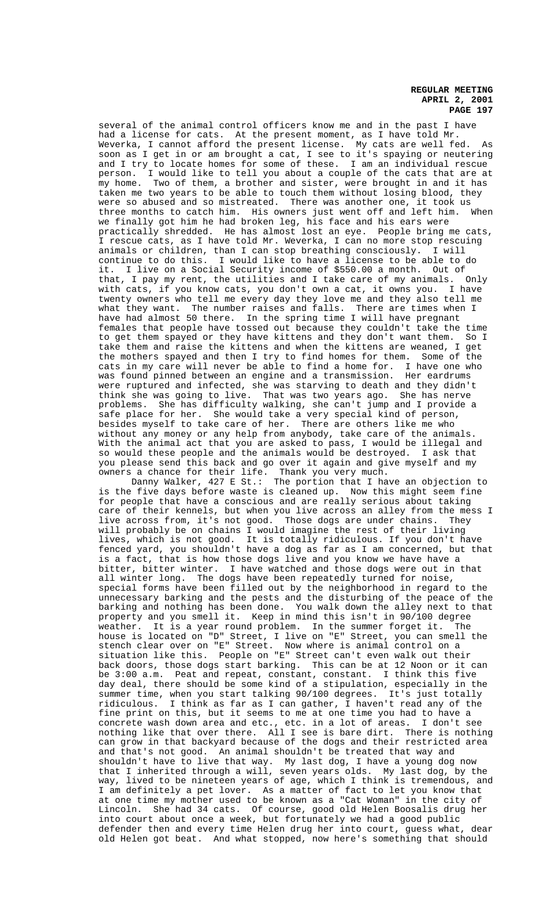several of the animal control officers know me and in the past I have had a license for cats. At the present moment, as I have told Mr. Weverka, I cannot afford the present license. My cats are well fed. As soon as I get in or am brought a cat, I see to it's spaying or neutering and I try to locate homes for some of these. I am an individual rescue person. I would like to tell you about a couple of the cats that are at my home. Two of them, a brother and sister, were brought in and it has taken me two years to be able to touch them without losing blood, they were so abused and so mistreated. There was another one, it took us three months to catch him. His owners just went off and left him. When we finally got him he had broken leg, his face and his ears were practically shredded. He has almost lost an eye. People bring me cats, I rescue cats, as I have told Mr. Weverka, I can no more stop rescuing animals or children, than I can stop breathing consciously. I will continue to do this. I would like to have a license to be able to do it. I live on a Social Security income of $550.00 a month. Out of that, I pay my rent, the utilities and I take care of my animals. Only with cats, if you know cats, you don't own a cat, it owns you. I have twenty owners who tell me every day they love me and they also tell me what they want. The number raises and falls. There are times when I have had almost 50 there. In the spring time I will have pregnant females that people have tossed out because they couldn't take the time to get them spayed or they have kittens and they don't want them. So I take them and raise the kittens and when the kittens are weaned, I get the mothers spayed and then I try to find homes for them. Some of the cats in my care will never be able to find a home for. I have one who was found pinned between an engine and a transmission. Her eardrums were ruptured and infected, she was starving to death and they didn't think she was going to live. That was two years ago. She has nerve problems. She has difficulty walking, she can't jump and I provide a safe place for her. She would take a very special kind of person, besides myself to take care of her. There are others like me who without any money or any help from anybody, take care of the animals. With the animal act that you are asked to pass, I would be illegal and so would these people and the animals would be destroyed. I ask that you please send this back and go over it again and give myself and my owners a chance for their life. Thank you very much.

Danny Walker, 427 E St.: The portion that I have an objection to is the five days before waste is cleaned up. Now this might seem fine for people that have a conscious and are really serious about taking care of their kennels, but when you live across an alley from the mess I live across from, it's not good. Those dogs are under chains. They will probably be on chains I would imagine the rest of their living lives, which is not good. It is totally ridiculous. If you don't have fenced yard, you shouldn't have a dog as far as I am concerned, but that is a fact, that is how those dogs live and you know we have have a bitter, bitter winter. I have watched and those dogs were out in that all winter long. The dogs have been repeatedly turned for noise, special forms have been filled out by the neighborhood in regard to the unnecessary barking and the pests and the disturbing of the peace of the barking and nothing has been done. You walk down the alley next to that property and you smell it. Keep in mind this isn't in 90/100 degree weather. It is a year round problem. In the summer forget it. The house is located on "D" Street, I live on "E" Street, you can smell the stench clear over on "E" Street. Now where is animal control on a situation like this. People on "E" Street can't even walk out their back doors, those dogs start barking. This can be at 12 Noon or it can be 3:00 a.m. Peat and repeat, constant, constant. I think this five day deal, there should be some kind of a stipulation, especially in the summer time, when you start talking 90/100 degrees. It's just totally ridiculous. I think as far as I can gather, I haven't read any of the fine print on this, but it seems to me at one time you had to have a concrete wash down area and etc., etc. in a lot of areas. I don't see nothing like that over there. All I see is bare dirt. There is nothing can grow in that backyard because of the dogs and their restricted area and that's not good. An animal shouldn't be treated that way and shouldn't have to live that way. My last dog, I have a young dog now that I inherited through a will, seven years olds. My last dog, by the way, lived to be nineteen years of age, which I think is tremendous, and I am definitely a pet lover. As a matter of fact to let you know that at one time my mother used to be known as a "Cat Woman" in the city of Lincoln. She had 34 cats. Of course, good old Helen Boosalis drug her into court about once a week, but fortunately we had a good public defender then and every time Helen drug her into court, guess what, dear old Helen got beat. And what stopped, now here's something that should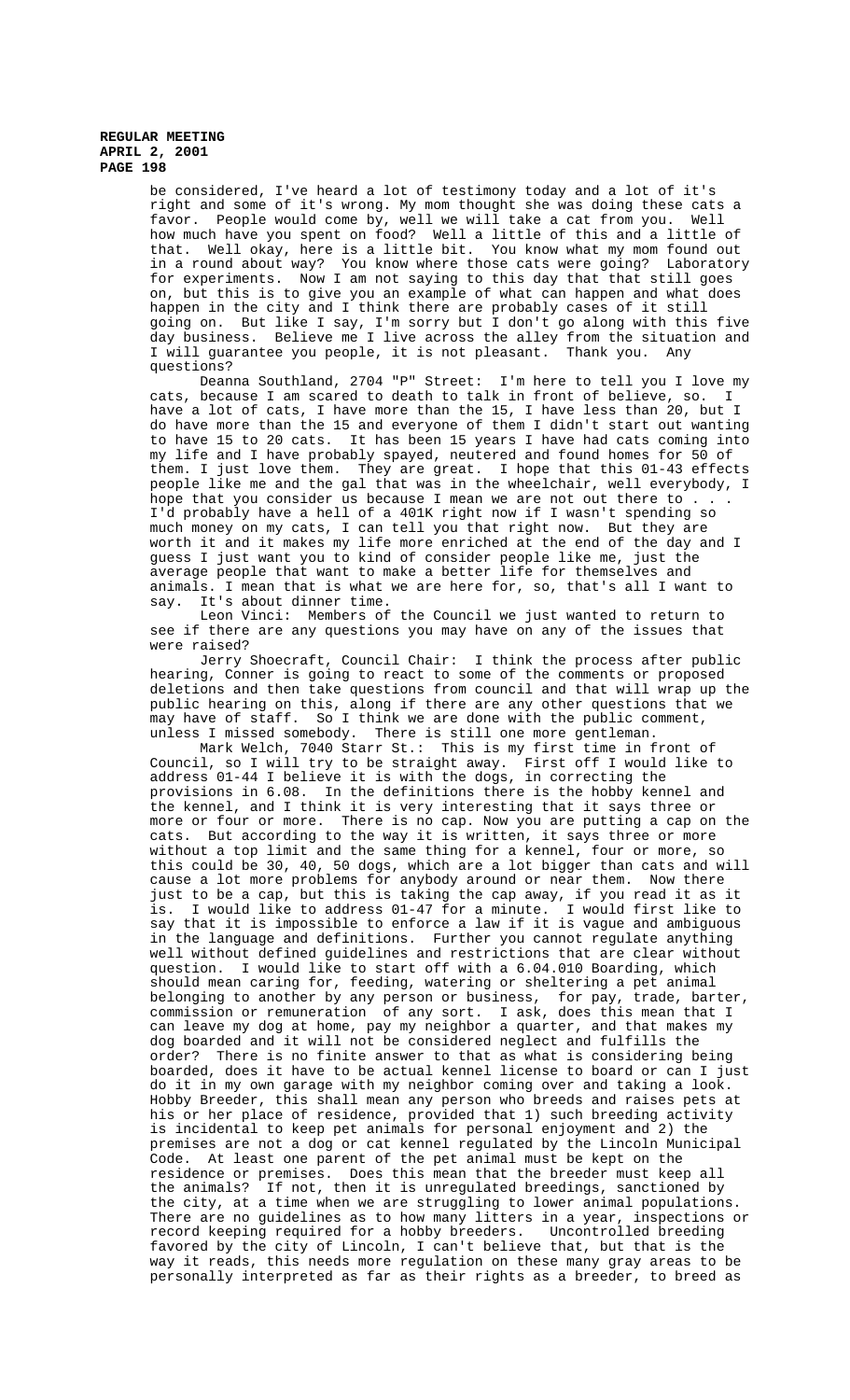be considered, I've heard a lot of testimony today and a lot of it's right and some of it's wrong. My mom thought she was doing these cats a favor. People would come by, well we will take a cat from you. Well how much have you spent on food? Well a little of this and a little of that. Well okay, here is a little bit. You know what my mom found out in a round about way? You know where those cats were going? Laboratory for experiments. Now I am not saying to this day that that still goes on, but this is to give you an example of what can happen and what does happen in the city and I think there are probably cases of it still going on. But like I say, I'm sorry but I don't go along with this five day business. Believe me I live across the alley from the situation and I will guarantee you people, it is not pleasant. Thank you. Any questions?

Deanna Southland, 2704 "P" Street: I'm here to tell you I love my cats, because I am scared to death to talk in front of believe, so. I have a lot of cats, I have more than the 15, I have less than 20, but I do have more than the 15 and everyone of them I didn't start out wanting to have 15 to 20 cats. It has been 15 years I have had cats coming into my life and I have probably spayed, neutered and found homes for 50 of them. I just love them. They are great. I hope that this 01-43 effects people like me and the gal that was in the wheelchair, well everybody, I hope that you consider us because I mean we are not out there to . . . I'd probably have a hell of a 401K right now if I wasn't spending so much money on my cats, I can tell you that right now. But they are worth it and it makes my life more enriched at the end of the day and I guess I just want you to kind of consider people like me, just the average people that want to make a better life for themselves and animals. I mean that is what we are here for, so, that's all I want to say. It's about dinner time.

Leon Vinci: Members of the Council we just wanted to return to see if there are any questions you may have on any of the issues that were raised?

Jerry Shoecraft, Council Chair: I think the process after public hearing, Conner is going to react to some of the comments or proposed deletions and then take questions from council and that will wrap up the public hearing on this, along if there are any other questions that we may have of staff. So I think we are done with the public comment, unless I missed somebody. There is still one more gentleman.

Mark Welch, 7040 Starr St.: This is my first time in front of Council, so I will try to be straight away. First off I would like to address 01-44 I believe it is with the dogs, in correcting the provisions in 6.08. In the definitions there is the hobby kennel and the kennel, and I think it is very interesting that it says three or more or four or more. There is no cap. Now you are putting a cap on the cats. But according to the way it is written, it says three or more without a top limit and the same thing for a kennel, four or more, so this could be 30, 40, 50 dogs, which are a lot bigger than cats and will cause a lot more problems for anybody around or near them. Now there just to be a cap, but this is taking the cap away, if you read it as it is. I would like to address 01-47 for a minute. I would first like to say that it is impossible to enforce a law if it is vague and ambiguous in the language and definitions. Further you cannot regulate anything well without defined guidelines and restrictions that are clear without question. I would like to start off with a 6.04.010 Boarding, which should mean caring for, feeding, watering or sheltering a pet animal belonging to another by any person or business, for pay, trade, barter, commission or remuneration of any sort. I ask, does this mean that I can leave my dog at home, pay my neighbor a quarter, and that makes my dog boarded and it will not be considered neglect and fulfills the order? There is no finite answer to that as what is considering being boarded, does it have to be actual kennel license to board or can I just do it in my own garage with my neighbor coming over and taking a look. Hobby Breeder, this shall mean any person who breeds and raises pets at his or her place of residence, provided that 1) such breeding activity is incidental to keep pet animals for personal enjoyment and 2) the premises are not a dog or cat kennel regulated by the Lincoln Municipal Code. At least one parent of the pet animal must be kept on the residence or premises. Does this mean that the breeder must keep all the animals? If not, then it is unregulated breedings, sanctioned by the city, at a time when we are struggling to lower animal populations. There are no guidelines as to how many litters in a year, inspections or record keeping required for a hobby breeders. Uncontrolled breeding favored by the city of Lincoln, I can't believe that, but that is the way it reads, this needs more regulation on these many gray areas to be personally interpreted as far as their rights as a breeder, to breed as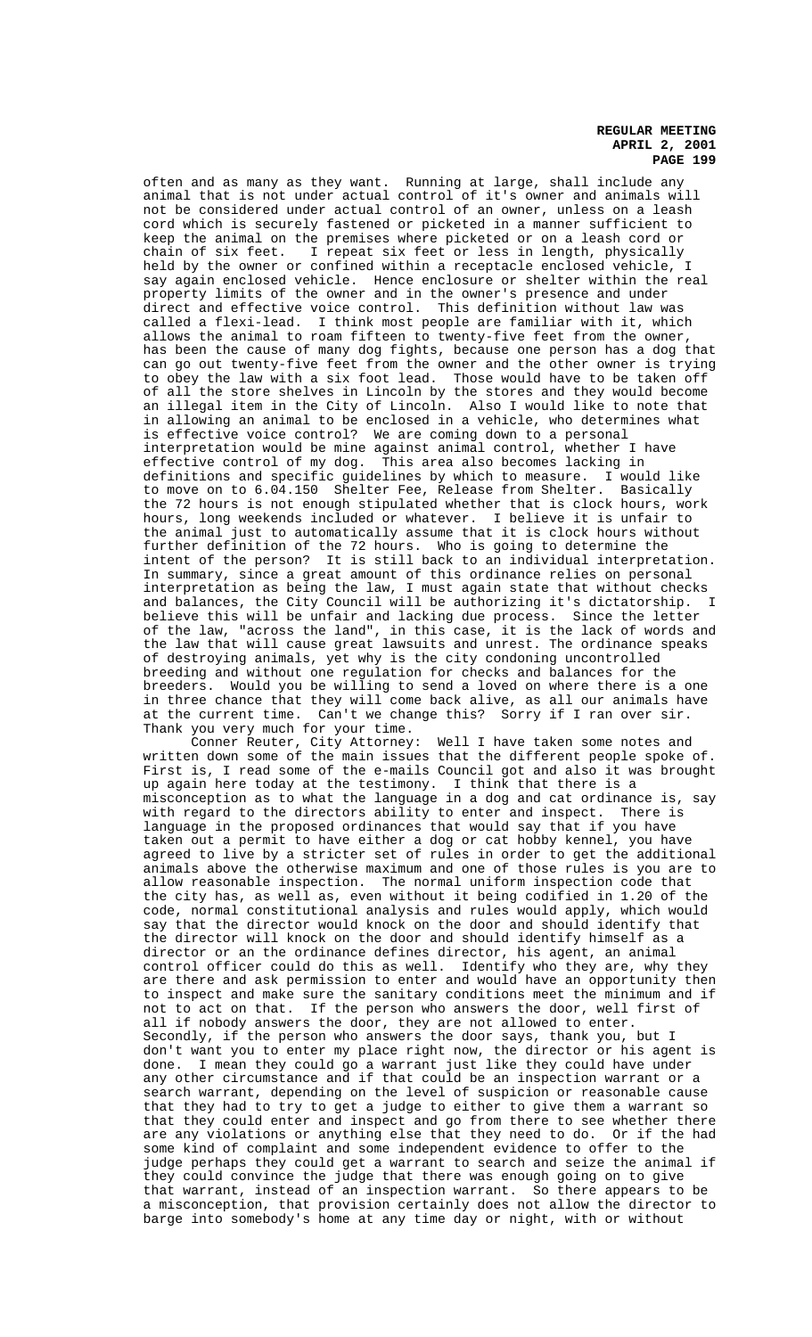often and as many as they want. Running at large, shall include any animal that is not under actual control of it's owner and animals will not be considered under actual control of an owner, unless on a leash cord which is securely fastened or picketed in a manner sufficient to keep the animal on the premises where picketed or on a leash cord or chain of six feet. I repeat six feet or less in length, physically held by the owner or confined within a receptacle enclosed vehicle, I say again enclosed vehicle. Hence enclosure or shelter within the real property limits of the owner and in the owner's presence and under direct and effective voice control. This definition without law was called a flexi-lead. I think most people are familiar with it, which allows the animal to roam fifteen to twenty-five feet from the owner, has been the cause of many dog fights, because one person has a dog that can go out twenty-five feet from the owner and the other owner is trying to obey the law with a six foot lead. Those would have to be taken off of all the store shelves in Lincoln by the stores and they would become an illegal item in the City of Lincoln. Also I would like to note that in allowing an animal to be enclosed in a vehicle, who determines what is effective voice control? We are coming down to a personal interpretation would be mine against animal control, whether I have effective control of my dog. This area also becomes lacking in definitions and specific guidelines by which to measure. I would like to move on to 6.04.150 Shelter Fee, Release from Shelter. Basically the 72 hours is not enough stipulated whether that is clock hours, work hours, long weekends included or whatever. I believe it is unfair to the animal just to automatically assume that it is clock hours without further definition of the 72 hours. Who is going to determine the intent of the person? It is still back to an individual interpretation. In summary, since a great amount of this ordinance relies on personal interpretation as being the law, I must again state that without checks and balances, the City Council will be authorizing it's dictatorship. I believe this will be unfair and lacking due process. Since the letter of the law, "across the land", in this case, it is the lack of words and the law that will cause great lawsuits and unrest. The ordinance speaks of destroying animals, yet why is the city condoning uncontrolled breeding and without one regulation for checks and balances for the breeders. Would you be willing to send a loved on where there is a one in three chance that they will come back alive, as all our animals have at the current time. Can't we change this? Sorry if I ran over sir. Thank you very much for your time.

Conner Reuter, City Attorney: Well I have taken some notes and written down some of the main issues that the different people spoke of. First is, I read some of the e-mails Council got and also it was brought up again here today at the testimony. I think that there is a misconception as to what the language in a dog and cat ordinance is, say with regard to the directors ability to enter and inspect. There is language in the proposed ordinances that would say that if you have taken out a permit to have either a dog or cat hobby kennel, you have agreed to live by a stricter set of rules in order to get the additional animals above the otherwise maximum and one of those rules is you are to allow reasonable inspection. The normal uniform inspection code that the city has, as well as, even without it being codified in 1.20 of the code, normal constitutional analysis and rules would apply, which would say that the director would knock on the door and should identify that the director will knock on the door and should identify himself as a director or an the ordinance defines director, his agent, an animal control officer could do this as well. Identify who they are, why they are there and ask permission to enter and would have an opportunity then to inspect and make sure the sanitary conditions meet the minimum and if not to act on that. If the person who answers the door, well first of all if nobody answers the door, they are not allowed to enter. Secondly, if the person who answers the door says, thank you, but I don't want you to enter my place right now, the director or his agent is done. I mean they could go a warrant just like they could have under any other circumstance and if that could be an inspection warrant or a search warrant, depending on the level of suspicion or reasonable cause that they had to try to get a judge to either to give them a warrant so that they could enter and inspect and go from there to see whether there are any violations or anything else that they need to do. Or if the had some kind of complaint and some independent evidence to offer to the judge perhaps they could get a warrant to search and seize the animal if they could convince the judge that there was enough going on to give that warrant, instead of an inspection warrant. So there appears to be a misconception, that provision certainly does not allow the director to barge into somebody's home at any time day or night, with or without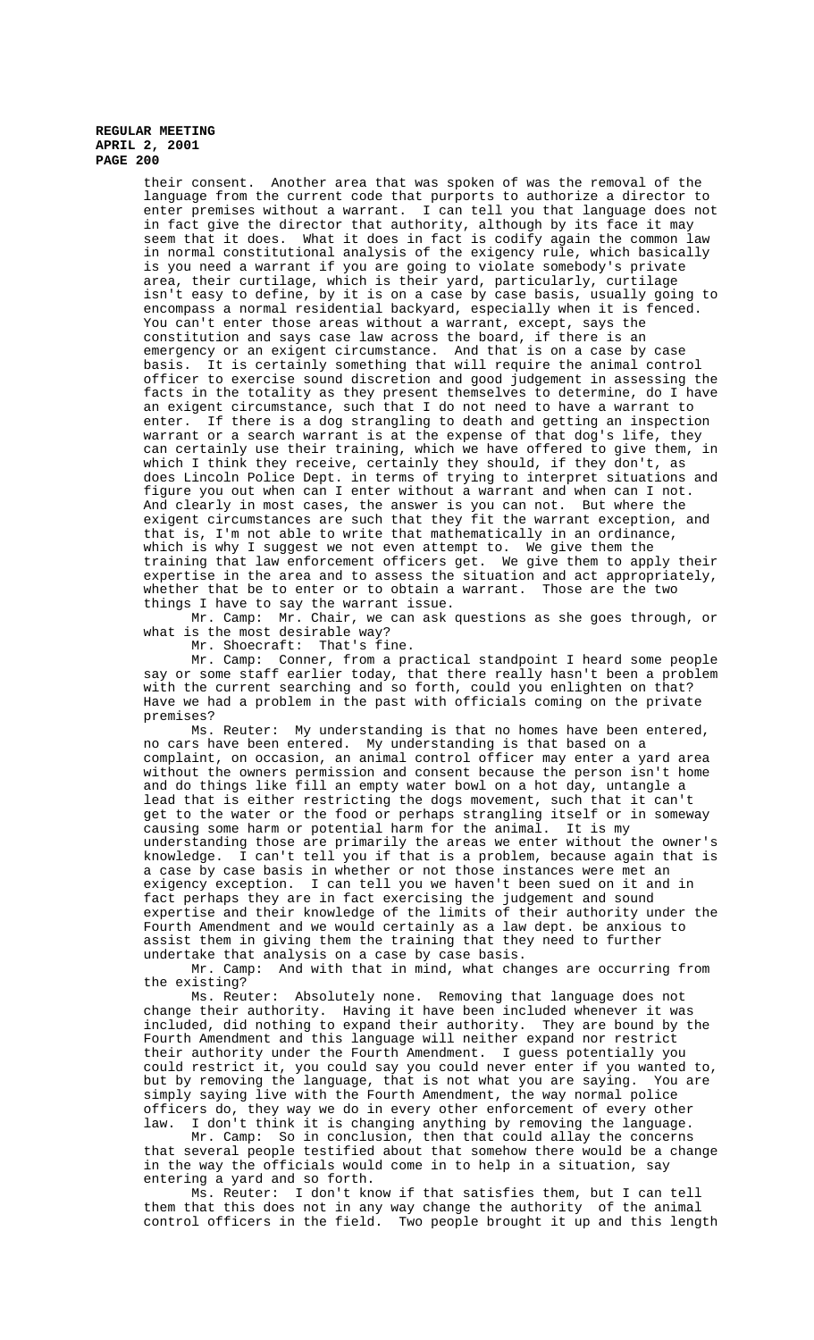their consent. Another area that was spoken of was the removal of the language from the current code that purports to authorize a director to enter premises without a warrant. I can tell you that language does not in fact give the director that authority, although by its face it may seem that it does. What it does in fact is codify again the common law in normal constitutional analysis of the exigency rule, which basically is you need a warrant if you are going to violate somebody's private area, their curtilage, which is their yard, particularly, curtilage isn't easy to define, by it is on a case by case basis, usually going to encompass a normal residential backyard, especially when it is fenced. You can't enter those areas without a warrant, except, says the constitution and says case law across the board, if there is an emergency or an exigent circumstance. And that is on a case by case basis. It is certainly something that will require the animal control officer to exercise sound discretion and good judgement in assessing the facts in the totality as they present themselves to determine, do I have an exigent circumstance, such that I do not need to have a warrant to enter. If there is a dog strangling to death and getting an inspection warrant or a search warrant is at the expense of that dog's life, they can certainly use their training, which we have offered to give them, in which I think they receive, certainly they should, if they don't, as does Lincoln Police Dept. in terms of trying to interpret situations and figure you out when can I enter without a warrant and when can I not. And clearly in most cases, the answer is you can not. But where the exigent circumstances are such that they fit the warrant exception, and that is, I'm not able to write that mathematically in an ordinance, which is why I suggest we not even attempt to. We give them the training that law enforcement officers get. We give them to apply their expertise in the area and to assess the situation and act appropriately, whether that be to enter or to obtain a warrant. Those are the two things I have to say the warrant issue.

Mr. Camp: Mr. Chair, we can ask questions as she goes through, or what is the most desirable way?

Mr. Shoecraft: That's fine.

Mr. Camp: Conner, from a practical standpoint I heard some people say or some staff earlier today, that there really hasn't been a problem with the current searching and so forth, could you enlighten on that? Have we had a problem in the past with officials coming on the private premises?

Ms. Reuter: My understanding is that no homes have been entered, no cars have been entered. My understanding is that based on a complaint, on occasion, an animal control officer may enter a yard area without the owners permission and consent because the person isn't home and do things like fill an empty water bowl on a hot day, untangle a lead that is either restricting the dogs movement, such that it can't get to the water or the food or perhaps strangling itself or in someway causing some harm or potential harm for the animal. It is my understanding those are primarily the areas we enter without the owner's knowledge. I can't tell you if that is a problem, because again that is a case by case basis in whether or not those instances were met an exigency exception. I can tell you we haven't been sued on it and in fact perhaps they are in fact exercising the judgement and sound expertise and their knowledge of the limits of their authority under the Fourth Amendment and we would certainly as a law dept. be anxious to assist them in giving them the training that they need to further undertake that analysis on a case by case basis.

Mr. Camp: And with that in mind, what changes are occurring from the existing?

Ms. Reuter: Absolutely none. Removing that language does not change their authority. Having it have been included whenever it was included, did nothing to expand their authority. They are bound by the Fourth Amendment and this language will neither expand nor restrict their authority under the Fourth Amendment. I guess potentially you could restrict it, you could say you could never enter if you wanted to, but by removing the language, that is not what you are saying. You are simply saying live with the Fourth Amendment, the way normal police officers do, they way we do in every other enforcement of every other law. I don't think it is changing anything by removing the language.

Mr. Camp: So in conclusion, then that could allay the concerns that several people testified about that somehow there would be a change in the way the officials would come in to help in a situation, say entering a yard and so forth.

Ms. Reuter: I don't know if that satisfies them, but I can tell them that this does not in any way change the authority of the animal control officers in the field. Two people brought it up and this length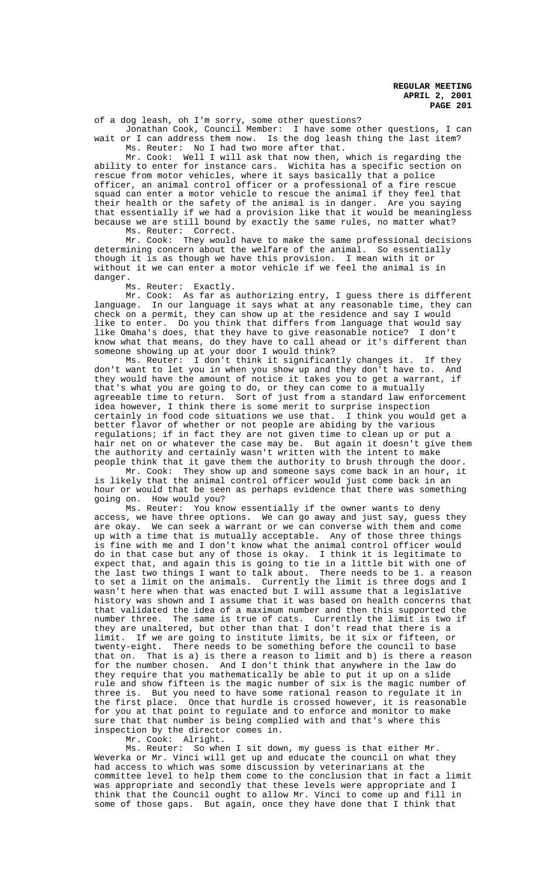of a dog leash, oh I'm sorry, some other questions?

Jonathan Cook, Council Member: I have some other questions, I can wait or I can address them now. Is the dog leash thing the last item?

Ms. Reuter: No I had two more after that.

Mr. Cook: Well I will ask that now then, which is regarding the ability to enter for instance cars. Wichita has a specific section on rescue from motor vehicles, where it says basically that a police officer, an animal control officer or a professional of a fire rescue squad can enter a motor vehicle to rescue the animal if they feel that their health or the safety of the animal is in danger. Are you saying that essentially if we had a provision like that it would be meaningless because we are still bound by exactly the same rules, no matter what?

Ms. Reuter: Correct.

Mr. Cook: They would have to make the same professional decisions determining concern about the welfare of the animal. So essentially though it is as though we have this provision. I mean with it or without it we can enter a motor vehicle if we feel the animal is in danger.

Ms. Reuter: Exactly.

Mr. Cook: As far as authorizing entry, I guess there is different language. In our language it says what at any reasonable time, they can check on a permit, they can show up at the residence and say I would like to enter. Do you think that differs from language that would say like Omaha's does, that they have to give reasonable notice? I don't know what that means, do they have to call ahead or it's different than someone showing up at your door I would think?

Ms. Reuter: I don't think it significantly changes it. If they don't want to let you in when you show up and they don't have to. And they would have the amount of notice it takes you to get a warrant, if that's what you are going to do, or they can come to a mutually agreeable time to return. Sort of just from a standard law enforcement idea however, I think there is some merit to surprise inspection certainly in food code situations we use that. I think you would get a better flavor of whether or not people are abiding by the various regulations; if in fact they are not given time to clean up or put a hair net on or whatever the case may be. But again it doesn't give them the authority and certainly wasn't written with the intent to make people think that it gave them the authority to brush through the door.

Mr. Cook: They show up and someone says come back in an hour, it is likely that the animal control officer would just come back in an hour or would that be seen as perhaps evidence that there was something going on. How would you?

Ms. Reuter: You know essentially if the owner wants to deny access, we have three options. We can go away and just say, guess they are okay. We can seek a warrant or we can converse with them and come up with a time that is mutually acceptable. Any of those three things is fine with me and I don't know what the animal control officer would do in that case but any of those is okay. I think it is legitimate to expect that, and again this is going to tie in a little bit with one of the last two things I want to talk about. There needs to be 1. a reason to set a limit on the animals. Currently the limit is three dogs and I wasn't here when that was enacted but I will assume that a legislative history was shown and I assume that it was based on health concerns that that validated the idea of a maximum number and then this supported the number three. The same is true of cats. Currently the limit is two if they are unaltered, but other than that I don't read that there is a limit. If we are going to institute limits, be it six or fifteen, or twenty-eight. There needs to be something before the council to base that on. That is a) is there a reason to limit and b) is there a reason for the number chosen. And I don't think that anywhere in the law do they require that you mathematically be able to put it up on a slide rule and show fifteen is the magic number of six is the magic number of three is. But you need to have some rational reason to regulate it in the first place. Once that hurdle is crossed however, it is reasonable for you at that point to regulate and to enforce and monitor to make sure that that number is being complied with and that's where this inspection by the director comes in.

Mr. Cook: Alright.

Ms. Reuter: So when I sit down, my guess is that either Mr. Weverka or Mr. Vinci will get up and educate the council on what they had access to which was some discussion by veterinarians at the committee level to help them come to the conclusion that in fact a limit was appropriate and secondly that these levels were appropriate and I think that the Council ought to allow Mr. Vinci to come up and fill in some of those gaps. But again, once they have done that I think that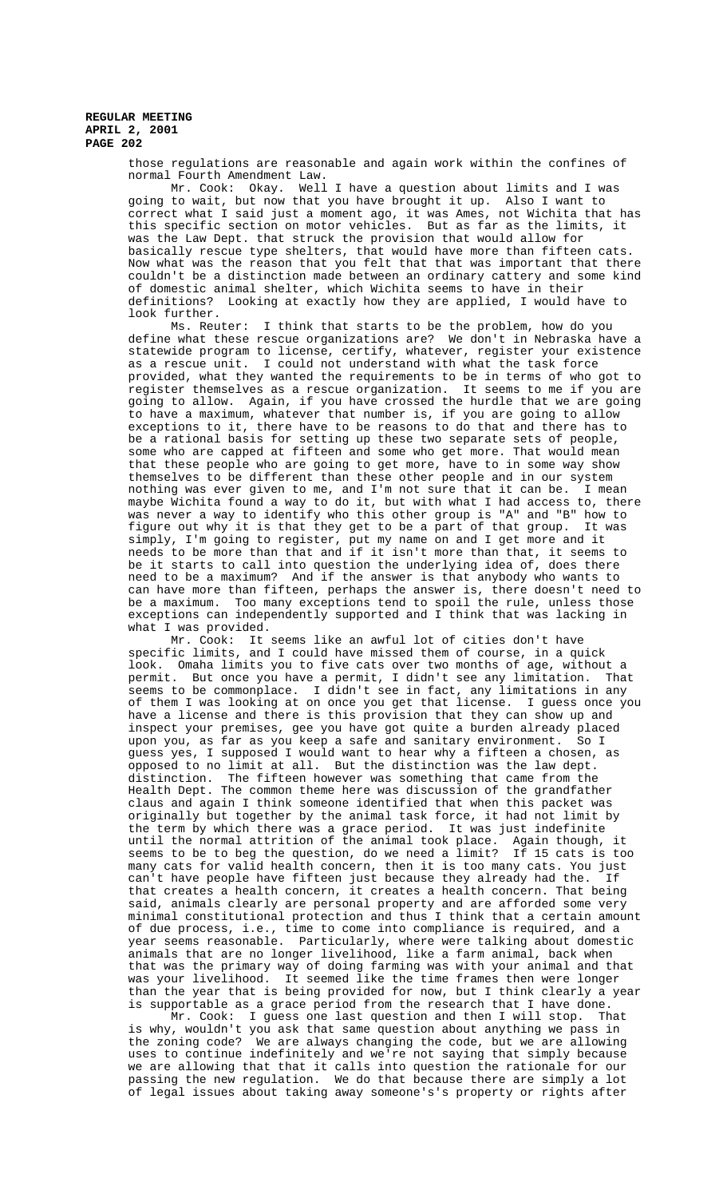those regulations are reasonable and again work within the confines of normal Fourth Amendment Law.

Mr. Cook: Okay. Well I have a question about limits and I was going to wait, but now that you have brought it up. Also I want to correct what I said just a moment ago, it was Ames, not Wichita that has this specific section on motor vehicles. But as far as the limits, it was the Law Dept. that struck the provision that would allow for basically rescue type shelters, that would have more than fifteen cats. Now what was the reason that you felt that that was important that there couldn't be a distinction made between an ordinary cattery and some kind of domestic animal shelter, which Wichita seems to have in their definitions? Looking at exactly how they are applied, I would have to look further.

Ms. Reuter: I think that starts to be the problem, how do you define what these rescue organizations are? We don't in Nebraska have a statewide program to license, certify, whatever, register your existence as a rescue unit. I could not understand with what the task force provided, what they wanted the requirements to be in terms of who got to register themselves as a rescue organization. It seems to me if you are going to allow. Again, if you have crossed the hurdle that we are going to have a maximum, whatever that number is, if you are going to allow exceptions to it, there have to be reasons to do that and there has to be a rational basis for setting up these two separate sets of people, some who are capped at fifteen and some who get more. That would mean that these people who are going to get more, have to in some way show themselves to be different than these other people and in our system nothing was ever given to me, and I'm not sure that it can be. I mean maybe Wichita found a way to do it, but with what I had access to, there was never a way to identify who this other group is "A" and "B" how to figure out why it is that they get to be a part of that group. It was simply, I'm going to register, put my name on and I get more and it needs to be more than that and if it isn't more than that, it seems to be it starts to call into question the underlying idea of, does there need to be a maximum? And if the answer is that anybody who wants to can have more than fifteen, perhaps the answer is, there doesn't need to be a maximum. Too many exceptions tend to spoil the rule, unless those exceptions can independently supported and I think that was lacking in what I was provided.

Mr. Cook: It seems like an awful lot of cities don't have specific limits, and I could have missed them of course, in a quick look. Omaha limits you to five cats over two months of age, without a permit. But once you have a permit, I didn't see any limitation. That seems to be commonplace. I didn't see in fact, any limitations in any of them I was looking at on once you get that license. I guess once you have a license and there is this provision that they can show up and inspect your premises, gee you have got quite a burden already placed upon you, as far as you keep a safe and sanitary environment. So I guess yes, I supposed I would want to hear why a fifteen a chosen, as opposed to no limit at all. But the distinction was the law dept. distinction. The fifteen however was something that came from the Health Dept. The common theme here was discussion of the grandfather claus and again I think someone identified that when this packet was originally but together by the animal task force, it had not limit by the term by which there was a grace period. It was just indefinite until the normal attrition of the animal took place. Again though, it seems to be to beg the question, do we need a limit? If 15 cats is too many cats for valid health concern, then it is too many cats. You just can't have people have fifteen just because they already had the. If that creates a health concern, it creates a health concern. That being said, animals clearly are personal property and are afforded some very minimal constitutional protection and thus I think that a certain amount of due process, i.e., time to come into compliance is required, and a year seems reasonable. Particularly, where were talking about domestic animals that are no longer livelihood, like a farm animal, back when that was the primary way of doing farming was with your animal and that was your livelihood. It seemed like the time frames then were longer than the year that is being provided for now, but I think clearly a year is supportable as a grace period from the research that I have done.

Mr. Cook: I guess one last question and then I will stop. That is why, wouldn't you ask that same question about anything we pass in the zoning code? We are always changing the code, but we are allowing uses to continue indefinitely and we're not saying that simply because we are allowing that that it calls into question the rationale for our passing the new regulation. We do that because there are simply a lot of legal issues about taking away someone's's property or rights after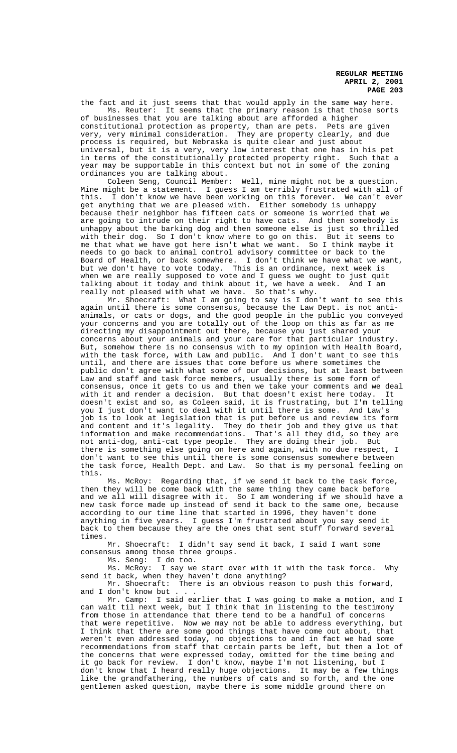the fact and it just seems that that would apply in the same way here.

Ms. Reuter: It seems that the primary reason is that those sorts of businesses that you are talking about are afforded a higher constitutional protection as property, than are pets. Pets are given very, very minimal consideration. They are property clearly, and due process is required, but Nebraska is quite clear and just about universal, but it is a very, very low interest that one has in his pet in terms of the constitutionally protected property right. Such that a year may be supportable in this context but not in some of the zoning ordinances you are talking about.

Coleen Seng, Council Member: Well, mine might not be a question. Mine might be a statement. I guess I am terribly frustrated with all of this. I don't know we have been working on this forever. We can't ever get anything that we are pleased with. Either somebody is unhappy because their neighbor has fifteen cats or someone is worried that we are going to intrude on their right to have cats. And then somebody is unhappy about the barking dog and then someone else is just so thrilled with their dog. So I don't know where to go on this. But it seems to me that what we have got here isn't what we want. So I think maybe it needs to go back to animal control advisory committee or back to the Board of Health, or back somewhere. I don't think we have what we want, but we don't have to vote today. This is an ordinance, next week is when we are really supposed to vote and I guess we ought to just quit talking about it today and think about it, we have a week. And I am really not pleased with what we have. So that's why.

Mr. Shoecraft: What I am going to say is I don't want to see this again until there is some consensus, because the Law Dept. is not anti-animals, or cats or dogs, and the good people in the public you conveyed your concerns and you are totally out of the loop on this as far as me directing my disappointment out there, because you just shared your concerns about your animals and your care for that particular industry. But, somehow there is no consensus with to my opinion with Health Board, with the task force, with Law and public. And I don't want to see this until, and there are issues that come before us where sometimes the public don't agree with what some of our decisions, but at least between Law and staff and task force members, usually there is some form of consensus, once it gets to us and then we take your comments and we deal with it and render a decision. But that doesn't exist here today. It doesn't exist and so, as Coleen said, it is frustrating, but I'm telling you I just don't want to deal with it until there is some. And Law's job is to look at legislation that is put before us and review its form and content and it's legality. They do their job and they give us that information and make recommendations. That's all they did, so they are not anti-dog, anti-cat type people. They are doing their job. But there is something else going on here and again, with no due respect, I don't want to see this until there is some consensus somewhere between the task force, Health Dept. and Law. So that is my personal feeling on this.

Ms. McRoy: Regarding that, if we send it back to the task force, then they will be come back with the same thing they came back before and we all will disagree with it. So I am wondering if we should have a new task force made up instead of send it back to the same one, because according to our time line that started in 1996, they haven't done anything in five years. I guess I'm frustrated about you say send it back to them because they are the ones that sent stuff forward several times.

Mr. Shoecraft: I didn't say send it back, I said I want some consensus among those three groups.

Ms. Seng: I do too.

Ms. McRoy: I say we start over with it with the task force. Why send it back, when they haven't done anything?

Mr. Shoecraft: There is an obvious reason to push this forward, and I don't know but . . .

Mr. Camp: I said earlier that I was going to make a motion, and I can wait til next week, but I think that in listening to the testimony from those in attendance that there tend to be a handful of concerns that were repetitive. Now we may not be able to address everything, but I think that there are some good things that have come out about, that weren't even addressed today, no objections to and in fact we had some recommendations from staff that certain parts be left, but then a lot of the concerns that were expressed today, omitted for the time being and it go back for review. I don't know, maybe I'm not listening, but I don't know that I heard really huge objections. It may be a few things like the grandfathering, the numbers of cats and so forth, and the one gentlemen asked question, maybe there is some middle ground there on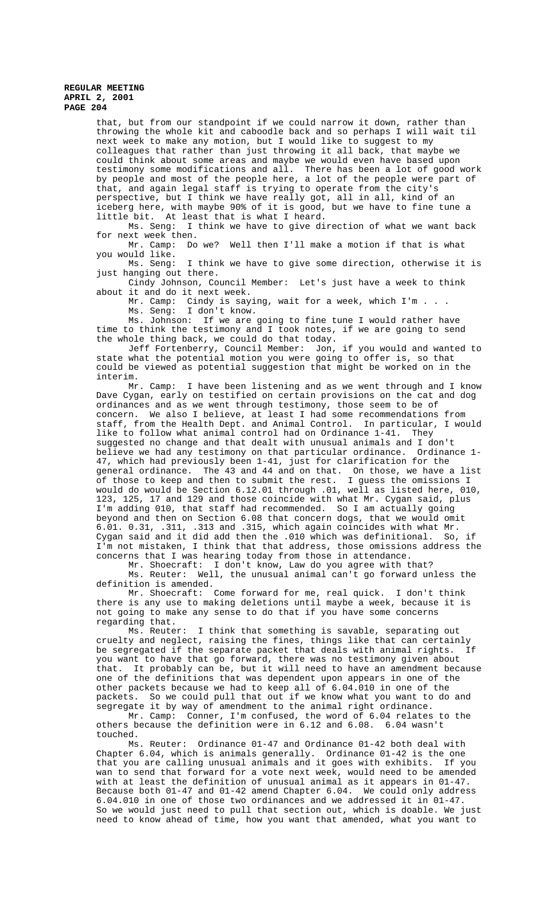that, but from our standpoint if we could narrow it down, rather than throwing the whole kit and caboodle back and so perhaps I will wait til next week to make any motion, but I would like to suggest to my colleagues that rather than just throwing it all back, that maybe we could think about some areas and maybe we would even have based upon testimony some modifications and all. There has been a lot of good work by people and most of the people here, a lot of the people were part of that, and again legal staff is trying to operate from the city's perspective, but I think we have really got, all in all, kind of an iceberg here, with maybe 90% of it is good, but we have to fine tune a little bit. At least that is what I heard.

Ms. Seng: I think we have to give direction of what we want back for next week then.

Mr. Camp: Do we? Well then I'll make a motion if that is what you would like.

Ms. Seng: I think we have to give some direction, otherwise it is just hanging out there.

Cindy Johnson, Council Member: Let's just have a week to think about it and do it next week.

Mr. Camp: Cindy is saying, wait for a week, which I'm . . .

Ms. Seng: I don't know.

Ms. Johnson: If we are going to fine tune I would rather have time to think the testimony and I took notes, if we are going to send the whole thing back, we could do that today.

Jeff Fortenberry, Council Member: Jon, if you would and wanted to state what the potential motion you were going to offer is, so that could be viewed as potential suggestion that might be worked on in the interim.

Mr. Camp: I have been listening and as we went through and I know Dave Cygan, early on testified on certain provisions on the cat and dog ordinances and as we went through testimony, those seem to be of concern. We also I believe, at least I had some recommendations from staff, from the Health Dept. and Animal Control. In particular, I would like to follow what animal control had on Ordinance 1-41. They suggested no change and that dealt with unusual animals and I don't believe we had any testimony on that particular ordinance. Ordinance 1-47, which had previously been 1-41, just for clarification for the general ordinance. The 43 and 44 and on that. On those, we have a list of those to keep and then to submit the rest. I guess the omissions I would do would be Section 6.12.01 through .01, well as listed here, 010, 123, 125, 17 and 129 and those coincide with what Mr. Cygan said, plus I'm adding 010, that staff had recommended. So I am actually going beyond and then on Section 6.08 that concern dogs, that we would omit 6.01. 0.31, .311, .313 and .315, which again coincides with what Mr. Cygan said and it did add then the .010 which was definitional. So, if I'm not mistaken, I think that that address, those omissions address the concerns that I was hearing today from those in attendance.

Mr. Shoecraft: I don't know, Law do you agree with that?

Ms. Reuter: Well, the unusual animal can't go forward unless the definition is amended.

Mr. Shoecraft: Come forward for me, real quick. I don't think there is any use to making deletions until maybe a week, because it is not going to make any sense to do that if you have some concerns regarding that.

Ms. Reuter: I think that something is savable, separating out cruelty and neglect, raising the fines, things like that can certainly be segregated if the separate packet that deals with animal rights. If you want to have that go forward, there was no testimony given about that. It probably can be, but it will need to have an amendment because one of the definitions that was dependent upon appears in one of the other packets because we had to keep all of 6.04.010 in one of the packets. So we could pull that out if we know what you want to do and segregate it by way of amendment to the animal right ordinance.

Mr. Camp: Conner, I'm confused, the word of 6.04 relates to the others because the definition were in 6.12 and 6.08. 6.04 wasn't touched.

Ms. Reuter: Ordinance 01-47 and Ordinance 01-42 both deal with Chapter 6.04, which is animals generally. Ordinance 01-42 is the one that you are calling unusual animals and it goes with exhibits. If you wan to send that forward for a vote next week, would need to be amended with at least the definition of unusual animal as it appears in 01-47. Because both 01-47 and 01-42 amend Chapter 6.04. We could only address 6.04.010 in one of those two ordinances and we addressed it in 01-47. So we would just need to pull that section out, which is doable. We just need to know ahead of time, how you want that amended, what you want to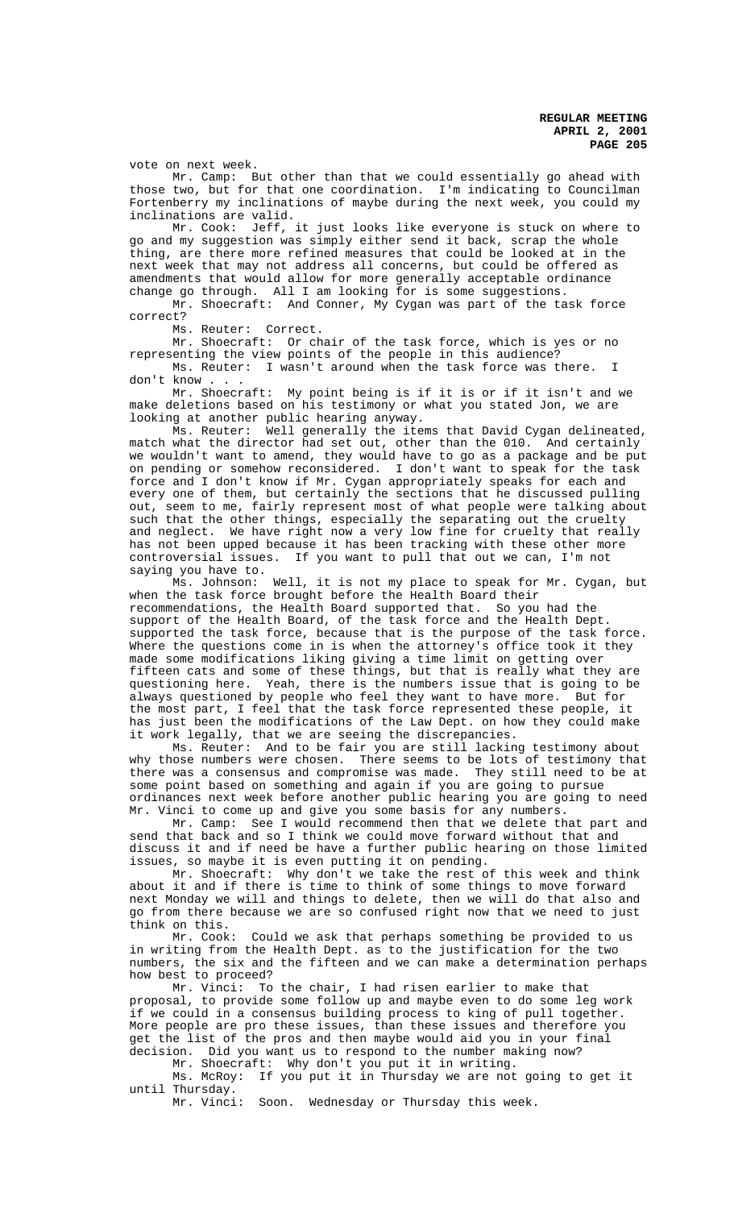vote on next week.

Mr. Camp: But other than that we could essentially go ahead with those two, but for that one coordination. I'm indicating to Councilman Fortenberry my inclinations of maybe during the next week, you could my inclinations are valid.

Mr. Cook: Jeff, it just looks like everyone is stuck on where to go and my suggestion was simply either send it back, scrap the whole thing, are there more refined measures that could be looked at in the next week that may not address all concerns, but could be offered as amendments that would allow for more generally acceptable ordinance change go through. All I am looking for is some suggestions.

Mr. Shoecraft: And Conner, My Cygan was part of the task force correct?

Ms. Reuter: Correct.

Mr. Shoecraft: Or chair of the task force, which is yes or no representing the view points of the people in this audience?

Ms. Reuter: I wasn't around when the task force was there. I don't know . . .

Mr. Shoecraft: My point being is if it is or if it isn't and we make deletions based on his testimony or what you stated Jon, we are looking at another public hearing anyway.

Ms. Reuter: Well generally the items that David Cygan delineated, match what the director had set out, other than the 010. And certainly we wouldn't want to amend, they would have to go as a package and be put on pending or somehow reconsidered. I don't want to speak for the task force and I don't know if Mr. Cygan appropriately speaks for each and every one of them, but certainly the sections that he discussed pulling out, seem to me, fairly represent most of what people were talking about such that the other things, especially the separating out the cruelty and neglect. We have right now a very low fine for cruelty that really has not been upped because it has been tracking with these other more controversial issues. If you want to pull that out we can, I'm not saying you have to.

Ms. Johnson: Well, it is not my place to speak for Mr. Cygan, but when the task force brought before the Health Board their recommendations, the Health Board supported that. So you had the support of the Health Board, of the task force and the Health Dept. supported the task force, because that is the purpose of the task force. Where the questions come in is when the attorney's office took it they made some modifications liking giving a time limit on getting over fifteen cats and some of these things, but that is really what they are questioning here. Yeah, there is the numbers issue that is going to be always questioned by people who feel they want to have more. But for the most part, I feel that the task force represented these people, it has just been the modifications of the Law Dept. on how they could make it work legally, that we are seeing the discrepancies.

Ms. Reuter: And to be fair you are still lacking testimony about why those numbers were chosen. There seems to be lots of testimony that there was a consensus and compromise was made. They still need to be at some point based on something and again if you are going to pursue ordinances next week before another public hearing you are going to need Mr. Vinci to come up and give you some basis for any numbers.

Mr. Camp: See I would recommend then that we delete that part and send that back and so I think we could move forward without that and discuss it and if need be have a further public hearing on those limited issues, so maybe it is even putting it on pending.

Mr. Shoecraft: Why don't we take the rest of this week and think about it and if there is time to think of some things to move forward next Monday we will and things to delete, then we will do that also and go from there because we are so confused right now that we need to just think on this.

Mr. Cook: Could we ask that perhaps something be provided to us in writing from the Health Dept. as to the justification for the two numbers, the six and the fifteen and we can make a determination perhaps how best to proceed?

Mr. Vinci: To the chair, I had risen earlier to make that proposal, to provide some follow up and maybe even to do some leg work if we could in a consensus building process to king of pull together. More people are pro these issues, than these issues and therefore you get the list of the pros and then maybe would aid you in your final decision. Did you want us to respond to the number making now?

Mr. Shoecraft: Why don't you put it in writing.

Ms. McRoy: If you put it in Thursday we are not going to get it until Thursday.

Mr. Vinci: Soon. Wednesday or Thursday this week.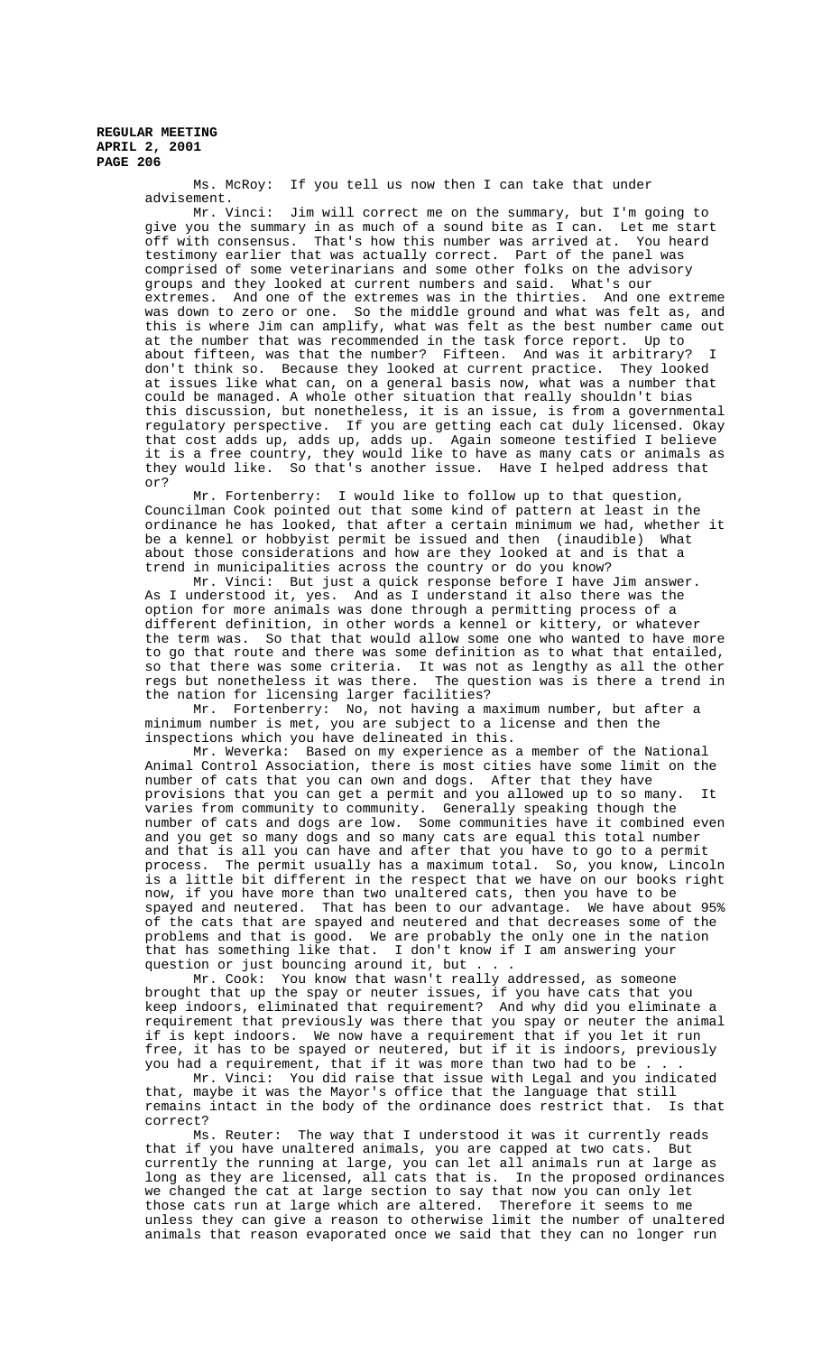Ms. McRoy: If you tell us now then I can take that under advisement.

Mr. Vinci: Jim will correct me on the summary, but I'm going to give you the summary in as much of a sound bite as I can. Let me start off with consensus. That's how this number was arrived at. You heard testimony earlier that was actually correct. Part of the panel was comprised of some veterinarians and some other folks on the advisory groups and they looked at current numbers and said. What's our extremes. And one of the extremes was in the thirties. And one extreme was down to zero or one. So the middle ground and what was felt as, and this is where Jim can amplify, what was felt as the best number came out at the number that was recommended in the task force report. Up to about fifteen, was that the number? Fifteen. And was it arbitrary? I don't think so. Because they looked at current practice. They looked at issues like what can, on a general basis now, what was a number that could be managed. A whole other situation that really shouldn't bias this discussion, but nonetheless, it is an issue, is from a governmental regulatory perspective. If you are getting each cat duly licensed. Okay that cost adds up, adds up, adds up. Again someone testified I believe it is a free country, they would like to have as many cats or animals as they would like. So that's another issue. Have I helped address that or?

Mr. Fortenberry: I would like to follow up to that question, Councilman Cook pointed out that some kind of pattern at least in the ordinance he has looked, that after a certain minimum we had, whether it be a kennel or hobbyist permit be issued and then (inaudible) What about those considerations and how are they looked at and is that a trend in municipalities across the country or do you know?

Mr. Vinci: But just a quick response before I have Jim answer. As I understood it, yes. And as I understand it also there was the option for more animals was done through a permitting process of a different definition, in other words a kennel or kittery, or whatever the term was. So that that would allow some one who wanted to have more to go that route and there was some definition as to what that entailed, so that there was some criteria. It was not as lengthy as all the other regs but nonetheless it was there. The question was is there a trend in the nation for licensing larger facilities?

Mr. Fortenberry: No, not having a maximum number, but after a minimum number is met, you are subject to a license and then the inspections which you have delineated in this.

Mr. Weverka: Based on my experience as a member of the National Animal Control Association, there is most cities have some limit on the number of cats that you can own and dogs. After that they have provisions that you can get a permit and you allowed up to so many. It varies from community to community. Generally speaking though the number of cats and dogs are low. Some communities have it combined even and you get so many dogs and so many cats are equal this total number and that is all you can have and after that you have to go to a permit process. The permit usually has a maximum total. So, you know, Lincoln is a little bit different in the respect that we have on our books right now, if you have more than two unaltered cats, then you have to be spayed and neutered. That has been to our advantage. We have about 95% of the cats that are spayed and neutered and that decreases some of the problems and that is good. We are probably the only one in the nation that has something like that. I don't know if I am answering your question or just bouncing around it, but . . .

Mr. Cook: You know that wasn't really addressed, as someone brought that up the spay or neuter issues, if you have cats that you keep indoors, eliminated that requirement? And why did you eliminate a requirement that previously was there that you spay or neuter the animal if is kept indoors. We now have a requirement that if you let it run free, it has to be spayed or neutered, but if it is indoors, previously you had a requirement, that if it was more than two had to be . . .

Mr. Vinci: You did raise that issue with Legal and you indicated that, maybe it was the Mayor's office that the language that still remains intact in the body of the ordinance does restrict that. Is that correct?

Ms. Reuter: The way that I understood it was it currently reads that if you have unaltered animals, you are capped at two cats. But currently the running at large, you can let all animals run at large as long as they are licensed, all cats that is. In the proposed ordinances we changed the cat at large section to say that now you can only let those cats run at large which are altered. Therefore it seems to me unless they can give a reason to otherwise limit the number of unaltered animals that reason evaporated once we said that they can no longer run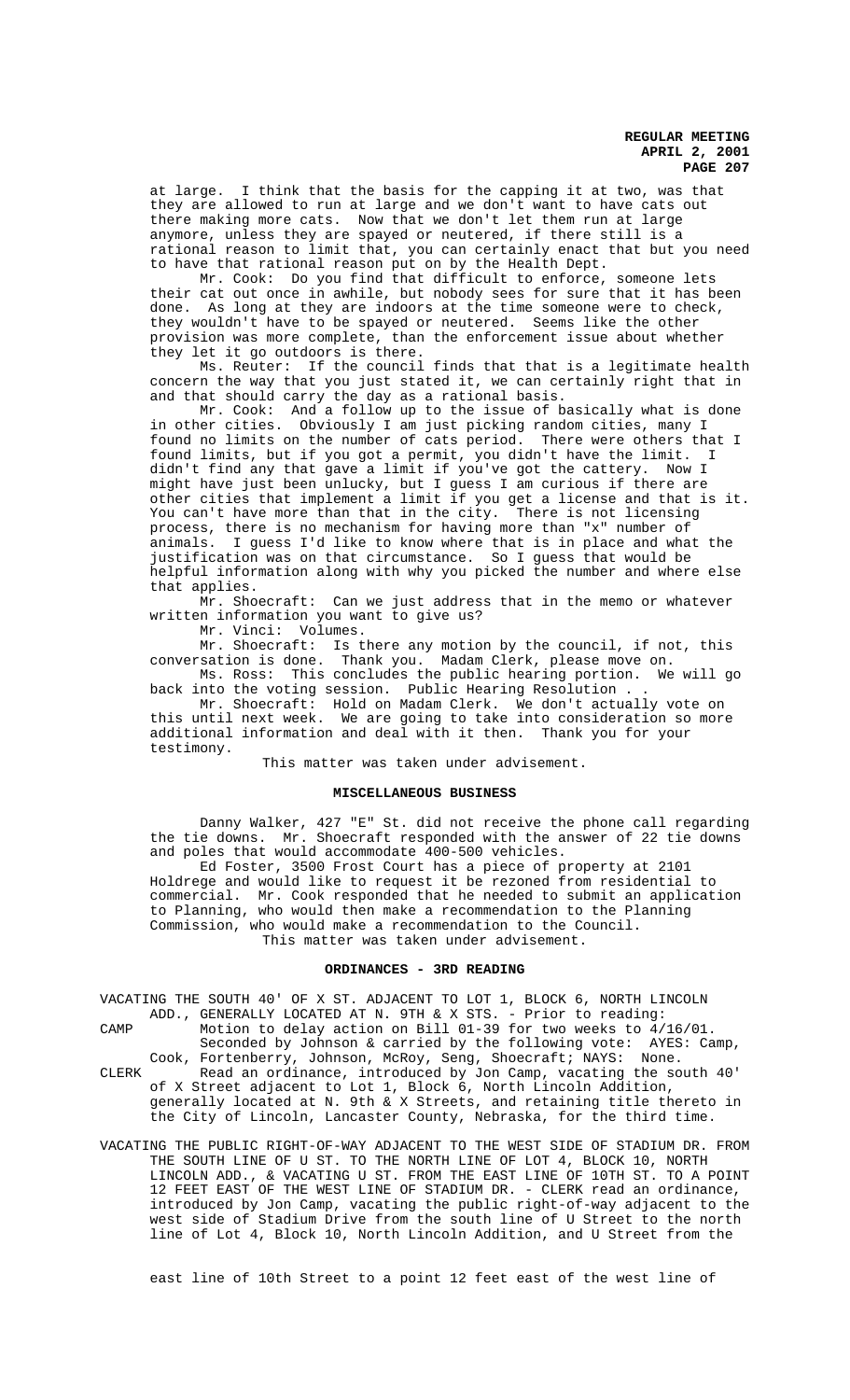at large. I think that the basis for the capping it at two, was that they are allowed to run at large and we don't want to have cats out there making more cats. Now that we don't let them run at large anymore, unless they are spayed or neutered, if there still is a rational reason to limit that, you can certainly enact that but you need to have that rational reason put on by the Health Dept.

Mr. Cook: Do you find that difficult to enforce, someone lets their cat out once in awhile, but nobody sees for sure that it has been done. As long at they are indoors at the time someone were to check, they wouldn't have to be spayed or neutered. Seems like the other provision was more complete, than the enforcement issue about whether they let it go outdoors is there.

Ms. Reuter: If the council finds that that is a legitimate health concern the way that you just stated it, we can certainly right that in and that should carry the day as a rational basis.

Mr. Cook: And a follow up to the issue of basically what is done in other cities. Obviously I am just picking random cities, many I found no limits on the number of cats period. There were others that I found limits, but if you got a permit, you didn't have the limit. I didn't find any that gave a limit if you've got the cattery. Now I might have just been unlucky, but I guess I am curious if there are other cities that implement a limit if you get a license and that is it. You can't have more than that in the city. There is not licensing process, there is no mechanism for having more than "x" number of animals. I guess I'd like to know where that is in place and what the justification was on that circumstance. So I guess that would be helpful information along with why you picked the number and where else that applies.

Mr. Shoecraft: Can we just address that in the memo or whatever written information you want to give us?

Mr. Vinci: Volumes.

Mr. Shoecraft: Is there any motion by the council, if not, this conversation is done. Thank you. Madam Clerk, please move on.

Ms. Ross: This concludes the public hearing portion. We will go back into the voting session. Public Hearing Resolution . .

Mr. Shoecraft: Hold on Madam Clerk. We don't actually vote on this until next week. We are going to take into consideration so more additional information and deal with it then. Thank you for your testimony.

This matter was taken under advisement.

## MISCELLANEOUS BUSINESS

Danny Walker, 427 "E" St. did not receive the phone call regarding the tie downs. Mr. Shoecraft responded with the answer of 22 tie downs and poles that would accommodate 400-500 vehicles.

Ed Foster, 3500 Frost Court has a piece of property at 2101 Holdrege and would like to request it be rezoned from residential to commercial. Mr. Cook responded that he needed to submit an application to Planning, who would then make a recommendation to the Planning Commission, who would make a recommendation to the Council.

This matter was taken under advisement.

## ORDINANCES - 3RD READING

VACATING THE SOUTH 40' OF X ST. ADJACENT TO LOT 1, BLOCK 6, NORTH LINCOLN ADD., GENERALLY LOCATED AT N. 9TH & X STS. - Prior to reading:

CAMP Motion to delay action on Bill 01-39 for two weeks to 4/16/01. Seconded by Johnson & carried by the following vote: AYES: Camp, Cook, Fortenberry, Johnson, McRoy, Seng, Shoecraft; NAYS: None.

CLERK Read an ordinance, introduced by Jon Camp, vacating the south 40' of X Street adjacent to Lot 1, Block 6, North Lincoln Addition, generally located at N. 9th & X Streets, and retaining title thereto in the City of Lincoln, Lancaster County, Nebraska, for the third time.

VACATING THE PUBLIC RIGHT-OF-WAY ADJACENT TO THE WEST SIDE OF STADIUM DR. FROM THE SOUTH LINE OF U ST. TO THE NORTH LINE OF LOT 4, BLOCK 10, NORTH LINCOLN ADD., & VACATING U ST. FROM THE EAST LINE OF 10TH ST. TO A POINT 12 FEET EAST OF THE WEST LINE OF STADIUM DR. - CLERK read an ordinance, introduced by Jon Camp, vacating the public right-of-way adjacent to the west side of Stadium Drive from the south line of U Street to the north line of Lot 4, Block 10, North Lincoln Addition, and U Street from the east line of 10th Street to a point 12 feet east of the west line of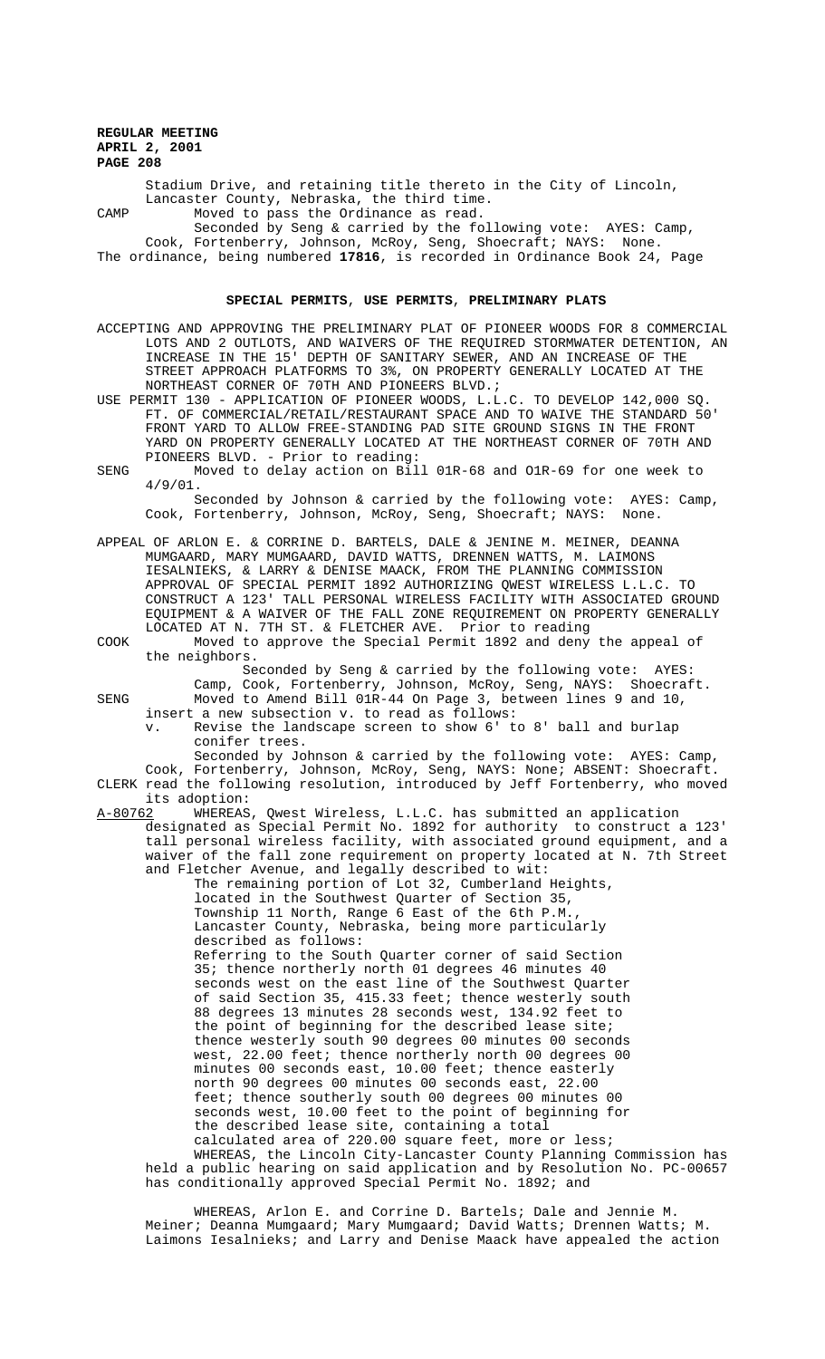Stadium Drive, and retaining title thereto in the City of Lincoln, Lancaster County, Nebraska, the third time.

CAMP Moved to pass the Ordinance as read.

Seconded by Seng & carried by the following vote: AYES: Camp, Cook, Fortenberry, Johnson, McRoy, Seng, Shoecraft; NAYS: None.

The ordinance, being numbered **17816**, is recorded in Ordinance Book 24, Page

## SPECIAL PERMITS, USE PERMITS, PRELIMINARY PLATS

ACCEPTING AND APPROVING THE PRELIMINARY PLAT OF PIONEER WOODS FOR 8 COMMERCIAL LOTS AND 2 OUTLOTS, AND WAIVERS OF THE REQUIRED STORMWATER DETENTION, AN INCREASE IN THE 15' DEPTH OF SANITARY SEWER, AND AN INCREASE OF THE STREET APPROACH PLATFORMS TO 3%, ON PROPERTY GENERALLY LOCATED AT THE NORTHEAST CORNER OF 70TH AND PIONEERS BLVD.;

USE PERMIT 130 - APPLICATION OF PIONEER WOODS, L.L.C. TO DEVELOP 142,000 SQ. FT. OF COMMERCIAL/RETAIL/RESTAURANT SPACE AND TO WAIVE THE STANDARD 50' FRONT YARD TO ALLOW FREE-STANDING PAD SITE GROUND SIGNS IN THE FRONT YARD ON PROPERTY GENERALLY LOCATED AT THE NORTHEAST CORNER OF 70TH AND PIONEERS BLVD. - Prior to reading:

SENG Moved to delay action on Bill 01R-68 and 01R-69 for one week to 4/9/01.

Seconded by Johnson & carried by the following vote: AYES: Camp, Cook, Fortenberry, Johnson, McRoy, Seng, Shoecraft; NAYS: None.

APPEAL OF ARLON E. & CORRINE D. BARTELS, DALE & JENINE M. MEINER, DEANNA MUMGAARD, MARY MUMGAARD, DAVID WATTS, DRENNEN WATTS, M. LAIMONS IESALNIEKS, & LARRY & DENISE MAACK, FROM THE PLANNING COMMISSION APPROVAL OF SPECIAL PERMIT 1892 AUTHORIZING QWEST WIRELESS L.L.C. TO CONSTRUCT A 123' TALL PERSONAL WIRELESS FACILITY WITH ASSOCIATED GROUND EQUIPMENT & A WAIVER OF THE FALL ZONE REQUIREMENT ON PROPERTY GENERALLY LOCATED AT N. 7TH ST. & FLETCHER AVE. Prior to reading

COOK Moved to approve the Special Permit 1892 and deny the appeal of the neighbors.

Seconded by Seng & carried by the following vote: AYES: Camp, Cook, Fortenberry, Johnson, McRoy, Seng, NAYS: Shoecraft.

SENG Moved to Amend Bill 01R-44 On Page 3, between lines 9 and 10, insert a new subsection v. to read as follows:

v. Revise the landscape screen to show 6' to 8' ball and burlap conifer trees.

Seconded by Johnson & carried by the following vote: AYES: Camp, Cook, Fortenberry, Johnson, McRoy, Seng, NAYS: None; ABSENT: Shoecraft.

CLERK read the following resolution, introduced by Jeff Fortenberry, who moved its adoption:

A-80762 WHEREAS, Qwest Wireless, L.L.C. has submitted an application designated as Special Permit No. 1892 for authority to construct a 123' tall personal wireless facility, with associated ground equipment, and a waiver of the fall zone requirement on property located at N. 7th Street and Fletcher Avenue, and legally described to wit:

The remaining portion of Lot 32, Cumberland Heights, located in the Southwest Quarter of Section 35, Township 11 North, Range 6 East of the 6th P.M., Lancaster County, Nebraska, being more particularly described as follows:

Referring to the South Quarter corner of said Section 35; thence northerly north 01 degrees 46 minutes 40 seconds west on the east line of the Southwest Quarter of said Section 35, 415.33 feet; thence westerly south 88 degrees 13 minutes 28 seconds west, 134.92 feet to the point of beginning for the described lease site; thence westerly south 90 degrees 00 minutes 00 seconds west, 22.00 feet; thence northerly north 00 degrees 00 minutes 00 seconds east, 10.00 feet; thence easterly north 90 degrees 00 minutes 00 seconds east, 22.00 feet; thence southerly south 00 degrees 00 minutes 00 seconds west, 10.00 feet to the point of beginning for the described lease site, containing a total calculated area of 220.00 square feet, more or less;

WHEREAS, the Lincoln City-Lancaster County Planning Commission has held a public hearing on said application and by Resolution No. PC-00657 has conditionally approved Special Permit No. 1892; and

WHEREAS, Arlon E. and Corrine D. Bartels; Dale and Jennie M. Meiner; Deanna Mumgaard; Mary Mumgaard; David Watts; Drennen Watts; M. Laimons Iesalnieks; and Larry and Denise Maack have appealed the action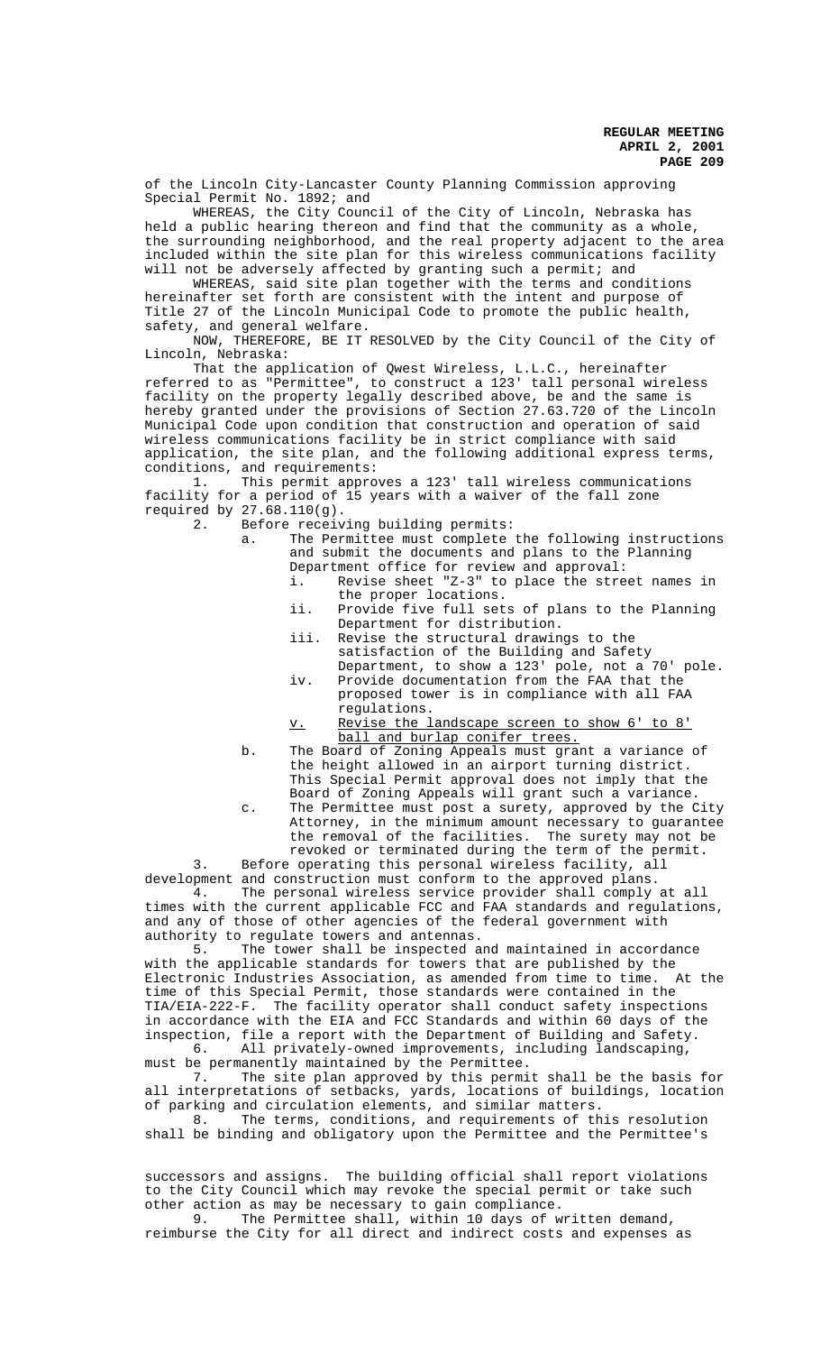of the Lincoln City-Lancaster County Planning Commission approving Special Permit No. 1892; and

WHEREAS, the City Council of the City of Lincoln, Nebraska has held a public hearing thereon and find that the community as a whole, the surrounding neighborhood, and the real property adjacent to the area included within the site plan for this wireless communications facility will not be adversely affected by granting such a permit; and

WHEREAS, said site plan together with the terms and conditions hereinafter set forth are consistent with the intent and purpose of Title 27 of the Lincoln Municipal Code to promote the public health, safety, and general welfare.

NOW, THEREFORE, BE IT RESOLVED by the City Council of the City of Lincoln, Nebraska:

That the application of Qwest Wireless, L.L.C., hereinafter referred to as "Permittee", to construct a 123' tall personal wireless facility on the property legally described above, be and the same is hereby granted under the provisions of Section 27.63.720 of the Lincoln Municipal Code upon condition that construction and operation of said wireless communications facility be in strict compliance with said application, the site plan, and the following additional express terms, conditions, and requirements:

1. This permit approves a 123' tall wireless communications facility for a period of 15 years with a waiver of the fall zone required by 27.68.110(g).

2. Before receiving building permits:

   a. The Permittee must complete the following instructions and submit the documents and plans to the Planning Department office for review and approval:

      i. Revise sheet "Z-3" to place the street names in the proper locations.

      ii. Provide five full sets of plans to the Planning Department for distribution.

      iii. Revise the structural drawings to the satisfaction of the Building and Safety Department, to show a 123' pole, not a 70' pole.

      iv. Provide documentation from the FAA that the proposed tower is in compliance with all FAA regulations.

      <u>v. Revise the landscape screen to show 6' to 8' ball and burlap conifer trees.</u>

   b. The Board of Zoning Appeals must grant a variance of the height allowed in an airport turning district. This Special Permit approval does not imply that the Board of Zoning Appeals will grant such a variance.

   c. The Permittee must post a surety, approved by the City Attorney, in the minimum amount necessary to guarantee the removal of the facilities. The surety may not be revoked or terminated during the term of the permit.

3. Before operating this personal wireless facility, all development and construction must conform to the approved plans.

4. The personal wireless service provider shall comply at all times with the current applicable FCC and FAA standards and regulations, and any of those of other agencies of the federal government with authority to regulate towers and antennas.

5. The tower shall be inspected and maintained in accordance with the applicable standards for towers that are published by the Electronic Industries Association, as amended from time to time. At the time of this Special Permit, those standards were contained in the TIA/EIA-222-F. The facility operator shall conduct safety inspections in accordance with the EIA and FCC Standards and within 60 days of the inspection, file a report with the Department of Building and Safety.

6. All privately-owned improvements, including landscaping, must be permanently maintained by the Permittee.

7. The site plan approved by this permit shall be the basis for all interpretations of setbacks, yards, locations of buildings, location of parking and circulation elements, and similar matters.

8. The terms, conditions, and requirements of this resolution shall be binding and obligatory upon the Permittee and the Permittee's successors and assigns. The building official shall report violations to the City Council which may revoke the special permit or take such other action as may be necessary to gain compliance.

9. The Permittee shall, within 10 days of written demand, reimburse the City for all direct and indirect costs and expenses as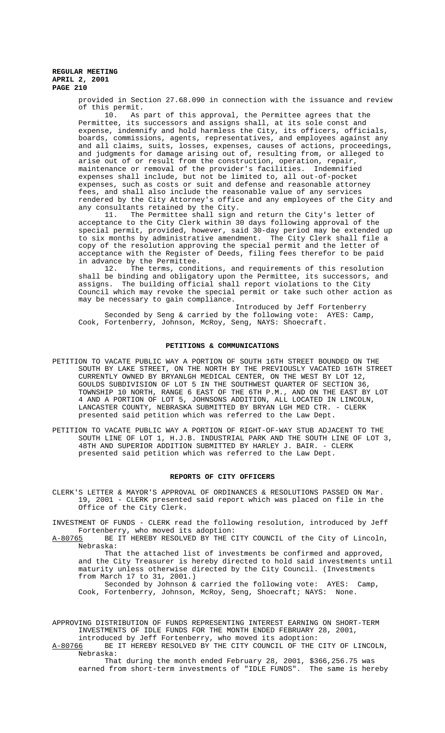provided in Section 27.68.090 in connection with the issuance and review of this permit.

10. As part of this approval, the Permittee agrees that the Permittee, its successors and assigns shall, at its sole const and expense, indemnify and hold harmless the City, its officers, officials, boards, commissions, agents, representatives, and employees against any and all claims, suits, losses, expenses, causes of actions, proceedings, and judgments for damage arising out of, resulting from, or alleged to arise out of or result from the construction, operation, repair, maintenance or removal of the provider's facilities. Indemnified expenses shall include, but not be limited to, all out-of-pocket expenses, such as costs or suit and defense and reasonable attorney fees, and shall also include the reasonable value of any services rendered by the City Attorney's office and any employees of the City and any consultants retained by the City.

11. The Permittee shall sign and return the City's letter of acceptance to the City Clerk within 30 days following approval of the special permit, provided, however, said 30-day period may be extended up to six months by administrative amendment. The City Clerk shall file a copy of the resolution approving the special permit and the letter of acceptance with the Register of Deeds, filing fees therefor to be paid in advance by the Permittee.

12. The terms, conditions, and requirements of this resolution shall be binding and obligatory upon the Permittee, its successors, and assigns. The building official shall report violations to the City Council which may revoke the special permit or take such other action as may be necessary to gain compliance.

Introduced by Jeff Fortenberry

Seconded by Seng & carried by the following vote: AYES: Camp, Cook, Fortenberry, Johnson, McRoy, Seng, NAYS: Shoecraft.

## PETITIONS & COMMUNICATIONS

PETITION TO VACATE PUBLIC WAY A PORTION OF SOUTH 16TH STREET BOUNDED ON THE SOUTH BY LAKE STREET, ON THE NORTH BY THE PREVIOUSLY VACATED 16TH STREET CURRENTLY OWNED BY BRYANLGH MEDICAL CENTER, ON THE WEST BY LOT 12, GOULDS SUBDIVISION OF LOT 5 IN THE SOUTHWEST QUARTER OF SECTION 36, TOWNSHIP 10 NORTH, RANGE 6 EAST OF THE 6TH P.M., AND ON THE EAST BY LOT 4 AND A PORTION OF LOT 5, JOHNSONS ADDITION, ALL LOCATED IN LINCOLN, LANCASTER COUNTY, NEBRASKA SUBMITTED BY BRYAN LGH MED CTR. - CLERK presented said petition which was referred to the Law Dept.

PETITION TO VACATE PUBLIC WAY A PORTION OF RIGHT-OF-WAY STUB ADJACENT TO THE SOUTH LINE OF LOT 1, H.J.B. INDUSTRIAL PARK AND THE SOUTH LINE OF LOT 3, 48TH AND SUPERIOR ADDITION SUBMITTED BY HARLEY J. BAIR. - CLERK presented said petition which was referred to the Law Dept.

## REPORTS OF CITY OFFICERS

CLERK'S LETTER & MAYOR'S APPROVAL OF ORDINANCES & RESOLUTIONS PASSED ON Mar. 19, 2001 - CLERK presented said report which was placed on file in the Office of the City Clerk.

INVESTMENT OF FUNDS - CLERK read the following resolution, introduced by Jeff Fortenberry, who moved its adoption:

A-80765 BE IT HEREBY RESOLVED BY THE CITY COUNCIL of the City of Lincoln, Nebraska:

That the attached list of investments be confirmed and approved, and the City Treasurer is hereby directed to hold said investments until maturity unless otherwise directed by the City Council. (Investments from March 17 to 31, 2001.)

Seconded by Johnson & carried the following vote: AYES: Camp, Cook, Fortenberry, Johnson, McRoy, Seng, Shoecraft; NAYS: None.

APPROVING DISTRIBUTION OF FUNDS REPRESENTING INTEREST EARNING ON SHORT-TERM INVESTMENTS OF IDLE FUNDS FOR THE MONTH ENDED FEBRUARY 28, 2001, introduced by Jeff Fortenberry, who moved its adoption:

A-80766 BE IT HEREBY RESOLVED BY THE CITY COUNCIL OF THE CITY OF LINCOLN, Nebraska:

That during the month ended February 28, 2001, $366,256.75 was earned from short-term investments of "IDLE FUNDS". The same is hereby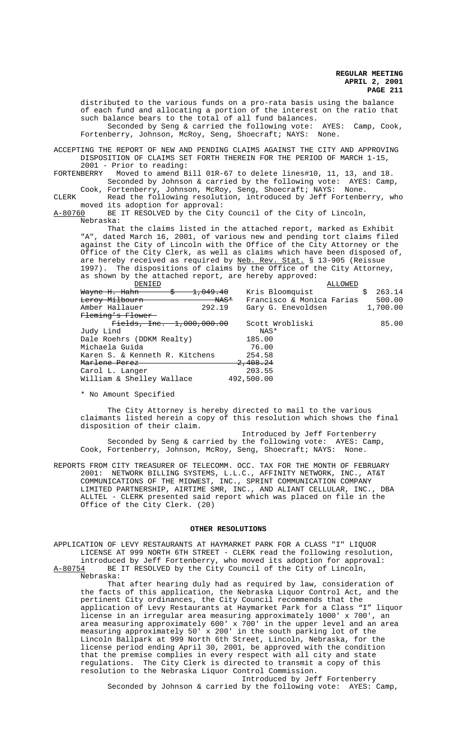distributed to the various funds on a pro-rata basis using the balance of each fund and allocating a portion of the interest on the ratio that such balance bears to the total of all fund balances.

Seconded by Seng & carried the following vote: AYES: Camp, Cook, Fortenberry, Johnson, McRoy, Seng, Shoecraft; NAYS: None.

ACCEPTING THE REPORT OF NEW AND PENDING CLAIMS AGAINST THE CITY AND APPROVING DISPOSITION OF CLAIMS SET FORTH THEREIN FOR THE PERIOD OF MARCH 1-15, 2001 - Prior to reading:

FORTENBERRY Moved to amend Bill 01R-67 to delete lines#10, 11, 13, and 18.

Seconded by Johnson & carried by the following vote: AYES: Camp, Cook, Fortenberry, Johnson, McRoy, Seng, Shoecraft; NAYS: None.

CLERK Read the following resolution, introduced by Jeff Fortenberry, who moved its adoption for approval:

A-80760 BE IT RESOLVED by the City Council of the City of Lincoln, Nebraska:

That the claims listed in the attached report, marked as Exhibit "A", dated March 16, 2001, of various new and pending tort claims filed against the City of Lincoln with the Office of the City Attorney or the Office of the City Clerk, as well as claims which have been disposed of, are hereby received as required by Neb. Rev. Stat. § 13-905 (Reissue 1997). The dispositions of claims by the Office of the City Attorney, as shown by the attached report, are hereby approved:

| DENIED | | ALLOWED | |
|---|---|---|---|
| ~~Wayne H. Hahn~~ | ~~$ 1,049.40~~ | Kris Bloomquist | $ 263.14 |
| ~~Leroy Milbourn~~ | ~~NAS*~~ | Francisco & Monica Farias | 500.00 |
| Amber Hallauer | 292.19 | Gary G. Enevoldsen | 1,700.00 |
| ~~Fleming's Flower Fields, Inc.~~ | ~~1,000,000.00~~ | Scott Wrobliski | 85.00 |
| Judy Lind | NAS* | | |
| Dale Roehrs (DDKM Realty) | 185.00 | | |
| Michaela Guida | 76.00 | | |
| Karen S. & Kenneth R. Kitchens | 254.58 | | |
| ~~Marlene Perez~~ | ~~2,408.24~~ | | |
| Carol L. Langer | 203.55 | | |
| William & Shelley Wallace | 492,500.00 | | |

\* No Amount Specified

The City Attorney is hereby directed to mail to the various claimants listed herein a copy of this resolution which shows the final disposition of their claim.

Introduced by Jeff Fortenberry

Seconded by Seng & carried by the following vote: AYES: Camp, Cook, Fortenberry, Johnson, McRoy, Seng, Shoecraft; NAYS: None.

REPORTS FROM CITY TREASURER OF TELECOMM. OCC. TAX FOR THE MONTH OF FEBRUARY 2001: NETWORK BILLING SYSTEMS, L.L.C., AFFINITY NETWORK, INC., AT&T COMMUNICATIONS OF THE MIDWEST, INC., SPRINT COMMUNICATION COMPANY LIMITED PARTNERSHIP, AIRTIME SMR, INC., AND ALIANT CELLULAR, INC., DBA ALLTEL - CLERK presented said report which was placed on file in the Office of the City Clerk. (20)

## OTHER RESOLUTIONS

APPLICATION OF LEVY RESTAURANTS AT HAYMARKET PARK FOR A CLASS "I" LIQUOR LICENSE AT 999 NORTH 6TH STREET - CLERK read the following resolution, introduced by Jeff Fortenberry, who moved its adoption for approval:

A-80754 BE IT RESOLVED by the City Council of the City of Lincoln, Nebraska:

That after hearing duly had as required by law, consideration of the facts of this application, the Nebraska Liquor Control Act, and the pertinent City ordinances, the City Council recommends that the application of Levy Restaurants at Haymarket Park for a Class "I" liquor license in an irregular area measuring approximately 1000' x 700', an area measuring approximately 600' x 700' in the upper level and an area measuring approximately 50' x 200' in the south parking lot of the Lincoln Ballpark at 999 North 6th Street, Lincoln, Nebraska, for the license period ending April 30, 2001, be approved with the condition that the premise complies in every respect with all city and state regulations. The City Clerk is directed to transmit a copy of this resolution to the Nebraska Liquor Control Commission.

Introduced by Jeff Fortenberry

Seconded by Johnson & carried by the following vote: AYES: Camp,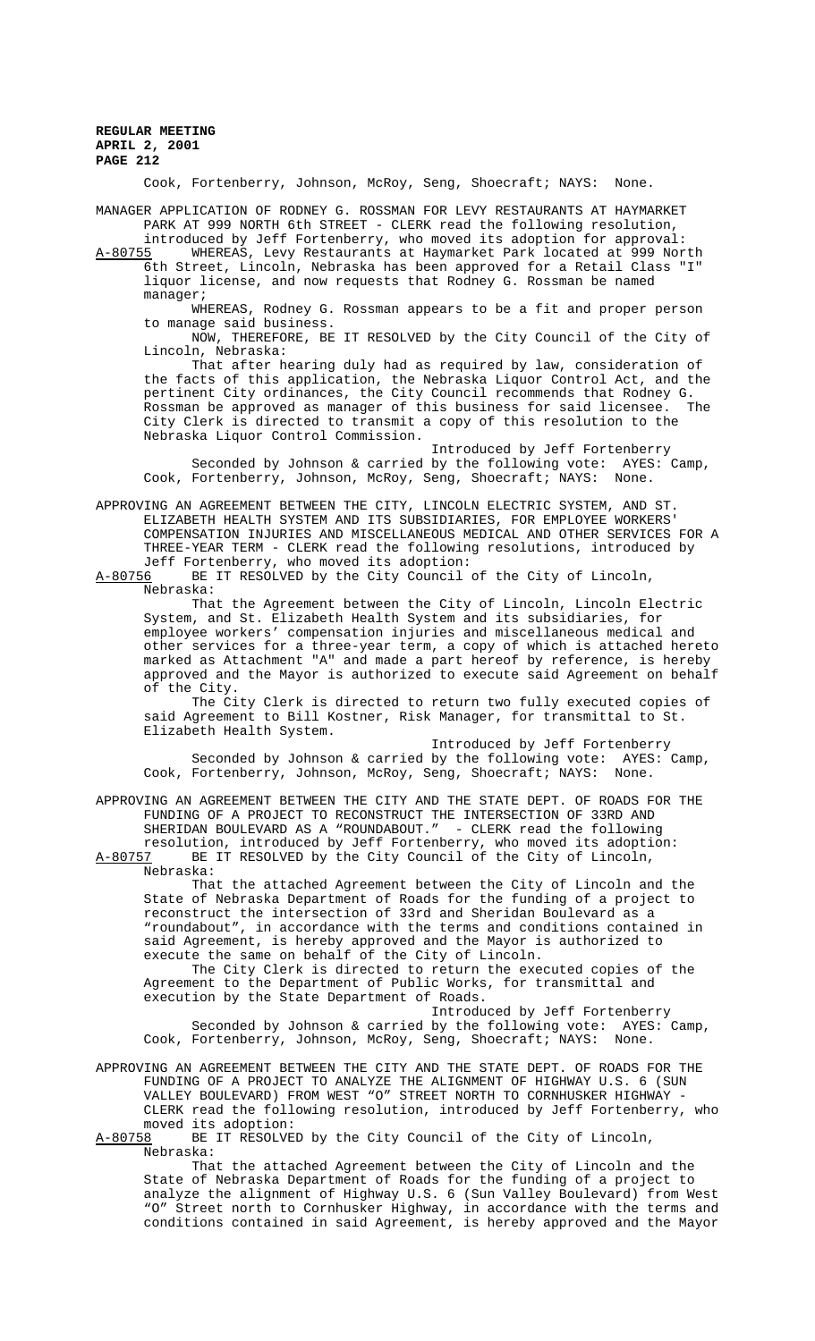Cook, Fortenberry, Johnson, McRoy, Seng, Shoecraft; NAYS: None.

MANAGER APPLICATION OF RODNEY G. ROSSMAN FOR LEVY RESTAURANTS AT HAYMARKET PARK AT 999 NORTH 6th STREET - CLERK read the following resolution, introduced by Jeff Fortenberry, who moved its adoption for approval:

A-80755 WHEREAS, Levy Restaurants at Haymarket Park located at 999 North 6th Street, Lincoln, Nebraska has been approved for a Retail Class "I" liquor license, and now requests that Rodney G. Rossman be named manager;

WHEREAS, Rodney G. Rossman appears to be a fit and proper person to manage said business.

NOW, THEREFORE, BE IT RESOLVED by the City Council of the City of Lincoln, Nebraska:

That after hearing duly had as required by law, consideration of the facts of this application, the Nebraska Liquor Control Act, and the pertinent City ordinances, the City Council recommends that Rodney G. Rossman be approved as manager of this business for said licensee. The City Clerk is directed to transmit a copy of this resolution to the Nebraska Liquor Control Commission.

Introduced by Jeff Fortenberry

Seconded by Johnson & carried by the following vote: AYES: Camp, Cook, Fortenberry, Johnson, McRoy, Seng, Shoecraft; NAYS: None.

APPROVING AN AGREEMENT BETWEEN THE CITY, LINCOLN ELECTRIC SYSTEM, AND ST. ELIZABETH HEALTH SYSTEM AND ITS SUBSIDIARIES, FOR EMPLOYEE WORKERS' COMPENSATION INJURIES AND MISCELLANEOUS MEDICAL AND OTHER SERVICES FOR A THREE-YEAR TERM - CLERK read the following resolutions, introduced by Jeff Fortenberry, who moved its adoption:

A-80756 BE IT RESOLVED by the City Council of the City of Lincoln, Nebraska:

That the Agreement between the City of Lincoln, Lincoln Electric System, and St. Elizabeth Health System and its subsidiaries, for employee workers' compensation injuries and miscellaneous medical and other services for a three-year term, a copy of which is attached hereto marked as Attachment "A" and made a part hereof by reference, is hereby approved and the Mayor is authorized to execute said Agreement on behalf of the City.

The City Clerk is directed to return two fully executed copies of said Agreement to Bill Kostner, Risk Manager, for transmittal to St. Elizabeth Health System.

Introduced by Jeff Fortenberry

Seconded by Johnson & carried by the following vote: AYES: Camp, Cook, Fortenberry, Johnson, McRoy, Seng, Shoecraft; NAYS: None.

APPROVING AN AGREEMENT BETWEEN THE CITY AND THE STATE DEPT. OF ROADS FOR THE FUNDING OF A PROJECT TO RECONSTRUCT THE INTERSECTION OF 33RD AND SHERIDAN BOULEVARD AS A "ROUNDABOUT." - CLERK read the following resolution, introduced by Jeff Fortenberry, who moved its adoption:

A-80757 BE IT RESOLVED by the City Council of the City of Lincoln, Nebraska:

That the attached Agreement between the City of Lincoln and the State of Nebraska Department of Roads for the funding of a project to reconstruct the intersection of 33rd and Sheridan Boulevard as a "roundabout", in accordance with the terms and conditions contained in said Agreement, is hereby approved and the Mayor is authorized to execute the same on behalf of the City of Lincoln.

The City Clerk is directed to return the executed copies of the Agreement to the Department of Public Works, for transmittal and execution by the State Department of Roads.

Introduced by Jeff Fortenberry

Seconded by Johnson & carried by the following vote: AYES: Camp, Cook, Fortenberry, Johnson, McRoy, Seng, Shoecraft; NAYS: None.

APPROVING AN AGREEMENT BETWEEN THE CITY AND THE STATE DEPT. OF ROADS FOR THE FUNDING OF A PROJECT TO ANALYZE THE ALIGNMENT OF HIGHWAY U.S. 6 (SUN VALLEY BOULEVARD) FROM WEST "O" STREET NORTH TO CORNHUSKER HIGHWAY - CLERK read the following resolution, introduced by Jeff Fortenberry, who moved its adoption:

A-80758 BE IT RESOLVED by the City Council of the City of Lincoln, Nebraska:

That the attached Agreement between the City of Lincoln and the State of Nebraska Department of Roads for the funding of a project to analyze the alignment of Highway U.S. 6 (Sun Valley Boulevard) from West "O" Street north to Cornhusker Highway, in accordance with the terms and conditions contained in said Agreement, is hereby approved and the Mayor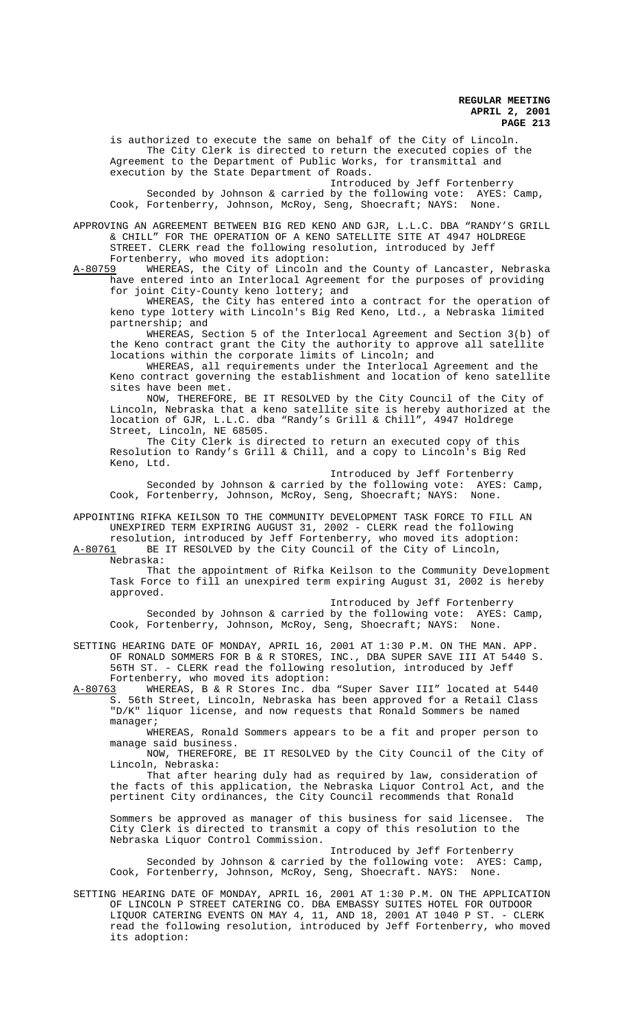is authorized to execute the same on behalf of the City of Lincoln.

The City Clerk is directed to return the executed copies of the Agreement to the Department of Public Works, for transmittal and execution by the State Department of Roads.

Introduced by Jeff Fortenberry

Seconded by Johnson & carried by the following vote: AYES: Camp, Cook, Fortenberry, Johnson, McRoy, Seng, Shoecraft; NAYS: None.

APPROVING AN AGREEMENT BETWEEN BIG RED KENO AND GJR, L.L.C. DBA "RANDY'S GRILL & CHILL" FOR THE OPERATION OF A KENO SATELLITE SITE AT 4947 HOLDREGE STREET. CLERK read the following resolution, introduced by Jeff Fortenberry, who moved its adoption:

A-80759 WHEREAS, the City of Lincoln and the County of Lancaster, Nebraska have entered into an Interlocal Agreement for the purposes of providing for joint City-County keno lottery; and

WHEREAS, the City has entered into a contract for the operation of keno type lottery with Lincoln's Big Red Keno, Ltd., a Nebraska limited partnership; and

WHEREAS, Section 5 of the Interlocal Agreement and Section 3(b) of the Keno contract grant the City the authority to approve all satellite locations within the corporate limits of Lincoln; and

WHEREAS, all requirements under the Interlocal Agreement and the Keno contract governing the establishment and location of keno satellite sites have been met.

NOW, THEREFORE, BE IT RESOLVED by the City Council of the City of Lincoln, Nebraska that a keno satellite site is hereby authorized at the location of GJR, L.L.C. dba "Randy's Grill & Chill", 4947 Holdrege Street, Lincoln, NE 68505.

The City Clerk is directed to return an executed copy of this Resolution to Randy's Grill & Chill, and a copy to Lincoln's Big Red Keno, Ltd.

Introduced by Jeff Fortenberry

Seconded by Johnson & carried by the following vote: AYES: Camp, Cook, Fortenberry, Johnson, McRoy, Seng, Shoecraft; NAYS: None.

APPOINTING RIFKA KEILSON TO THE COMMUNITY DEVELOPMENT TASK FORCE TO FILL AN UNEXPIRED TERM EXPIRING AUGUST 31, 2002 - CLERK read the following resolution, introduced by Jeff Fortenberry, who moved its adoption:

A-80761 BE IT RESOLVED by the City Council of the City of Lincoln, Nebraska:

That the appointment of Rifka Keilson to the Community Development Task Force to fill an unexpired term expiring August 31, 2002 is hereby approved.

Introduced by Jeff Fortenberry

Seconded by Johnson & carried by the following vote: AYES: Camp, Cook, Fortenberry, Johnson, McRoy, Seng, Shoecraft; NAYS: None.

SETTING HEARING DATE OF MONDAY, APRIL 16, 2001 AT 1:30 P.M. ON THE MAN. APP. OF RONALD SOMMERS FOR B & R STORES, INC., DBA SUPER SAVE III AT 5440 S. 56TH ST. - CLERK read the following resolution, introduced by Jeff Fortenberry, who moved its adoption:

A-80763 WHEREAS, B & R Stores Inc. dba "Super Saver III" located at 5440 S. 56th Street, Lincoln, Nebraska has been approved for a Retail Class "D/K" liquor license, and now requests that Ronald Sommers be named manager;

WHEREAS, Ronald Sommers appears to be a fit and proper person to manage said business.

NOW, THEREFORE, BE IT RESOLVED by the City Council of the City of Lincoln, Nebraska:

That after hearing duly had as required by law, consideration of the facts of this application, the Nebraska Liquor Control Act, and the pertinent City ordinances, the City Council recommends that Ronald Sommers be approved as manager of this business for said licensee. The City Clerk is directed to transmit a copy of this resolution to the Nebraska Liquor Control Commission.

Introduced by Jeff Fortenberry

Seconded by Johnson & carried by the following vote: AYES: Camp, Cook, Fortenberry, Johnson, McRoy, Seng, Shoecraft. NAYS: None.

SETTING HEARING DATE OF MONDAY, APRIL 16, 2001 AT 1:30 P.M. ON THE APPLICATION OF LINCOLN P STREET CATERING CO. DBA EMBASSY SUITES HOTEL FOR OUTDOOR LIQUOR CATERING EVENTS ON MAY 4, 11, AND 18, 2001 AT 1040 P ST. - CLERK read the following resolution, introduced by Jeff Fortenberry, who moved its adoption: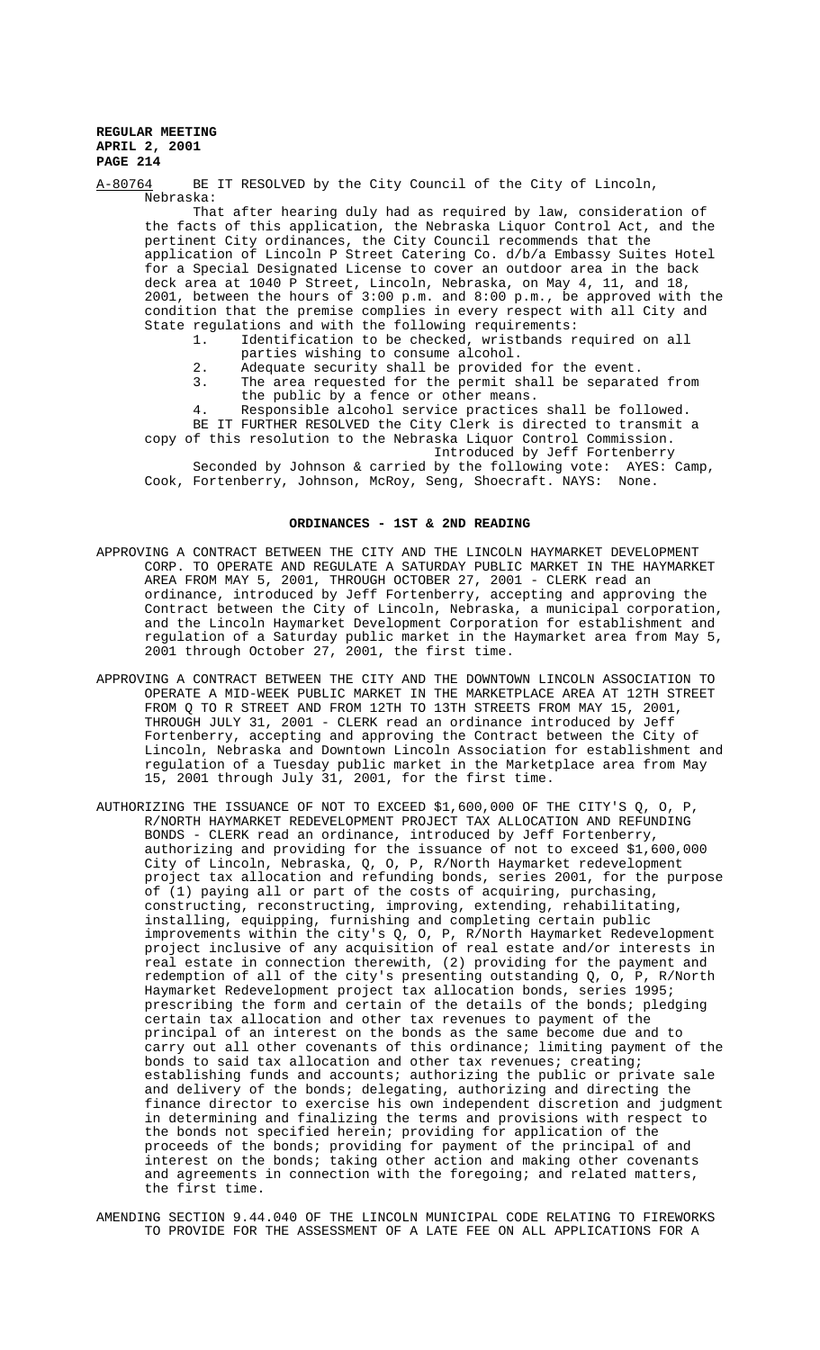A-80764 BE IT RESOLVED by the City Council of the City of Lincoln, Nebraska:

That after hearing duly had as required by law, consideration of the facts of this application, the Nebraska Liquor Control Act, and the pertinent City ordinances, the City Council recommends that the application of Lincoln P Street Catering Co. d/b/a Embassy Suites Hotel for a Special Designated License to cover an outdoor area in the back deck area at 1040 P Street, Lincoln, Nebraska, on May 4, 11, and 18, 2001, between the hours of 3:00 p.m. and 8:00 p.m., be approved with the condition that the premise complies in every respect with all City and State regulations and with the following requirements:

1. Identification to be checked, wristbands required on all parties wishing to consume alcohol.
2. Adequate security shall be provided for the event.
3. The area requested for the permit shall be separated from the public by a fence or other means.
4. Responsible alcohol service practices shall be followed.

BE IT FURTHER RESOLVED the City Clerk is directed to transmit a copy of this resolution to the Nebraska Liquor Control Commission.

Introduced by Jeff Fortenberry

Seconded by Johnson & carried by the following vote: AYES: Camp, Cook, Fortenberry, Johnson, McRoy, Seng, Shoecraft. NAYS: None.

## ORDINANCES - 1ST & 2ND READING

APPROVING A CONTRACT BETWEEN THE CITY AND THE LINCOLN HAYMARKET DEVELOPMENT CORP. TO OPERATE AND REGULATE A SATURDAY PUBLIC MARKET IN THE HAYMARKET AREA FROM MAY 5, 2001, THROUGH OCTOBER 27, 2001 - CLERK read an ordinance, introduced by Jeff Fortenberry, accepting and approving the Contract between the City of Lincoln, Nebraska, a municipal corporation, and the Lincoln Haymarket Development Corporation for establishment and regulation of a Saturday public market in the Haymarket area from May 5, 2001 through October 27, 2001, the first time.

APPROVING A CONTRACT BETWEEN THE CITY AND THE DOWNTOWN LINCOLN ASSOCIATION TO OPERATE A MID-WEEK PUBLIC MARKET IN THE MARKETPLACE AREA AT 12TH STREET FROM Q TO R STREET AND FROM 12TH TO 13TH STREETS FROM MAY 15, 2001, THROUGH JULY 31, 2001 - CLERK read an ordinance introduced by Jeff Fortenberry, accepting and approving the Contract between the City of Lincoln, Nebraska and Downtown Lincoln Association for establishment and regulation of a Tuesday public market in the Marketplace area from May 15, 2001 through July 31, 2001, for the first time.

AUTHORIZING THE ISSUANCE OF NOT TO EXCEED $1,600,000 OF THE CITY'S Q, O, P, R/NORTH HAYMARKET REDEVELOPMENT PROJECT TAX ALLOCATION AND REFUNDING BONDS - CLERK read an ordinance, introduced by Jeff Fortenberry, authorizing and providing for the issuance of not to exceed $1,600,000 City of Lincoln, Nebraska, Q, O, P, R/North Haymarket redevelopment project tax allocation and refunding bonds, series 2001, for the purpose of (1) paying all or part of the costs of acquiring, purchasing, constructing, reconstructing, improving, extending, rehabilitating, installing, equipping, furnishing and completing certain public improvements within the city's Q, O, P, R/North Haymarket Redevelopment project inclusive of any acquisition of real estate and/or interests in real estate in connection therewith, (2) providing for the payment and redemption of all of the city's presenting outstanding Q, O, P, R/North Haymarket Redevelopment project tax allocation bonds, series 1995; prescribing the form and certain of the details of the bonds; pledging certain tax allocation and other tax revenues to payment of the principal of an interest on the bonds as the same become due and to carry out all other covenants of this ordinance; limiting payment of the bonds to said tax allocation and other tax revenues; creating; establishing funds and accounts; authorizing the public or private sale and delivery of the bonds; delegating, authorizing and directing the finance director to exercise his own independent discretion and judgment in determining and finalizing the terms and provisions with respect to the bonds not specified herein; providing for application of the proceeds of the bonds; providing for payment of the principal of and interest on the bonds; taking other action and making other covenants and agreements in connection with the foregoing; and related matters, the first time.

AMENDING SECTION 9.44.040 OF THE LINCOLN MUNICIPAL CODE RELATING TO FIREWORKS TO PROVIDE FOR THE ASSESSMENT OF A LATE FEE ON ALL APPLICATIONS FOR A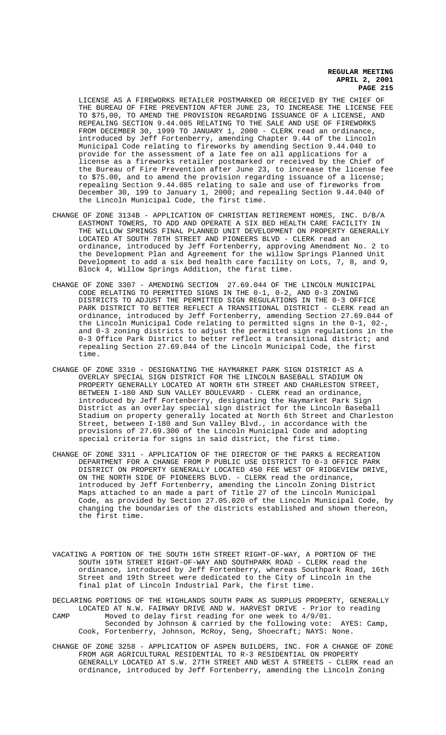LICENSE AS A FIREWORKS RETAILER POSTMARKED OR RECEIVED BY THE CHIEF OF THE BUREAU OF FIRE PREVENTION AFTER JUNE 23, TO INCREASE THE LICENSE FEE TO $75,00, TO AMEND THE PROVISION REGARDING ISSUANCE OF A LICENSE, AND REPEALING SECTION 9.44.085 RELATING TO THE SALE AND USE OF FIREWORKS FROM DECEMBER 30, 1999 TO JANUARY 1, 2000 - CLERK read an ordinance, introduced by Jeff Fortenberry, amending Chapter 9.44 of the Lincoln Municipal Code relating to fireworks by amending Section 9.44.040 to provide for the assessment of a late fee on all applications for a license as a fireworks retailer postmarked or received by the Chief of the Bureau of Fire Prevention after June 23, to increase the license fee to $75.00, and to amend the provision regarding issuance of a license; repealing Section 9.44.085 relating to sale and use of fireworks from December 30, 199 to January 1, 2000; and repealing Section 9.44.040 of the Lincoln Municipal Code, the first time.

CHANGE OF ZONE 3134B - APPLICATION OF CHRISTIAN RETIREMENT HOMES, INC. D/B/A EASTMONT TOWERS, TO ADD AND OPERATE A SIX BED HEALTH CARE FACILITY IN THE WILLOW SPRINGS FINAL PLANNED UNIT DEVELOPMENT ON PROPERTY GENERALLY LOCATED AT SOUTH 78TH STREET AND PIONEERS BLVD - CLERK read an ordinance, introduced by Jeff Fortenberry, approving Amendment No. 2 to the Development Plan and Agreement for the willow Springs Planned Unit Development to add a six bed health care facility on Lots, 7, 8, and 9, Block 4, Willow Springs Addition, the first time.

CHANGE OF ZONE 3307 - AMENDING SECTION 27.69.044 OF THE LINCOLN MUNICIPAL CODE RELATING TO PERMITTED SIGNS IN THE 0-1, 0-2, AND 0-3 ZONING DISTRICTS TO ADJUST THE PERMITTED SIGN REGULATIONS IN THE 0-3 OFFICE PARK DISTRICT TO BETTER REFLECT A TRANSITIONAL DISTRICT - CLERK read an ordinance, introduced by Jeff Fortenberry, amending Section 27.69.044 of the Lincoln Municipal Code relating to permitted signs in the 0-1, 02-, and 0-3 zoning districts to adjust the permitted sign regulations in the 0-3 Office Park District to better reflect a transitional district; and repealing Section 27.69.044 of the Lincoln Municipal Code, the first time.

CHANGE OF ZONE 3310 - DESIGNATING THE HAYMARKET PARK SIGN DISTRICT AS A OVERLAY SPECIAL SIGN DISTRICT FOR THE LINCOLN BASEBALL STADIUM ON PROPERTY GENERALLY LOCATED AT NORTH 6TH STREET AND CHARLESTON STREET, BETWEEN I-180 AND SUN VALLEY BOULEVARD - CLERK read an ordinance, introduced by Jeff Fortenberry, designating the Haymarket Park Sign District as an overlay special sign district for the Lincoln Baseball Stadium on property generally located at North 6th Street and Charleston Street, between I-180 and Sun Valley Blvd., in accordance with the provisions of 27.69.300 of the Lincoln Municipal Code and adopting special criteria for signs in said district, the first time.

CHANGE OF ZONE 3311 - APPLICATION OF THE DIRECTOR OF THE PARKS & RECREATION DEPARTMENT FOR A CHANGE FROM P PUBLIC USE DISTRICT TO 0-3 OFFICE PARK DISTRICT ON PROPERTY GENERALLY LOCATED 450 FEET WEST OF RIDGEVIEW DRIVE, ON THE NORTH SIDE OF PIONEERS BLVD. - CLERK read the ordinance, introduced by Jeff Fortenberry, amending the Lincoln Zoning District Maps attached to an made a part of Title 27 of the Lincoln Municipal Code, as provided by Section 27.05.020 of the Lincoln Municipal Code, by changing the boundaries of the districts established and shown thereon, the first time.

VACATING A PORTION OF THE SOUTH 16TH STREET RIGHT-OF-WAY, A PORTION OF THE SOUTH 19TH STREET RIGHT-OF-WAY AND SOUTHPARK ROAD - CLERK read the ordinance, introduced by Jeff Fortenberry, whereas Southpark Road, 16th Street and 19th Street were dedicated to the City of Lincoln in the final plat of Lincoln Industrial Park, the first time.

DECLARING PORTIONS OF THE HIGHLANDS SOUTH PARK AS SURPLUS PROPERTY, GENERALLY LOCATED AT N.W. FAIRWAY DRIVE AND W. HARVEST DRIVE - Prior to reading
CAMP Moved to delay first reading for one week to 4/9/01.
Seconded by Johnson & carried by the following vote: AYES: Camp, Cook, Fortenberry, Johnson, McRoy, Seng, Shoecraft; NAYS: None.

CHANGE OF ZONE 3258 - APPLICATION OF ASPEN BUILDERS, INC. FOR A CHANGE OF ZONE FROM AGR AGRICULTURAL RESIDENTIAL TO R-3 RESIDENTIAL ON PROPERTY GENERALLY LOCATED AT S.W. 27TH STREET AND WEST A STREETS - CLERK read an ordinance, introduced by Jeff Fortenberry, amending the Lincoln Zoning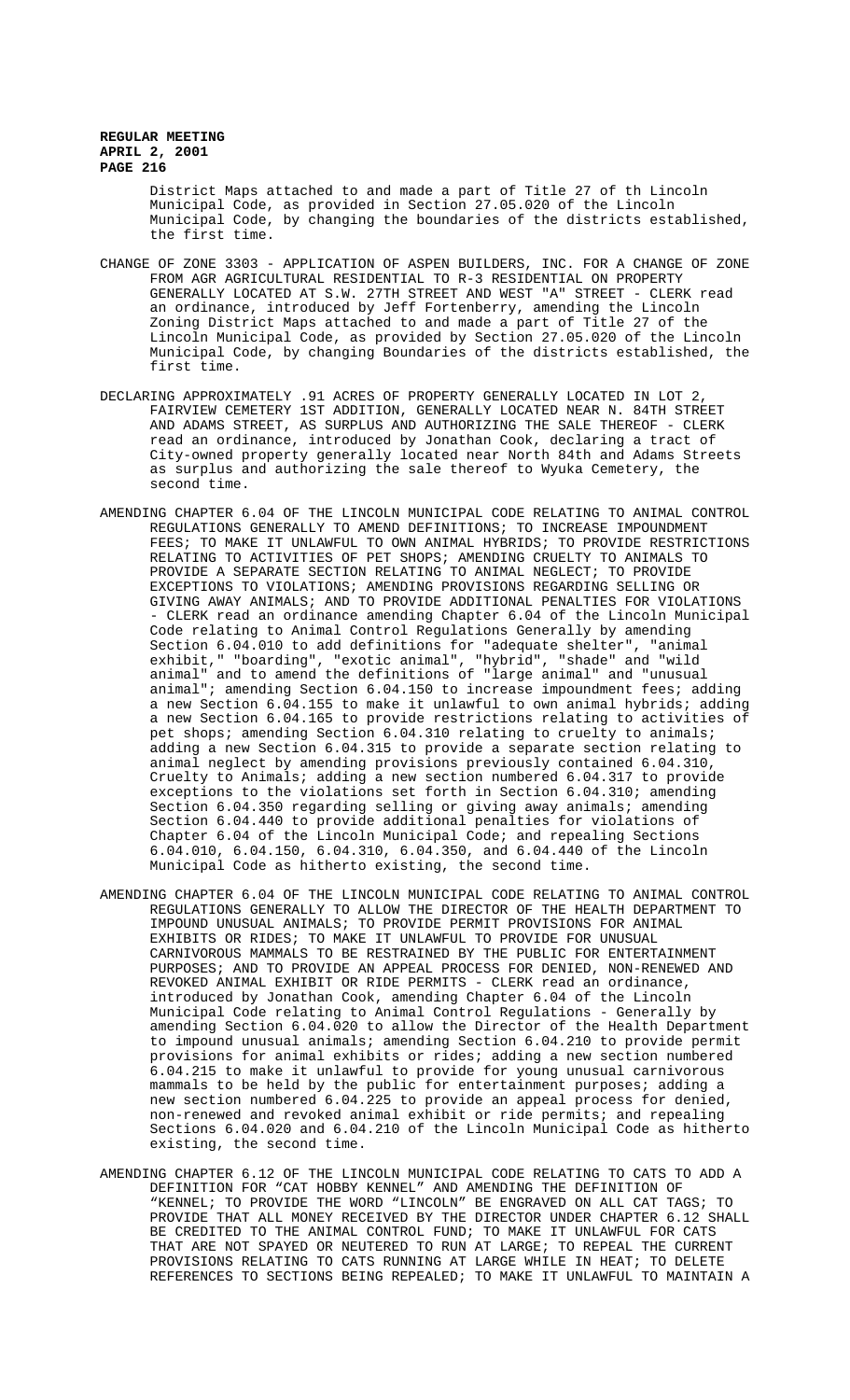District Maps attached to and made a part of Title 27 of th Lincoln Municipal Code, as provided in Section 27.05.020 of the Lincoln Municipal Code, by changing the boundaries of the districts established, the first time.

CHANGE OF ZONE 3303 - APPLICATION OF ASPEN BUILDERS, INC. FOR A CHANGE OF ZONE FROM AGR AGRICULTURAL RESIDENTIAL TO R-3 RESIDENTIAL ON PROPERTY GENERALLY LOCATED AT S.W. 27TH STREET AND WEST "A" STREET - CLERK read an ordinance, introduced by Jeff Fortenberry, amending the Lincoln Zoning District Maps attached to and made a part of Title 27 of the Lincoln Municipal Code, as provided by Section 27.05.020 of the Lincoln Municipal Code, by changing Boundaries of the districts established, the first time.

DECLARING APPROXIMATELY .91 ACRES OF PROPERTY GENERALLY LOCATED IN LOT 2, FAIRVIEW CEMETERY 1ST ADDITION, GENERALLY LOCATED NEAR N. 84TH STREET AND ADAMS STREET, AS SURPLUS AND AUTHORIZING THE SALE THEREOF - CLERK read an ordinance, introduced by Jonathan Cook, declaring a tract of City-owned property generally located near North 84th and Adams Streets as surplus and authorizing the sale thereof to Wyuka Cemetery, the second time.

AMENDING CHAPTER 6.04 OF THE LINCOLN MUNICIPAL CODE RELATING TO ANIMAL CONTROL REGULATIONS GENERALLY TO AMEND DEFINITIONS; TO INCREASE IMPOUNDMENT FEES; TO MAKE IT UNLAWFUL TO OWN ANIMAL HYBRIDS; TO PROVIDE RESTRICTIONS RELATING TO ACTIVITIES OF PET SHOPS; AMENDING CRUELTY TO ANIMALS TO PROVIDE A SEPARATE SECTION RELATING TO ANIMAL NEGLECT; TO PROVIDE EXCEPTIONS TO VIOLATIONS; AMENDING PROVISIONS REGARDING SELLING OR GIVING AWAY ANIMALS; AND TO PROVIDE ADDITIONAL PENALTIES FOR VIOLATIONS - CLERK read an ordinance amending Chapter 6.04 of the Lincoln Municipal Code relating to Animal Control Regulations Generally by amending Section 6.04.010 to add definitions for "adequate shelter", "animal exhibit," "boarding", "exotic animal", "hybrid", "shade" and "wild animal" and to amend the definitions of "large animal" and "unusual animal"; amending Section 6.04.150 to increase impoundment fees; adding a new Section 6.04.155 to make it unlawful to own animal hybrids; adding a new Section 6.04.165 to provide restrictions relating to activities of pet shops; amending Section 6.04.310 relating to cruelty to animals; adding a new Section 6.04.315 to provide a separate section relating to animal neglect by amending provisions previously contained 6.04.310, Cruelty to Animals; adding a new section numbered 6.04.317 to provide exceptions to the violations set forth in Section 6.04.310; amending Section 6.04.350 regarding selling or giving away animals; amending Section 6.04.440 to provide additional penalties for violations of Chapter 6.04 of the Lincoln Municipal Code; and repealing Sections 6.04.010, 6.04.150, 6.04.310, 6.04.350, and 6.04.440 of the Lincoln Municipal Code as hitherto existing, the second time.

AMENDING CHAPTER 6.04 OF THE LINCOLN MUNICIPAL CODE RELATING TO ANIMAL CONTROL REGULATIONS GENERALLY TO ALLOW THE DIRECTOR OF THE HEALTH DEPARTMENT TO IMPOUND UNUSUAL ANIMALS; TO PROVIDE PERMIT PROVISIONS FOR ANIMAL EXHIBITS OR RIDES; TO MAKE IT UNLAWFUL TO PROVIDE FOR UNUSUAL CARNIVOROUS MAMMALS TO BE RESTRAINED BY THE PUBLIC FOR ENTERTAINMENT PURPOSES; AND TO PROVIDE AN APPEAL PROCESS FOR DENIED, NON-RENEWED AND REVOKED ANIMAL EXHIBIT OR RIDE PERMITS - CLERK read an ordinance, introduced by Jonathan Cook, amending Chapter 6.04 of the Lincoln Municipal Code relating to Animal Control Regulations - Generally by amending Section 6.04.020 to allow the Director of the Health Department to impound unusual animals; amending Section 6.04.210 to provide permit provisions for animal exhibits or rides; adding a new section numbered 6.04.215 to make it unlawful to provide for young unusual carnivorous mammals to be held by the public for entertainment purposes; adding a new section numbered 6.04.225 to provide an appeal process for denied, non-renewed and revoked animal exhibit or ride permits; and repealing Sections 6.04.020 and 6.04.210 of the Lincoln Municipal Code as hitherto existing, the second time.

AMENDING CHAPTER 6.12 OF THE LINCOLN MUNICIPAL CODE RELATING TO CATS TO ADD A DEFINITION FOR "CAT HOBBY KENNEL" AND AMENDING THE DEFINITION OF "KENNEL; TO PROVIDE THE WORD "LINCOLN" BE ENGRAVED ON ALL CAT TAGS; TO PROVIDE THAT ALL MONEY RECEIVED BY THE DIRECTOR UNDER CHAPTER 6.12 SHALL BE CREDITED TO THE ANIMAL CONTROL FUND; TO MAKE IT UNLAWFUL FOR CATS THAT ARE NOT SPAYED OR NEUTERED TO RUN AT LARGE; TO REPEAL THE CURRENT PROVISIONS RELATING TO CATS RUNNING AT LARGE WHILE IN HEAT; TO DELETE REFERENCES TO SECTIONS BEING REPEALED; TO MAKE IT UNLAWFUL TO MAINTAIN A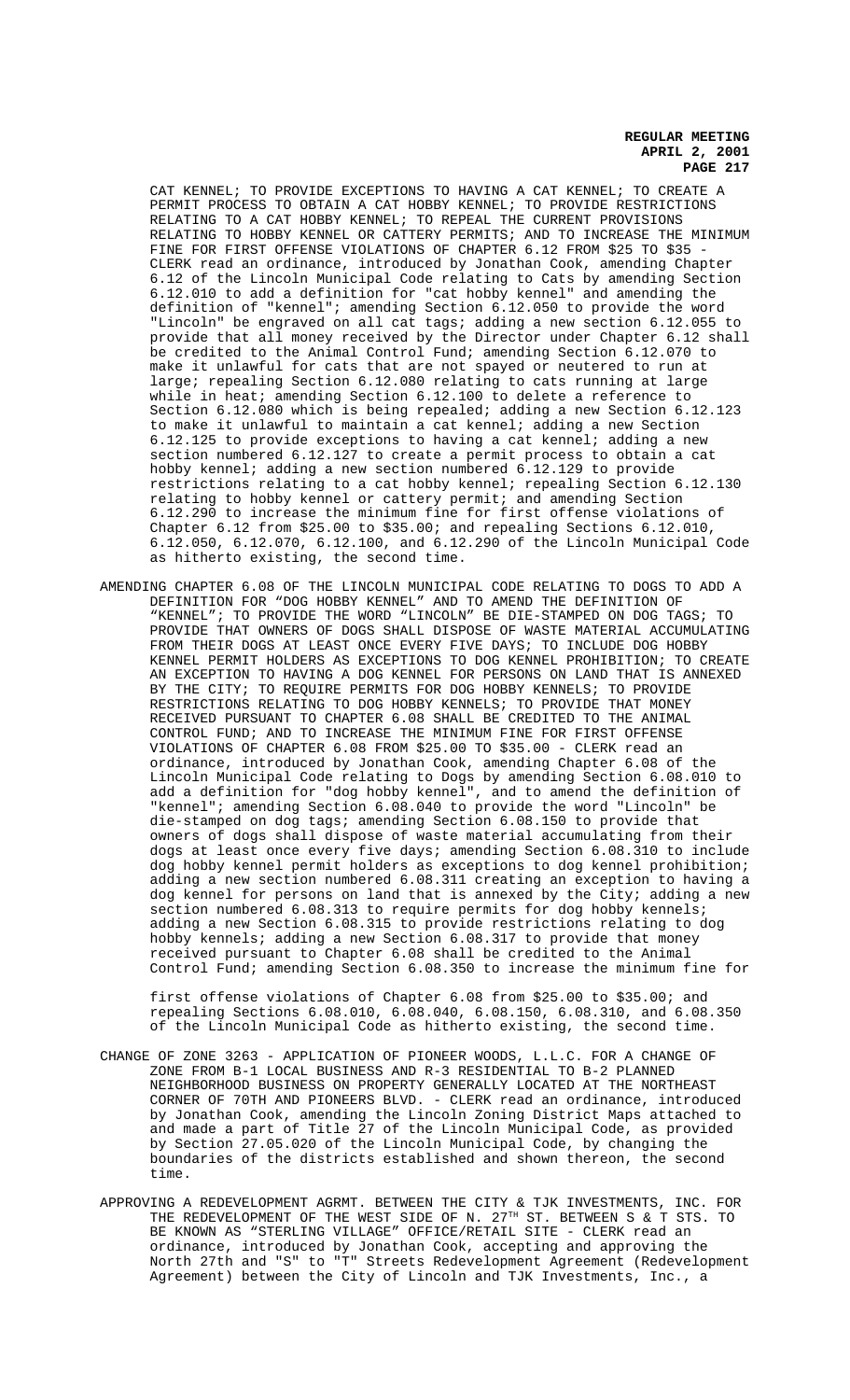CAT KENNEL; TO PROVIDE EXCEPTIONS TO HAVING A CAT KENNEL; TO CREATE A PERMIT PROCESS TO OBTAIN A CAT HOBBY KENNEL; TO PROVIDE RESTRICTIONS RELATING TO A CAT HOBBY KENNEL; TO REPEAL THE CURRENT PROVISIONS RELATING TO HOBBY KENNEL OR CATTERY PERMITS; AND TO INCREASE THE MINIMUM FINE FOR FIRST OFFENSE VIOLATIONS OF CHAPTER 6.12 FROM $25 TO $35 - CLERK read an ordinance, introduced by Jonathan Cook, amending Chapter 6.12 of the Lincoln Municipal Code relating to Cats by amending Section 6.12.010 to add a definition for "cat hobby kennel" and amending the definition of "kennel"; amending Section 6.12.050 to provide the word "Lincoln" be engraved on all cat tags; adding a new section 6.12.055 to provide that all money received by the Director under Chapter 6.12 shall be credited to the Animal Control Fund; amending Section 6.12.070 to make it unlawful for cats that are not spayed or neutered to run at large; repealing Section 6.12.080 relating to cats running at large while in heat; amending Section 6.12.100 to delete a reference to Section 6.12.080 which is being repealed; adding a new Section 6.12.123 to make it unlawful to maintain a cat kennel; adding a new Section 6.12.125 to provide exceptions to having a cat kennel; adding a new section numbered 6.12.127 to create a permit process to obtain a cat hobby kennel; adding a new section numbered 6.12.129 to provide restrictions relating to a cat hobby kennel; repealing Section 6.12.130 relating to hobby kennel or cattery permit; and amending Section 6.12.290 to increase the minimum fine for first offense violations of Chapter 6.12 from $25.00 to $35.00; and repealing Sections 6.12.010, 6.12.050, 6.12.070, 6.12.100, and 6.12.290 of the Lincoln Municipal Code as hitherto existing, the second time.

AMENDING CHAPTER 6.08 OF THE LINCOLN MUNICIPAL CODE RELATING TO DOGS TO ADD A DEFINITION FOR "DOG HOBBY KENNEL" AND TO AMEND THE DEFINITION OF "KENNEL"; TO PROVIDE THE WORD "LINCOLN" BE DIE-STAMPED ON DOG TAGS; TO PROVIDE THAT OWNERS OF DOGS SHALL DISPOSE OF WASTE MATERIAL ACCUMULATING FROM THEIR DOGS AT LEAST ONCE EVERY FIVE DAYS; TO INCLUDE DOG HOBBY KENNEL PERMIT HOLDERS AS EXCEPTIONS TO DOG KENNEL PROHIBITION; TO CREATE AN EXCEPTION TO HAVING A DOG KENNEL FOR PERSONS ON LAND THAT IS ANNEXED BY THE CITY; TO REQUIRE PERMITS FOR DOG HOBBY KENNELS; TO PROVIDE RESTRICTIONS RELATING TO DOG HOBBY KENNELS; TO PROVIDE THAT MONEY RECEIVED PURSUANT TO CHAPTER 6.08 SHALL BE CREDITED TO THE ANIMAL CONTROL FUND; AND TO INCREASE THE MINIMUM FINE FOR FIRST OFFENSE VIOLATIONS OF CHAPTER 6.08 FROM $25.00 TO $35.00 - CLERK read an ordinance, introduced by Jonathan Cook, amending Chapter 6.08 of the Lincoln Municipal Code relating to Dogs by amending Section 6.08.010 to add a definition for "dog hobby kennel", and to amend the definition of "kennel"; amending Section 6.08.040 to provide the word "Lincoln" be die-stamped on dog tags; amending Section 6.08.150 to provide that owners of dogs shall dispose of waste material accumulating from their dogs at least once every five days; amending Section 6.08.310 to include dog hobby kennel permit holders as exceptions to dog kennel prohibition; adding a new section numbered 6.08.311 creating an exception to having a dog kennel for persons on land that is annexed by the City; adding a new section numbered 6.08.313 to require permits for dog hobby kennels; adding a new Section 6.08.315 to provide restrictions relating to dog hobby kennels; adding a new Section 6.08.317 to provide that money received pursuant to Chapter 6.08 shall be credited to the Animal Control Fund; amending Section 6.08.350 to increase the minimum fine for first offense violations of Chapter 6.08 from $25.00 to $35.00; and repealing Sections 6.08.010, 6.08.040, 6.08.150, 6.08.310, and 6.08.350 of the Lincoln Municipal Code as hitherto existing, the second time.

CHANGE OF ZONE 3263 - APPLICATION OF PIONEER WOODS, L.L.C. FOR A CHANGE OF ZONE FROM B-1 LOCAL BUSINESS AND R-3 RESIDENTIAL TO B-2 PLANNED NEIGHBORHOOD BUSINESS ON PROPERTY GENERALLY LOCATED AT THE NORTHEAST CORNER OF 70TH AND PIONEERS BLVD. - CLERK read an ordinance, introduced by Jonathan Cook, amending the Lincoln Zoning District Maps attached to and made a part of Title 27 of the Lincoln Municipal Code, as provided by Section 27.05.020 of the Lincoln Municipal Code, by changing the boundaries of the districts established and shown thereon, the second time.

APPROVING A REDEVELOPMENT AGRMT. BETWEEN THE CITY & TJK INVESTMENTS, INC. FOR THE REDEVELOPMENT OF THE WEST SIDE OF N. 27TH ST. BETWEEN S & T STS. TO BE KNOWN AS "STERLING VILLAGE" OFFICE/RETAIL SITE - CLERK read an ordinance, introduced by Jonathan Cook, accepting and approving the North 27th and "S" to "T" Streets Redevelopment Agreement (Redevelopment Agreement) between the City of Lincoln and TJK Investments, Inc., a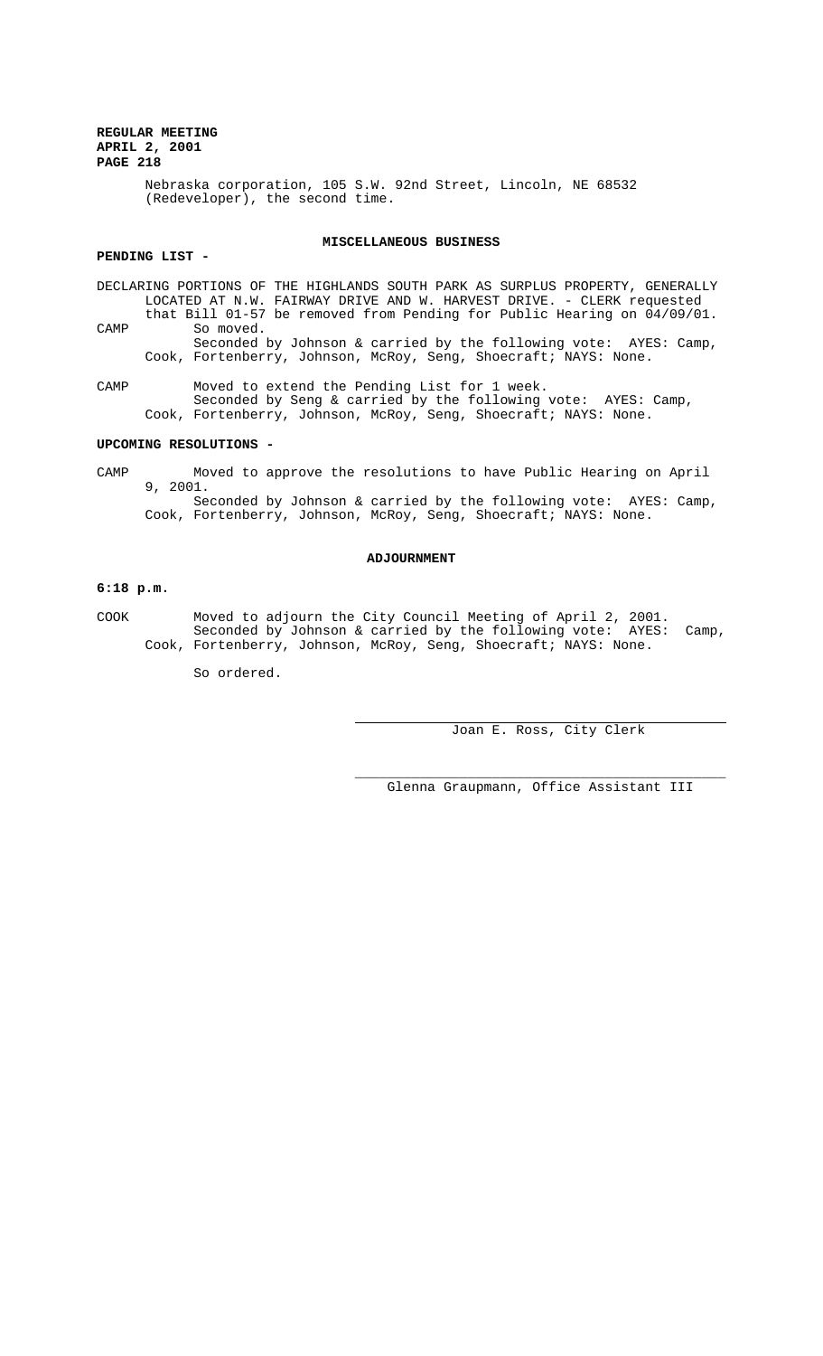Nebraska corporation, 105 S.W. 92nd Street, Lincoln, NE 68532 (Redeveloper), the second time.

## MISCELLANEOUS BUSINESS

**PENDING LIST -**

DECLARING PORTIONS OF THE HIGHLANDS SOUTH PARK AS SURPLUS PROPERTY, GENERALLY LOCATED AT N.W. FAIRWAY DRIVE AND W. HARVEST DRIVE. - CLERK requested that Bill 01-57 be removed from Pending for Public Hearing on 04/09/01.

CAMP So moved.
Seconded by Johnson & carried by the following vote: AYES: Camp, Cook, Fortenberry, Johnson, McRoy, Seng, Shoecraft; NAYS: None.

CAMP Moved to extend the Pending List for 1 week.
Seconded by Seng & carried by the following vote: AYES: Camp, Cook, Fortenberry, Johnson, McRoy, Seng, Shoecraft; NAYS: None.

**UPCOMING RESOLUTIONS -**

CAMP Moved to approve the resolutions to have Public Hearing on April 9, 2001.
Seconded by Johnson & carried by the following vote: AYES: Camp, Cook, Fortenberry, Johnson, McRoy, Seng, Shoecraft; NAYS: None.

## ADJOURNMENT

**6:18 p.m.**

COOK Moved to adjourn the City Council Meeting of April 2, 2001.
Seconded by Johnson & carried by the following vote: AYES: Camp, Cook, Fortenberry, Johnson, McRoy, Seng, Shoecraft; NAYS: None.

So ordered.

Joan E. Ross, City Clerk

Glenna Graupmann, Office Assistant III